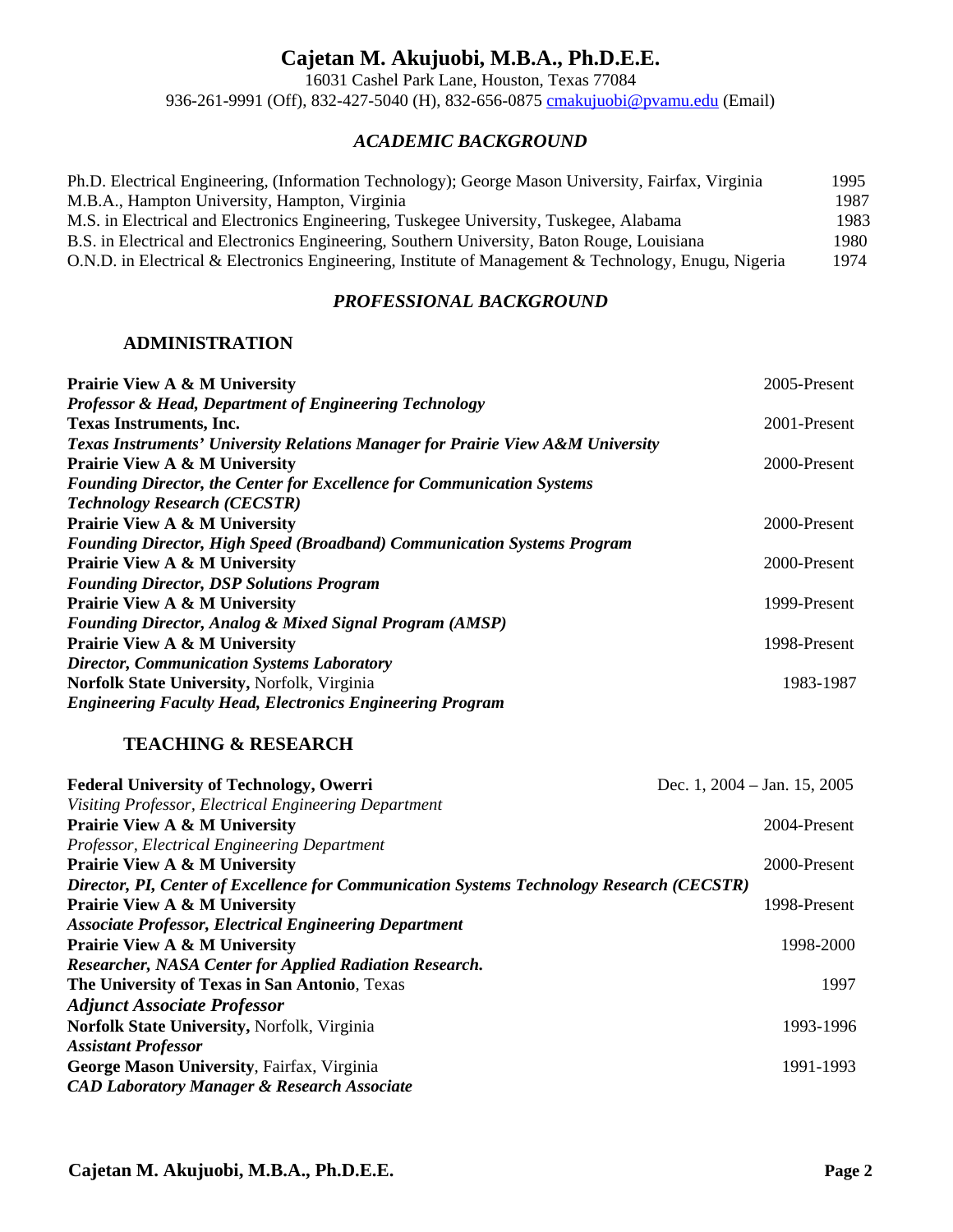# Cajetan M. Akujuobi, M.B.A., Ph.D.E.E.

16031 Cashel Park Lane, Houston, Texas 77084
936-261-9991 (Off), 832-427-5040 (H), 832-656-0875 cmakujuobi@pvamu.edu (Email)

## *ACADEMIC BACKGROUND*

Ph.D. Electrical Engineering, (Information Technology); George Mason University, Fairfax, Virginia — 1995
M.B.A., Hampton University, Hampton, Virginia — 1987
M.S. in Electrical and Electronics Engineering, Tuskegee University, Tuskegee, Alabama — 1983
B.S. in Electrical and Electronics Engineering, Southern University, Baton Rouge, Louisiana — 1980
O.N.D. in Electrical & Electronics Engineering, Institute of Management & Technology, Enugu, Nigeria — 1974

## *PROFESSIONAL BACKGROUND*

### ADMINISTRATION

**Prairie View A & M University** — 2005-Present
***Professor & Head, Department of Engineering Technology***

**Texas Instruments, Inc.** — 2001-Present
***Texas Instruments' University Relations Manager for Prairie View A&M University***

**Prairie View A & M University** — 2000-Present
***Founding Director, the Center for Excellence for Communication Systems Technology Research (CECSTR)***

**Prairie View A & M University** — 2000-Present
***Founding Director, High Speed (Broadband) Communication Systems Program***

**Prairie View A & M University** — 2000-Present
***Founding Director, DSP Solutions Program***

**Prairie View A & M University** — 1999-Present
***Founding Director, Analog & Mixed Signal Program (AMSP)***

**Prairie View A & M University** — 1998-Present
***Director, Communication Systems Laboratory***

**Norfolk State University,** Norfolk, Virginia — 1983-1987
***Engineering Faculty Head, Electronics Engineering Program***

### TEACHING & RESEARCH

**Federal University of Technology, Owerri** — Dec. 1, 2004 – Jan. 15, 2005
*Visiting Professor, Electrical Engineering Department*

**Prairie View A & M University** — 2004-Present
*Professor, Electrical Engineering Department*

**Prairie View A & M University** — 2000-Present
***Director, PI, Center of Excellence for Communication Systems Technology Research (CECSTR)***

**Prairie View A & M University** — 1998-Present
***Associate Professor, Electrical Engineering Department***

**Prairie View A & M University** — 1998-2000
***Researcher, NASA Center for Applied Radiation Research.***

**The University of Texas in San Antonio**, Texas — 1997
***Adjunct Associate Professor***

**Norfolk State University,** Norfolk, Virginia — 1993-1996
***Assistant Professor***

**George Mason University**, Fairfax, Virginia — 1991-1993
***CAD Laboratory Manager & Research Associate***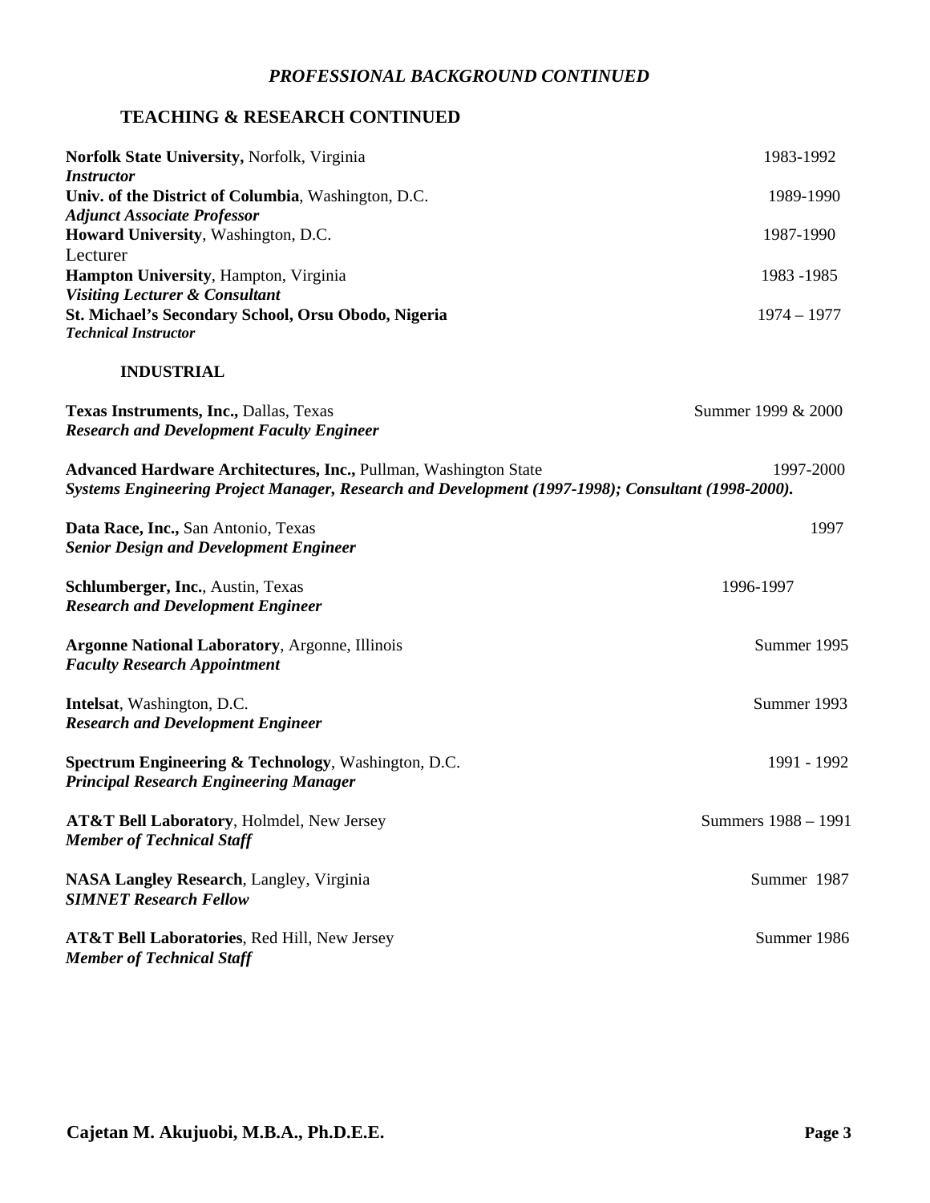## *PROFESSIONAL BACKGROUND CONTINUED*

### TEACHING & RESEARCH CONTINUED

**Norfolk State University,** Norfolk, Virginia — 1983-1992
***Instructor***

**Univ. of the District of Columbia**, Washington, D.C. — 1989-1990
***Adjunct Associate Professor***

**Howard University**, Washington, D.C. — 1987-1990
Lecturer

**Hampton University**, Hampton, Virginia — 1983 -1985
***Visiting Lecturer & Consultant***

**St. Michael's Secondary School, Orsu Obodo, Nigeria** — 1974 – 1977
***Technical Instructor***

### INDUSTRIAL

**Texas Instruments, Inc.,** Dallas, Texas — Summer 1999 & 2000
***Research and Development Faculty Engineer***

**Advanced Hardware Architectures, Inc.,** Pullman, Washington State — 1997-2000
***Systems Engineering Project Manager, Research and Development (1997-1998); Consultant (1998-2000).***

**Data Race, Inc.,** San Antonio, Texas — 1997
***Senior Design and Development Engineer***

**Schlumberger, Inc.**, Austin, Texas — 1996-1997
***Research and Development Engineer***

**Argonne National Laboratory**, Argonne, Illinois — Summer 1995
***Faculty Research Appointment***

**Intelsat**, Washington, D.C. — Summer 1993
***Research and Development Engineer***

**Spectrum Engineering & Technology**, Washington, D.C. — 1991 - 1992
***Principal Research Engineering Manager***

**AT&T Bell Laboratory**, Holmdel, New Jersey — Summers 1988 – 1991
***Member of Technical Staff***

**NASA Langley Research**, Langley, Virginia — Summer 1987
***SIMNET Research Fellow***

**AT&T Bell Laboratories**, Red Hill, New Jersey — Summer 1986
***Member of Technical Staff***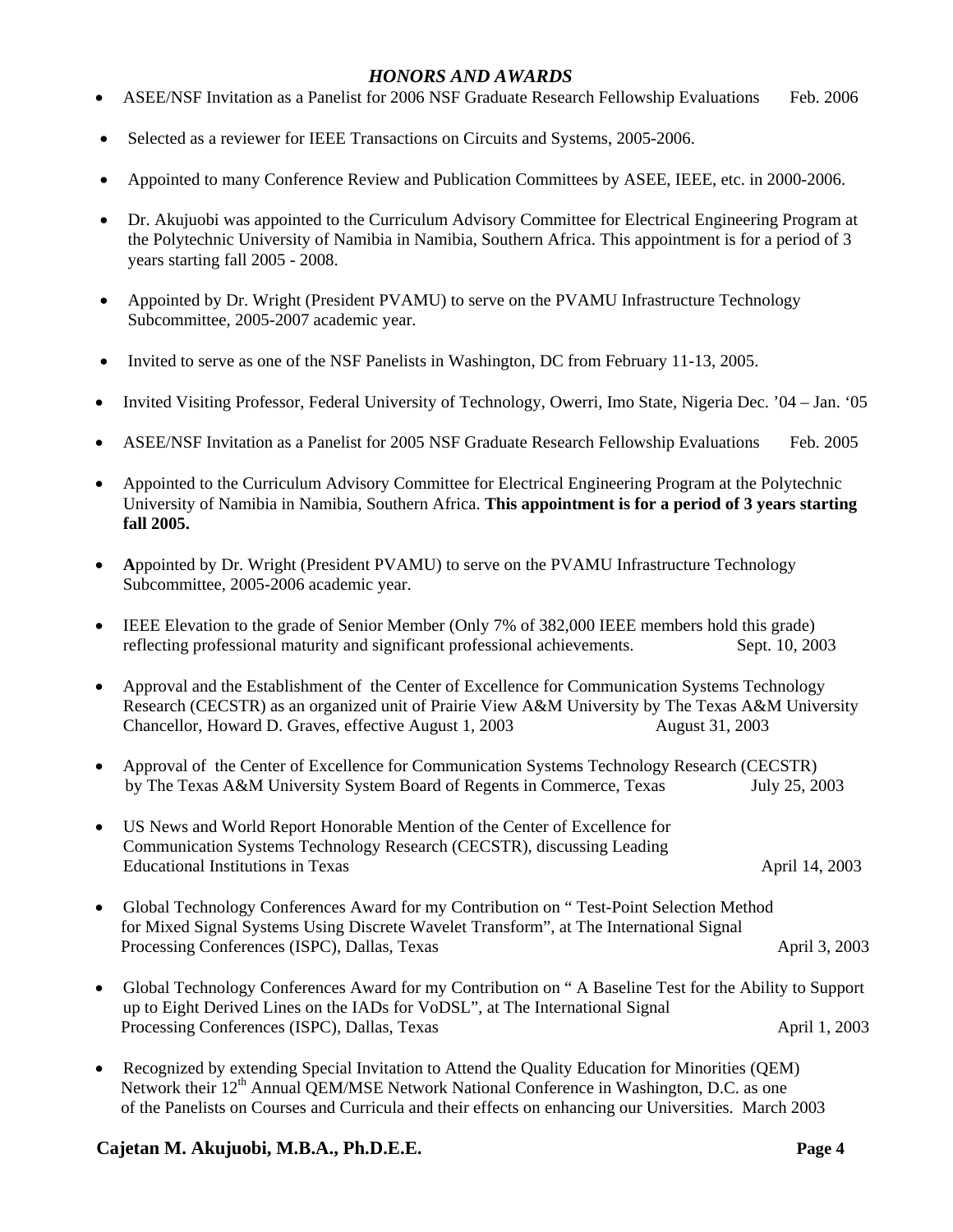### *HONORS AND AWARDS*

- ASEE/NSF Invitation as a Panelist for 2006 NSF Graduate Research Fellowship Evaluations Feb. 2006
- Selected as a reviewer for IEEE Transactions on Circuits and Systems, 2005-2006.
- Appointed to many Conference Review and Publication Committees by ASEE, IEEE, etc. in 2000-2006.
- Dr. Akujuobi was appointed to the Curriculum Advisory Committee for Electrical Engineering Program at the Polytechnic University of Namibia in Namibia, Southern Africa. This appointment is for a period of 3 years starting fall 2005 - 2008.
- Appointed by Dr. Wright (President PVAMU) to serve on the PVAMU Infrastructure Technology Subcommittee, 2005-2007 academic year.
- Invited to serve as one of the NSF Panelists in Washington, DC from February 11-13, 2005.
- Invited Visiting Professor, Federal University of Technology, Owerri, Imo State, Nigeria Dec. '04 – Jan. '05
- ASEE/NSF Invitation as a Panelist for 2005 NSF Graduate Research Fellowship Evaluations Feb. 2005
- Appointed to the Curriculum Advisory Committee for Electrical Engineering Program at the Polytechnic University of Namibia in Namibia, Southern Africa. **This appointment is for a period of 3 years starting fall 2005.**
- **A**ppointed by Dr. Wright (President PVAMU) to serve on the PVAMU Infrastructure Technology Subcommittee, 2005-2006 academic year.
- IEEE Elevation to the grade of Senior Member (Only 7% of 382,000 IEEE members hold this grade) reflecting professional maturity and significant professional achievements. Sept. 10, 2003
- Approval and the Establishment of the Center of Excellence for Communication Systems Technology Research (CECSTR) as an organized unit of Prairie View A&M University by The Texas A&M University Chancellor, Howard D. Graves, effective August 1, 2003 August 31, 2003
- Approval of the Center of Excellence for Communication Systems Technology Research (CECSTR) by The Texas A&M University System Board of Regents in Commerce, Texas July 25, 2003
- US News and World Report Honorable Mention of the Center of Excellence for Communication Systems Technology Research (CECSTR), discussing Leading Educational Institutions in Texas April 14, 2003
- Global Technology Conferences Award for my Contribution on " Test-Point Selection Method for Mixed Signal Systems Using Discrete Wavelet Transform", at The International Signal Processing Conferences (ISPC), Dallas, Texas April 3, 2003
- Global Technology Conferences Award for my Contribution on " A Baseline Test for the Ability to Support up to Eight Derived Lines on the IADs for VoDSL", at The International Signal Processing Conferences (ISPC), Dallas, Texas April 1, 2003
- Recognized by extending Special Invitation to Attend the Quality Education for Minorities (QEM) Network their 12th Annual QEM/MSE Network National Conference in Washington, D.C. as one of the Panelists on Courses and Curricula and their effects on enhancing our Universities. March 2003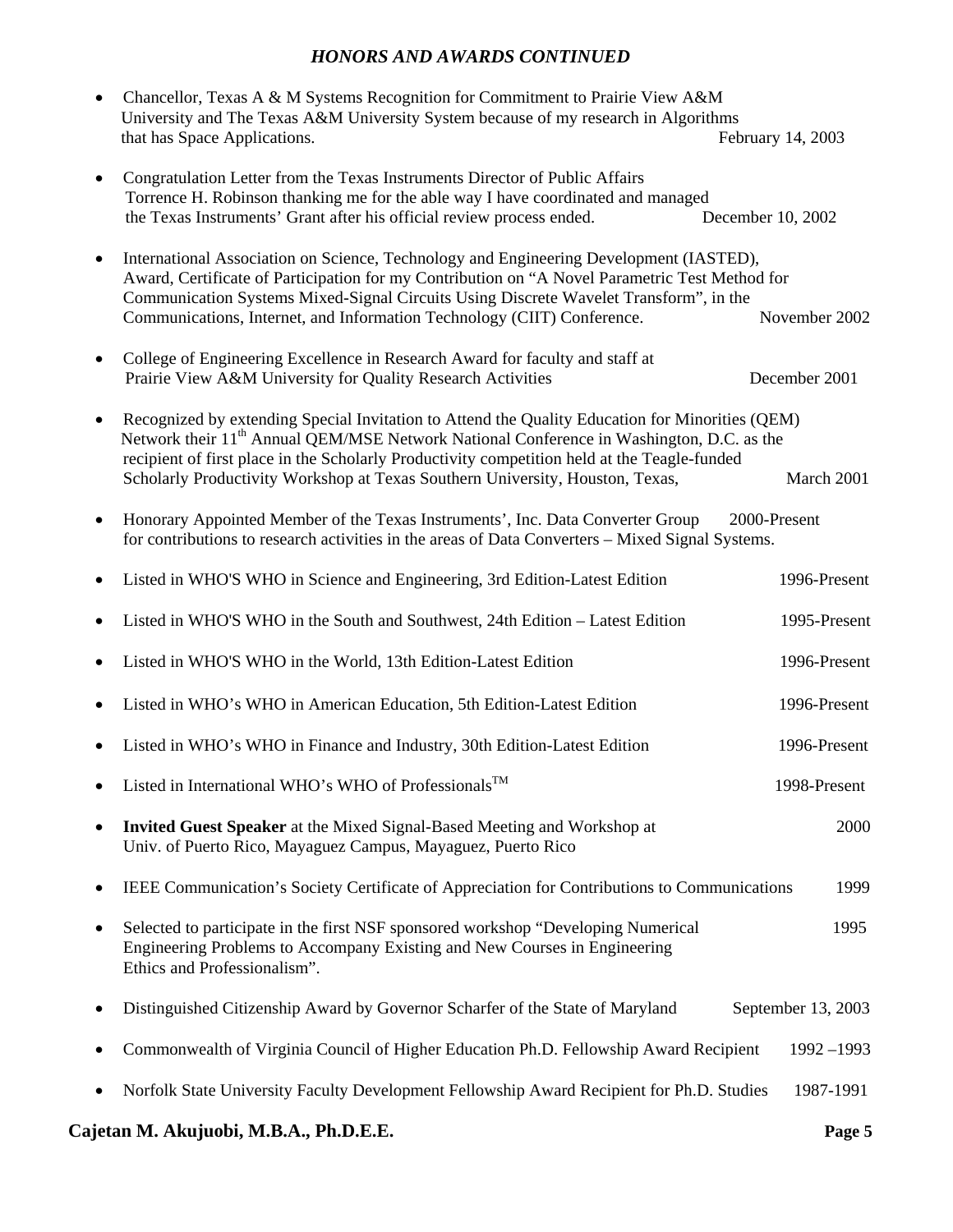## *HONORS AND AWARDS CONTINUED*

- Chancellor, Texas A & M Systems Recognition for Commitment to Prairie View A&M University and The Texas A&M University System because of my research in Algorithms that has Space Applications. February 14, 2003
- Congratulation Letter from the Texas Instruments Director of Public Affairs Torrence H. Robinson thanking me for the able way I have coordinated and managed the Texas Instruments' Grant after his official review process ended. December 10, 2002
- International Association on Science, Technology and Engineering Development (IASTED), Award, Certificate of Participation for my Contribution on "A Novel Parametric Test Method for Communication Systems Mixed-Signal Circuits Using Discrete Wavelet Transform", in the Communications, Internet, and Information Technology (CIIT) Conference. November 2002
- College of Engineering Excellence in Research Award for faculty and staff at Prairie View A&M University for Quality Research Activities December 2001
- Recognized by extending Special Invitation to Attend the Quality Education for Minorities (QEM) Network their 11th Annual QEM/MSE Network National Conference in Washington, D.C. as the recipient of first place in the Scholarly Productivity competition held at the Teagle-funded Scholarly Productivity Workshop at Texas Southern University, Houston, Texas, March 2001
- Honorary Appointed Member of the Texas Instruments', Inc. Data Converter Group 2000-Present for contributions to research activities in the areas of Data Converters – Mixed Signal Systems.
- Listed in WHO'S WHO in Science and Engineering, 3rd Edition-Latest Edition 1996-Present
- Listed in WHO'S WHO in the South and Southwest, 24th Edition – Latest Edition 1995-Present
- Listed in WHO'S WHO in the World, 13th Edition-Latest Edition 1996-Present
- Listed in WHO's WHO in American Education, 5th Edition-Latest Edition 1996-Present
- Listed in WHO's WHO in Finance and Industry, 30th Edition-Latest Edition 1996-Present
- Listed in International WHO's WHO of Professionals™ 1998-Present
- **Invited Guest Speaker** at the Mixed Signal-Based Meeting and Workshop at Univ. of Puerto Rico, Mayaguez Campus, Mayaguez, Puerto Rico 2000
- IEEE Communication's Society Certificate of Appreciation for Contributions to Communications 1999
- Selected to participate in the first NSF sponsored workshop "Developing Numerical Engineering Problems to Accompany Existing and New Courses in Engineering Ethics and Professionalism". 1995
- Distinguished Citizenship Award by Governor Scharfer of the State of Maryland September 13, 2003
- Commonwealth of Virginia Council of Higher Education Ph.D. Fellowship Award Recipient 1992 –1993
- Norfolk State University Faculty Development Fellowship Award Recipient for Ph.D. Studies 1987-1991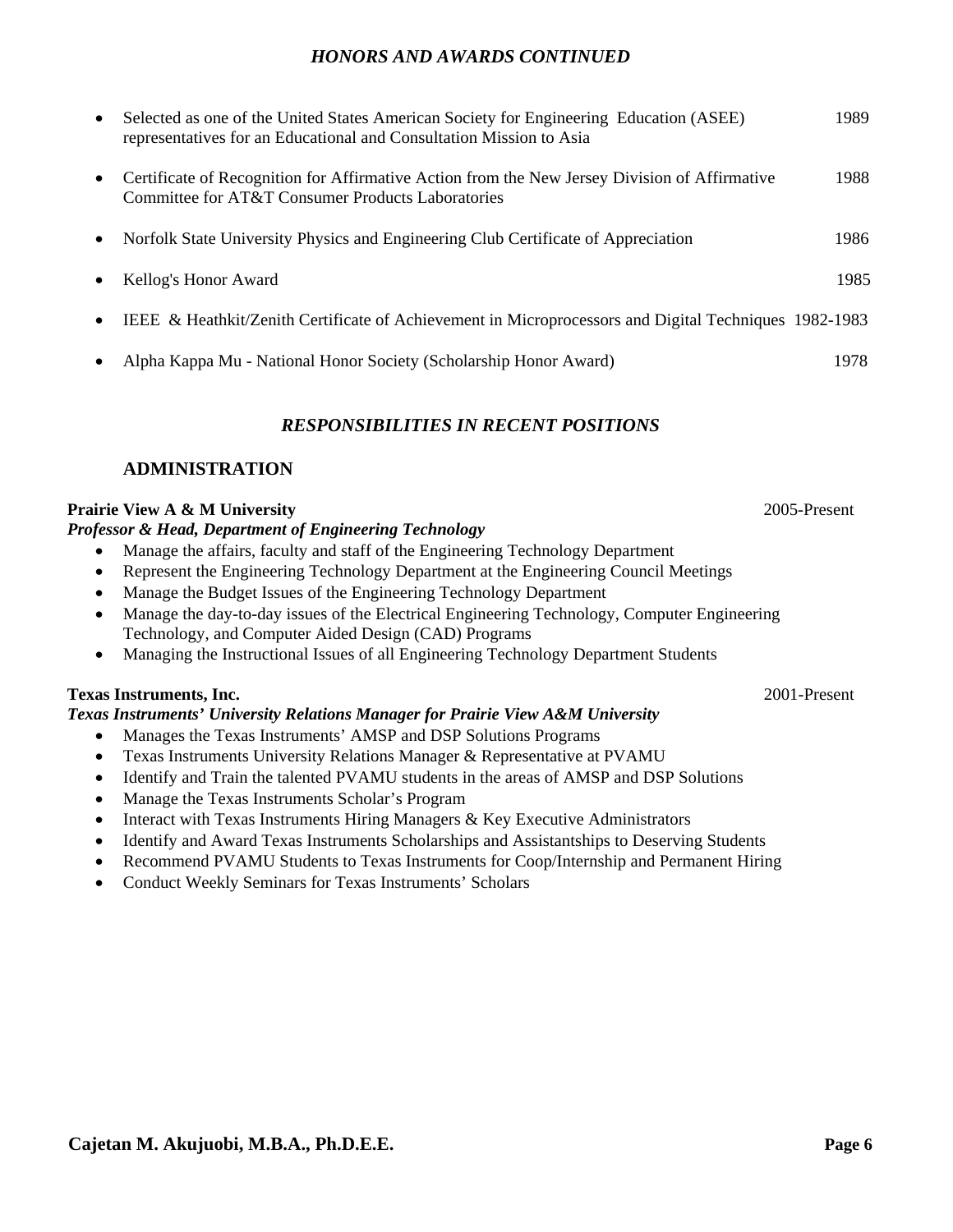## *HONORS AND AWARDS CONTINUED*

- Selected as one of the United States American Society for Engineering Education (ASEE) representatives for an Educational and Consultation Mission to Asia — 1989
- Certificate of Recognition for Affirmative Action from the New Jersey Division of Affirmative Committee for AT&T Consumer Products Laboratories — 1988
- Norfolk State University Physics and Engineering Club Certificate of Appreciation — 1986
- Kellog's Honor Award — 1985
- IEEE & Heathkit/Zenith Certificate of Achievement in Microprocessors and Digital Techniques — 1982-1983
- Alpha Kappa Mu - National Honor Society (Scholarship Honor Award) — 1978

## *RESPONSIBILITIES IN RECENT POSITIONS*

### ADMINISTRATION

**Prairie View A & M University** — 2005-Present
***Professor & Head, Department of Engineering Technology***

- Manage the affairs, faculty and staff of the Engineering Technology Department
- Represent the Engineering Technology Department at the Engineering Council Meetings
- Manage the Budget Issues of the Engineering Technology Department
- Manage the day-to-day issues of the Electrical Engineering Technology, Computer Engineering Technology, and Computer Aided Design (CAD) Programs
- Managing the Instructional Issues of all Engineering Technology Department Students

**Texas Instruments, Inc.** — 2001-Present
***Texas Instruments' University Relations Manager for Prairie View A&M University***

- Manages the Texas Instruments' AMSP and DSP Solutions Programs
- Texas Instruments University Relations Manager & Representative at PVAMU
- Identify and Train the talented PVAMU students in the areas of AMSP and DSP Solutions
- Manage the Texas Instruments Scholar's Program
- Interact with Texas Instruments Hiring Managers & Key Executive Administrators
- Identify and Award Texas Instruments Scholarships and Assistantships to Deserving Students
- Recommend PVAMU Students to Texas Instruments for Coop/Internship and Permanent Hiring
- Conduct Weekly Seminars for Texas Instruments' Scholars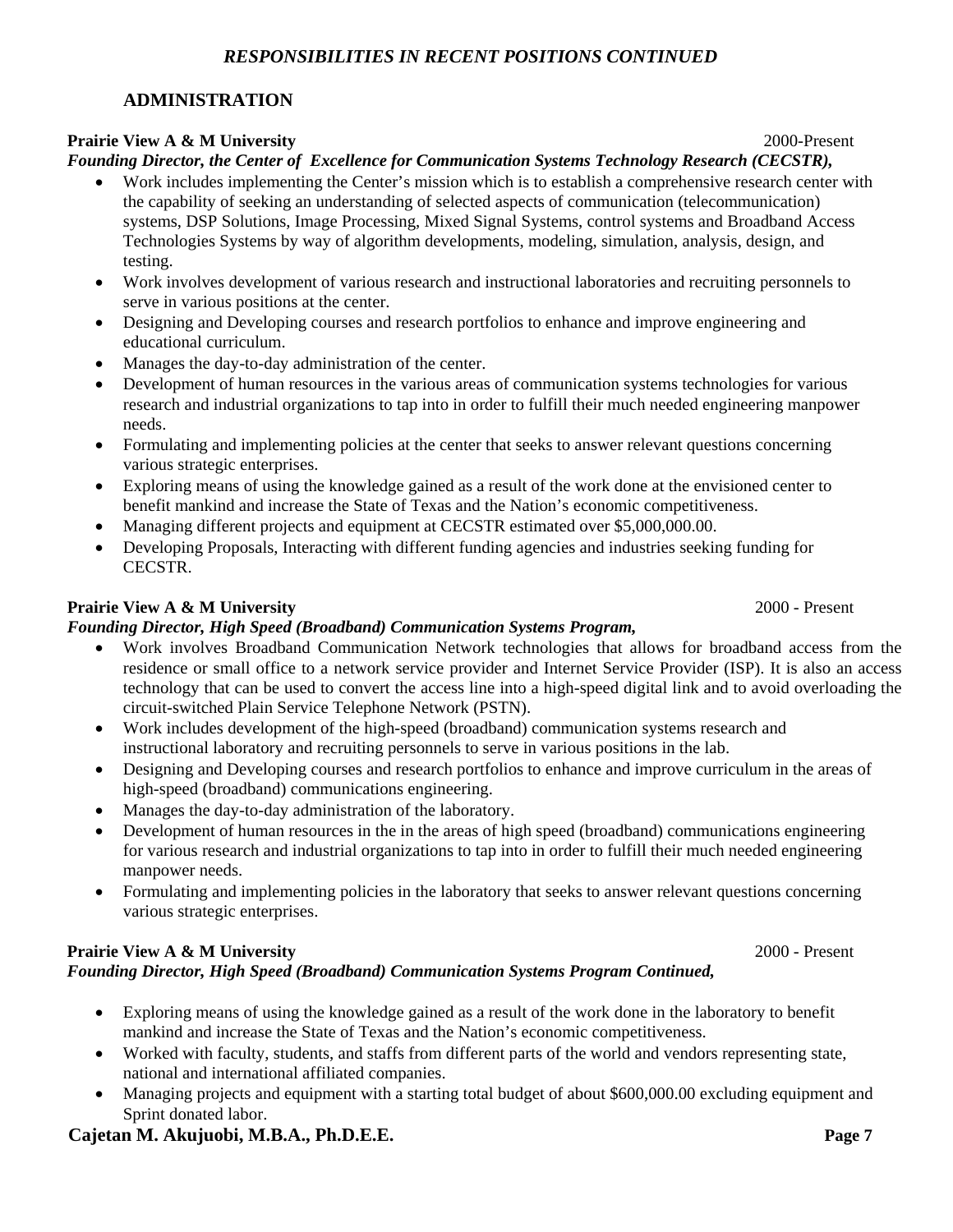## *RESPONSIBILITIES IN RECENT POSITIONS CONTINUED*

### ADMINISTRATION

**Prairie View A & M University** 2000-Present
***Founding Director, the Center of Excellence for Communication Systems Technology Research (CECSTR),***

- Work includes implementing the Center's mission which is to establish a comprehensive research center with the capability of seeking an understanding of selected aspects of communication (telecommunication) systems, DSP Solutions, Image Processing, Mixed Signal Systems, control systems and Broadband Access Technologies Systems by way of algorithm developments, modeling, simulation, analysis, design, and testing.
- Work involves development of various research and instructional laboratories and recruiting personnels to serve in various positions at the center.
- Designing and Developing courses and research portfolios to enhance and improve engineering and educational curriculum.
- Manages the day-to-day administration of the center.
- Development of human resources in the various areas of communication systems technologies for various research and industrial organizations to tap into in order to fulfill their much needed engineering manpower needs.
- Formulating and implementing policies at the center that seeks to answer relevant questions concerning various strategic enterprises.
- Exploring means of using the knowledge gained as a result of the work done at the envisioned center to benefit mankind and increase the State of Texas and the Nation's economic competitiveness.
- Managing different projects and equipment at CECSTR estimated over $5,000,000.00.
- Developing Proposals, Interacting with different funding agencies and industries seeking funding for CECSTR.

**Prairie View A & M University** 2000 - Present
***Founding Director, High Speed (Broadband) Communication Systems Program,***

- Work involves Broadband Communication Network technologies that allows for broadband access from the residence or small office to a network service provider and Internet Service Provider (ISP). It is also an access technology that can be used to convert the access line into a high-speed digital link and to avoid overloading the circuit-switched Plain Service Telephone Network (PSTN).
- Work includes development of the high-speed (broadband) communication systems research and instructional laboratory and recruiting personnels to serve in various positions in the lab.
- Designing and Developing courses and research portfolios to enhance and improve curriculum in the areas of high-speed (broadband) communications engineering.
- Manages the day-to-day administration of the laboratory.
- Development of human resources in the in the areas of high speed (broadband) communications engineering for various research and industrial organizations to tap into in order to fulfill their much needed engineering manpower needs.
- Formulating and implementing policies in the laboratory that seeks to answer relevant questions concerning various strategic enterprises.

**Prairie View A & M University** 2000 - Present
***Founding Director, High Speed (Broadband) Communication Systems Program Continued,***

- Exploring means of using the knowledge gained as a result of the work done in the laboratory to benefit mankind and increase the State of Texas and the Nation's economic competitiveness.
- Worked with faculty, students, and staffs from different parts of the world and vendors representing state, national and international affiliated companies.
- Managing projects and equipment with a starting total budget of about $600,000.00 excluding equipment and Sprint donated labor.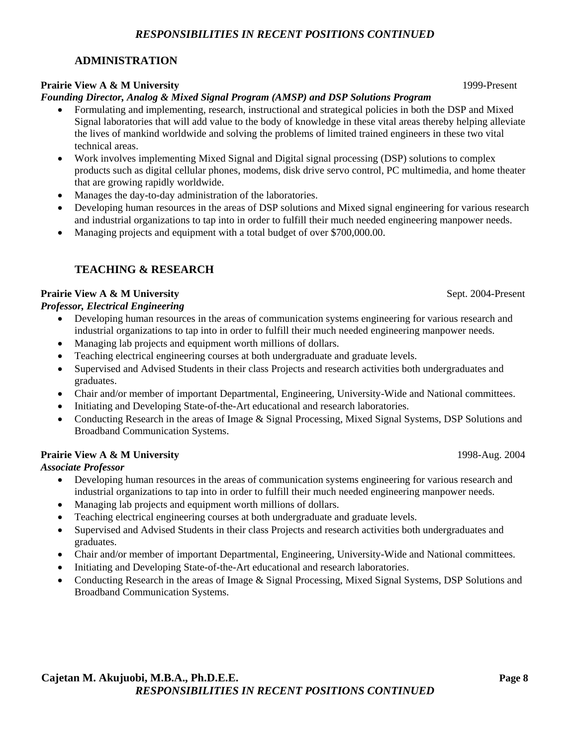## *RESPONSIBILITIES IN RECENT POSITIONS CONTINUED*

### ADMINISTRATION

**Prairie View A & M University** 1999-Present

***Founding Director, Analog & Mixed Signal Program (AMSP) and DSP Solutions Program***

- Formulating and implementing, research, instructional and strategical policies in both the DSP and Mixed Signal laboratories that will add value to the body of knowledge in these vital areas thereby helping alleviate the lives of mankind worldwide and solving the problems of limited trained engineers in these two vital technical areas.
- Work involves implementing Mixed Signal and Digital signal processing (DSP) solutions to complex products such as digital cellular phones, modems, disk drive servo control, PC multimedia, and home theater that are growing rapidly worldwide.
- Manages the day-to-day administration of the laboratories.
- Developing human resources in the areas of DSP solutions and Mixed signal engineering for various research and industrial organizations to tap into in order to fulfill their much needed engineering manpower needs.
- Managing projects and equipment with a total budget of over $700,000.00.

### TEACHING & RESEARCH

**Prairie View A & M University** Sept. 2004-Present

***Professor, Electrical Engineering***

- Developing human resources in the areas of communication systems engineering for various research and industrial organizations to tap into in order to fulfill their much needed engineering manpower needs.
- Managing lab projects and equipment worth millions of dollars.
- Teaching electrical engineering courses at both undergraduate and graduate levels.
- Supervised and Advised Students in their class Projects and research activities both undergraduates and graduates.
- Chair and/or member of important Departmental, Engineering, University-Wide and National committees.
- Initiating and Developing State-of-the-Art educational and research laboratories.
- Conducting Research in the areas of Image & Signal Processing, Mixed Signal Systems, DSP Solutions and Broadband Communication Systems.

**Prairie View A & M University** 1998-Aug. 2004

***Associate Professor***

- Developing human resources in the areas of communication systems engineering for various research and industrial organizations to tap into in order to fulfill their much needed engineering manpower needs.
- Managing lab projects and equipment worth millions of dollars.
- Teaching electrical engineering courses at both undergraduate and graduate levels.
- Supervised and Advised Students in their class Projects and research activities both undergraduates and graduates.
- Chair and/or member of important Departmental, Engineering, University-Wide and National committees.
- Initiating and Developing State-of-the-Art educational and research laboratories.
- Conducting Research in the areas of Image & Signal Processing, Mixed Signal Systems, DSP Solutions and Broadband Communication Systems.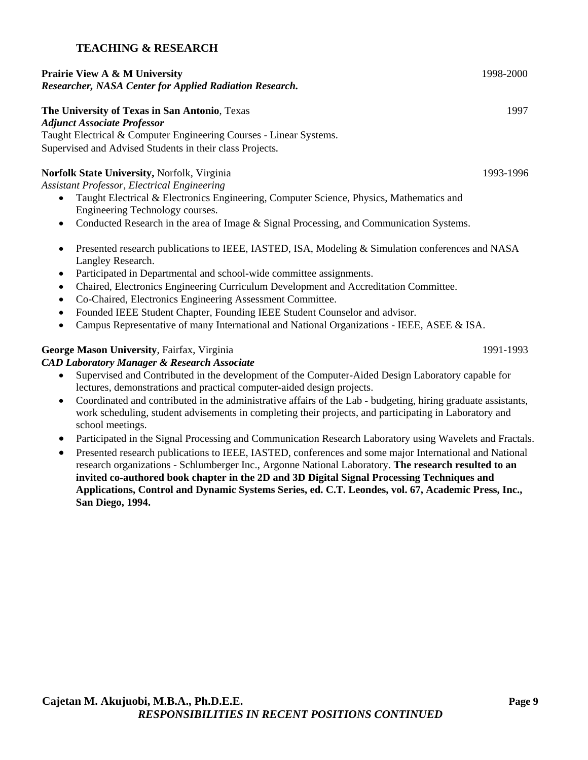## TEACHING & RESEARCH

**Prairie View A & M University** 1998-2000
***Researcher, NASA Center for Applied Radiation Research.***

**The University of Texas in San Antonio**, Texas 1997
***Adjunct Associate Professor***
Taught Electrical & Computer Engineering Courses - Linear Systems.
Supervised and Advised Students in their class Projects.

**Norfolk State University,** Norfolk, Virginia 1993-1996
*Assistant Professor, Electrical Engineering*

- Taught Electrical & Electronics Engineering, Computer Science, Physics, Mathematics and Engineering Technology courses.
- Conducted Research in the area of Image & Signal Processing, and Communication Systems.
- Presented research publications to IEEE, IASTED, ISA, Modeling & Simulation conferences and NASA Langley Research.
- Participated in Departmental and school-wide committee assignments.
- Chaired, Electronics Engineering Curriculum Development and Accreditation Committee.
- Co-Chaired, Electronics Engineering Assessment Committee.
- Founded IEEE Student Chapter, Founding IEEE Student Counselor and advisor.
- Campus Representative of many International and National Organizations - IEEE, ASEE & ISA.

**George Mason University**, Fairfax, Virginia 1991-1993
***CAD Laboratory Manager & Research Associate***

- Supervised and Contributed in the development of the Computer-Aided Design Laboratory capable for lectures, demonstrations and practical computer-aided design projects.
- Coordinated and contributed in the administrative affairs of the Lab - budgeting, hiring graduate assistants, work scheduling, student advisements in completing their projects, and participating in Laboratory and school meetings.
- Participated in the Signal Processing and Communication Research Laboratory using Wavelets and Fractals.
- Presented research publications to IEEE, IASTED, conferences and some major International and National research organizations - Schlumberger Inc., Argonne National Laboratory. **The research resulted to an invited co-authored book chapter in the 2D and 3D Digital Signal Processing Techniques and Applications, Control and Dynamic Systems Series, ed. C.T. Leondes, vol. 67, Academic Press, Inc., San Diego, 1994.**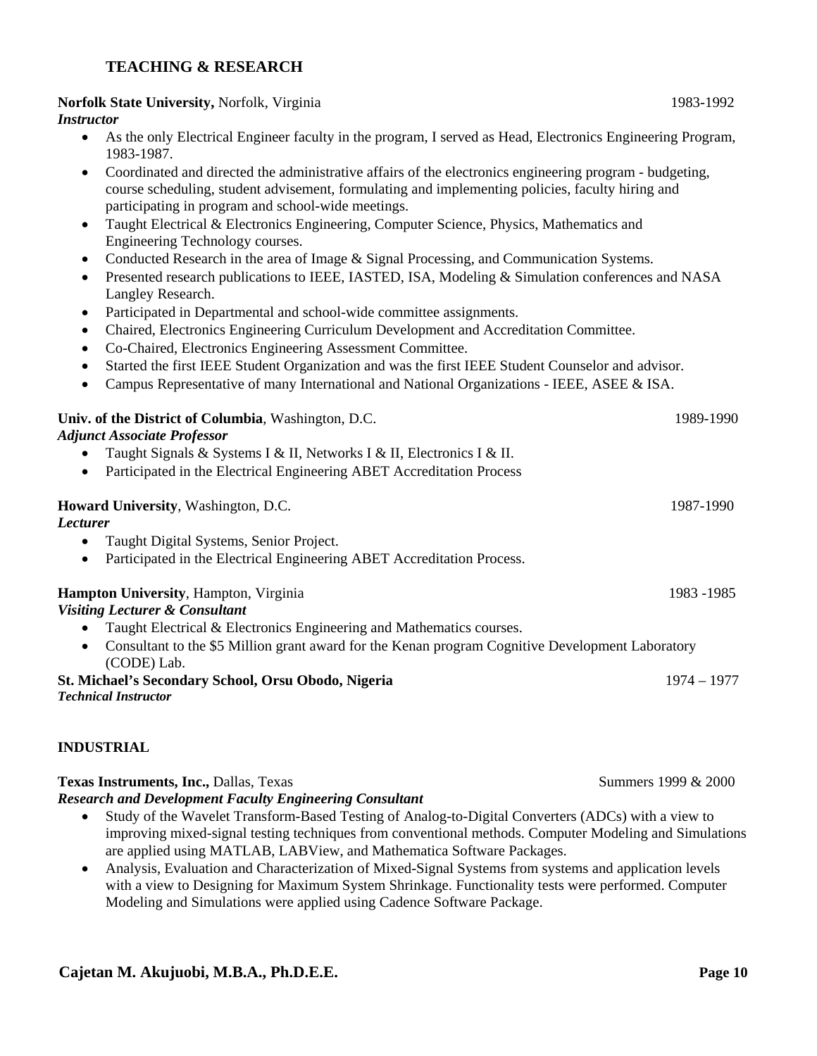## TEACHING & RESEARCH

**Norfolk State University,** Norfolk, Virginia 1983-1992
***Instructor***

- As the only Electrical Engineer faculty in the program, I served as Head, Electronics Engineering Program, 1983-1987.
- Coordinated and directed the administrative affairs of the electronics engineering program - budgeting, course scheduling, student advisement, formulating and implementing policies, faculty hiring and participating in program and school-wide meetings.
- Taught Electrical & Electronics Engineering, Computer Science, Physics, Mathematics and Engineering Technology courses.
- Conducted Research in the area of Image & Signal Processing, and Communication Systems.
- Presented research publications to IEEE, IASTED, ISA, Modeling & Simulation conferences and NASA Langley Research.
- Participated in Departmental and school-wide committee assignments.
- Chaired, Electronics Engineering Curriculum Development and Accreditation Committee.
- Co-Chaired, Electronics Engineering Assessment Committee.
- Started the first IEEE Student Organization and was the first IEEE Student Counselor and advisor.
- Campus Representative of many International and National Organizations - IEEE, ASEE & ISA.

**Univ. of the District of Columbia**, Washington, D.C. 1989-1990
***Adjunct Associate Professor***

- Taught Signals & Systems I & II, Networks I & II, Electronics I & II.
- Participated in the Electrical Engineering ABET Accreditation Process

**Howard University**, Washington, D.C. 1987-1990
***Lecturer***

- Taught Digital Systems, Senior Project.
- Participated in the Electrical Engineering ABET Accreditation Process.

**Hampton University**, Hampton, Virginia 1983 -1985
***Visiting Lecturer & Consultant***

- Taught Electrical & Electronics Engineering and Mathematics courses.
- Consultant to the $5 Million grant award for the Kenan program Cognitive Development Laboratory (CODE) Lab.

**St. Michael's Secondary School, Orsu Obodo, Nigeria** 1974 – 1977
***Technical Instructor***

## INDUSTRIAL

**Texas Instruments, Inc.,** Dallas, Texas Summers 1999 & 2000
***Research and Development Faculty Engineering Consultant***

- Study of the Wavelet Transform-Based Testing of Analog-to-Digital Converters (ADCs) with a view to improving mixed-signal testing techniques from conventional methods. Computer Modeling and Simulations are applied using MATLAB, LABView, and Mathematica Software Packages.
- Analysis, Evaluation and Characterization of Mixed-Signal Systems from systems and application levels with a view to Designing for Maximum System Shrinkage. Functionality tests were performed. Computer Modeling and Simulations were applied using Cadence Software Package.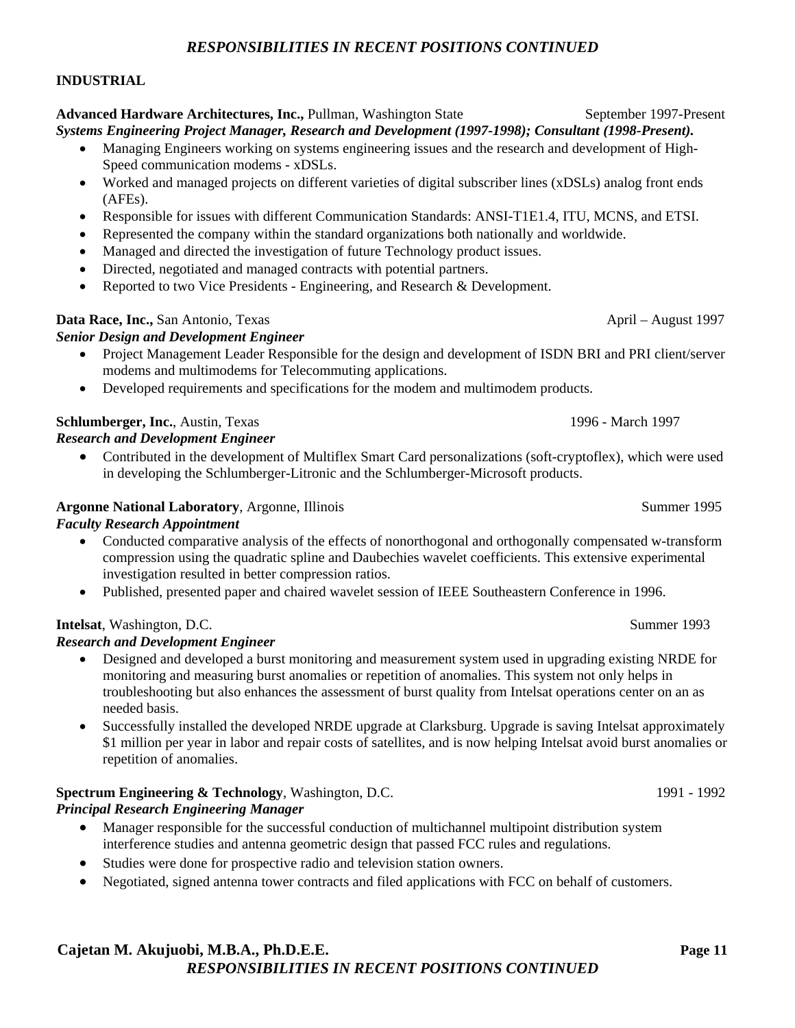## *RESPONSIBILITIES IN RECENT POSITIONS CONTINUED*

### INDUSTRIAL

**Advanced Hardware Architectures, Inc.,** Pullman, Washington State — September 1997-Present
***Systems Engineering Project Manager, Research and Development (1997-1998); Consultant (1998-Present).***

- Managing Engineers working on systems engineering issues and the research and development of High-Speed communication modems - xDSLs.
- Worked and managed projects on different varieties of digital subscriber lines (xDSLs) analog front ends (AFEs).
- Responsible for issues with different Communication Standards: ANSI-T1E1.4, ITU, MCNS, and ETSI.
- Represented the company within the standard organizations both nationally and worldwide.
- Managed and directed the investigation of future Technology product issues.
- Directed, negotiated and managed contracts with potential partners.
- Reported to two Vice Presidents - Engineering, and Research & Development.

**Data Race, Inc.,** San Antonio, Texas — April – August 1997
***Senior Design and Development Engineer***

- Project Management Leader Responsible for the design and development of ISDN BRI and PRI client/server modems and multimodems for Telecommuting applications.
- Developed requirements and specifications for the modem and multimodem products.

**Schlumberger, Inc.**, Austin, Texas — 1996 - March 1997
***Research and Development Engineer***

- Contributed in the development of Multiflex Smart Card personalizations (soft-cryptoflex), which were used in developing the Schlumberger-Litronic and the Schlumberger-Microsoft products.

**Argonne National Laboratory**, Argonne, Illinois — Summer 1995
***Faculty Research Appointment***

- Conducted comparative analysis of the effects of nonorthogonal and orthogonally compensated w-transform compression using the quadratic spline and Daubechies wavelet coefficients. This extensive experimental investigation resulted in better compression ratios.
- Published, presented paper and chaired wavelet session of IEEE Southeastern Conference in 1996.

**Intelsat**, Washington, D.C. — Summer 1993
***Research and Development Engineer***

- Designed and developed a burst monitoring and measurement system used in upgrading existing NRDE for monitoring and measuring burst anomalies or repetition of anomalies. This system not only helps in troubleshooting but also enhances the assessment of burst quality from Intelsat operations center on an as needed basis.
- Successfully installed the developed NRDE upgrade at Clarksburg. Upgrade is saving Intelsat approximately $1 million per year in labor and repair costs of satellites, and is now helping Intelsat avoid burst anomalies or repetition of anomalies.

**Spectrum Engineering & Technology**, Washington, D.C. — 1991 - 1992
***Principal Research Engineering Manager***

- Manager responsible for the successful conduction of multichannel multipoint distribution system interference studies and antenna geometric design that passed FCC rules and regulations.
- Studies were done for prospective radio and television station owners.
- Negotiated, signed antenna tower contracts and filed applications with FCC on behalf of customers.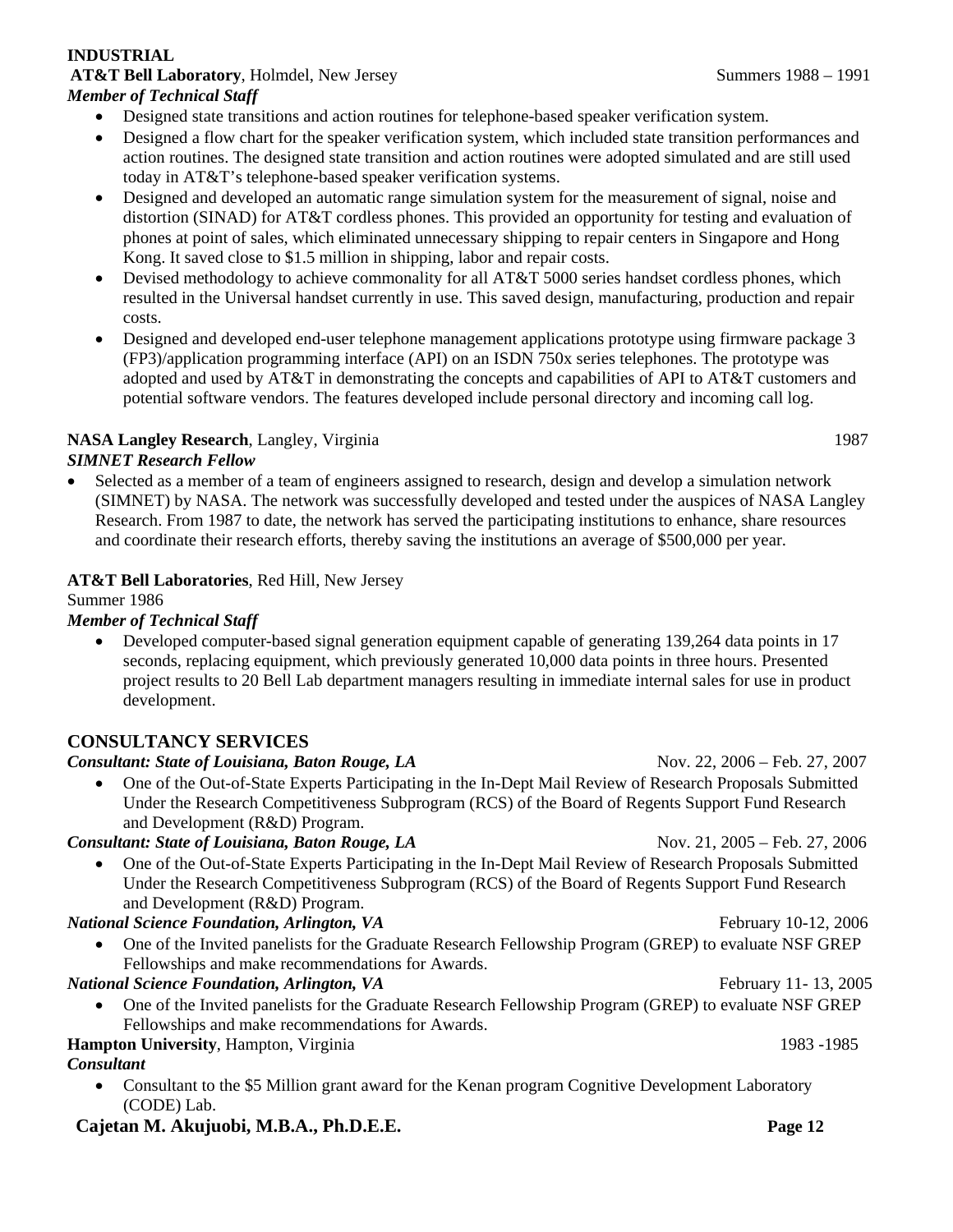**INDUSTRIAL**

**AT&T Bell Laboratory**, Holmdel, New Jersey Summers 1988 – 1991

***Member of Technical Staff***

- Designed state transitions and action routines for telephone-based speaker verification system.
- Designed a flow chart for the speaker verification system, which included state transition performances and action routines. The designed state transition and action routines were adopted simulated and are still used today in AT&T's telephone-based speaker verification systems.
- Designed and developed an automatic range simulation system for the measurement of signal, noise and distortion (SINAD) for AT&T cordless phones. This provided an opportunity for testing and evaluation of phones at point of sales, which eliminated unnecessary shipping to repair centers in Singapore and Hong Kong. It saved close to $1.5 million in shipping, labor and repair costs.
- Devised methodology to achieve commonality for all AT&T 5000 series handset cordless phones, which resulted in the Universal handset currently in use. This saved design, manufacturing, production and repair costs.
- Designed and developed end-user telephone management applications prototype using firmware package 3 (FP3)/application programming interface (API) on an ISDN 750x series telephones. The prototype was adopted and used by AT&T in demonstrating the concepts and capabilities of API to AT&T customers and potential software vendors. The features developed include personal directory and incoming call log.

**NASA Langley Research**, Langley, Virginia 1987

***SIMNET Research Fellow***

- Selected as a member of a team of engineers assigned to research, design and develop a simulation network (SIMNET) by NASA. The network was successfully developed and tested under the auspices of NASA Langley Research. From 1987 to date, the network has served the participating institutions to enhance, share resources and coordinate their research efforts, thereby saving the institutions an average of $500,000 per year.

**AT&T Bell Laboratories**, Red Hill, New Jersey

Summer 1986

***Member of Technical Staff***

- Developed computer-based signal generation equipment capable of generating 139,264 data points in 17 seconds, replacing equipment, which previously generated 10,000 data points in three hours. Presented project results to 20 Bell Lab department managers resulting in immediate internal sales for use in product development.

## CONSULTANCY SERVICES

***Consultant: State of Louisiana, Baton Rouge, LA*** Nov. 22, 2006 – Feb. 27, 2007

- One of the Out-of-State Experts Participating in the In-Dept Mail Review of Research Proposals Submitted Under the Research Competitiveness Subprogram (RCS) of the Board of Regents Support Fund Research and Development (R&D) Program.

***Consultant: State of Louisiana, Baton Rouge, LA*** Nov. 21, 2005 – Feb. 27, 2006

- One of the Out-of-State Experts Participating in the In-Dept Mail Review of Research Proposals Submitted Under the Research Competitiveness Subprogram (RCS) of the Board of Regents Support Fund Research and Development (R&D) Program.

***National Science Foundation, Arlington, VA*** February 10-12, 2006

- One of the Invited panelists for the Graduate Research Fellowship Program (GREP) to evaluate NSF GREP Fellowships and make recommendations for Awards.

***National Science Foundation, Arlington, VA*** February 11- 13, 2005

- One of the Invited panelists for the Graduate Research Fellowship Program (GREP) to evaluate NSF GREP Fellowships and make recommendations for Awards.

**Hampton University**, Hampton, Virginia 1983 -1985

***Consultant***

- Consultant to the $5 Million grant award for the Kenan program Cognitive Development Laboratory (CODE) Lab.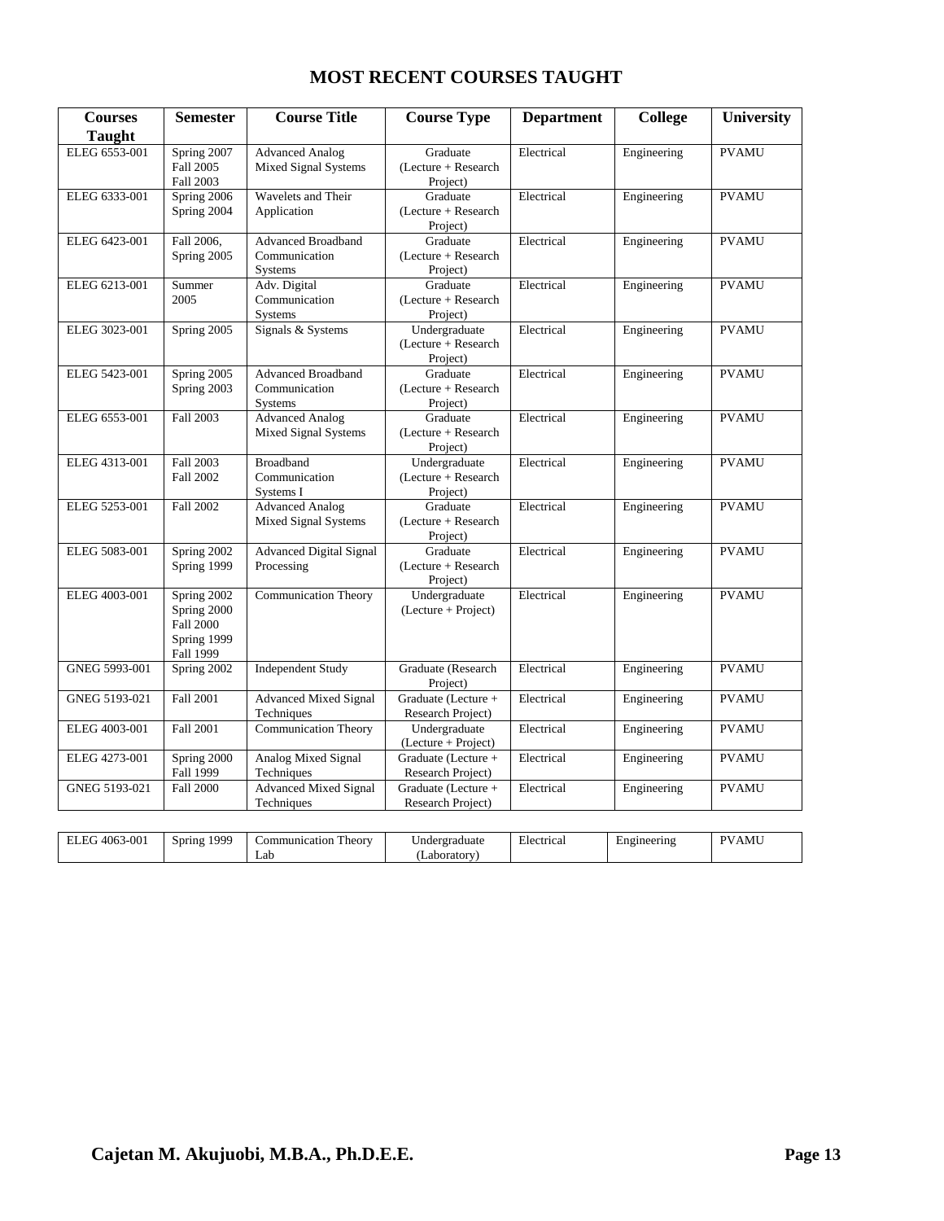# MOST RECENT COURSES TAUGHT

| Courses Taught | Semester | Course Title | Course Type | Department | College | University |
|---|---|---|---|---|---|---|
| ELEG 6553-001 | Spring 2007 Fall 2005 Fall 2003 | Advanced Analog Mixed Signal Systems | Graduate (Lecture + Research Project) | Electrical | Engineering | PVAMU |
| ELEG 6333-001 | Spring 2006 Spring 2004 | Wavelets and Their Application | Graduate (Lecture + Research Project) | Electrical | Engineering | PVAMU |
| ELEG 6423-001 | Fall 2006, Spring 2005 | Advanced Broadband Communication Systems | Graduate (Lecture + Research Project) | Electrical | Engineering | PVAMU |
| ELEG 6213-001 | Summer 2005 | Adv. Digital Communication Systems | Graduate (Lecture + Research Project) | Electrical | Engineering | PVAMU |
| ELEG 3023-001 | Spring 2005 | Signals & Systems | Undergraduate (Lecture + Research Project) | Electrical | Engineering | PVAMU |
| ELEG 5423-001 | Spring 2005 Spring 2003 | Advanced Broadband Communication Systems | Graduate (Lecture + Research Project) | Electrical | Engineering | PVAMU |
| ELEG 6553-001 | Fall 2003 | Advanced Analog Mixed Signal Systems | Graduate (Lecture + Research Project) | Electrical | Engineering | PVAMU |
| ELEG 4313-001 | Fall 2003 Fall 2002 | Broadband Communication Systems I | Undergraduate (Lecture + Research Project) | Electrical | Engineering | PVAMU |
| ELEG 5253-001 | Fall 2002 | Advanced Analog Mixed Signal Systems | Graduate (Lecture + Research Project) | Electrical | Engineering | PVAMU |
| ELEG 5083-001 | Spring 2002 Spring 1999 | Advanced Digital Signal Processing | Graduate (Lecture + Research Project) | Electrical | Engineering | PVAMU |
| ELEG 4003-001 | Spring 2002 Spring 2000 Fall 2000 Spring 1999 Fall 1999 | Communication Theory | Undergraduate (Lecture + Project) | Electrical | Engineering | PVAMU |
| GNEG 5993-001 | Spring 2002 | Independent Study | Graduate (Research Project) | Electrical | Engineering | PVAMU |
| GNEG 5193-021 | Fall 2001 | Advanced Mixed Signal Techniques | Graduate (Lecture + Research Project) | Electrical | Engineering | PVAMU |
| ELEG 4003-001 | Fall 2001 | Communication Theory | Undergraduate (Lecture + Project) | Electrical | Engineering | PVAMU |
| ELEG 4273-001 | Spring 2000 Fall 1999 | Analog Mixed Signal Techniques | Graduate (Lecture + Research Project) | Electrical | Engineering | PVAMU |
| GNEG 5193-021 | Fall 2000 | Advanced Mixed Signal Techniques | Graduate (Lecture + Research Project) | Electrical | Engineering | PVAMU |
| ELEG 4063-001 | Spring 1999 | Communication Theory Lab | Undergraduate (Laboratory) | Electrical | Engineering | PVAMU |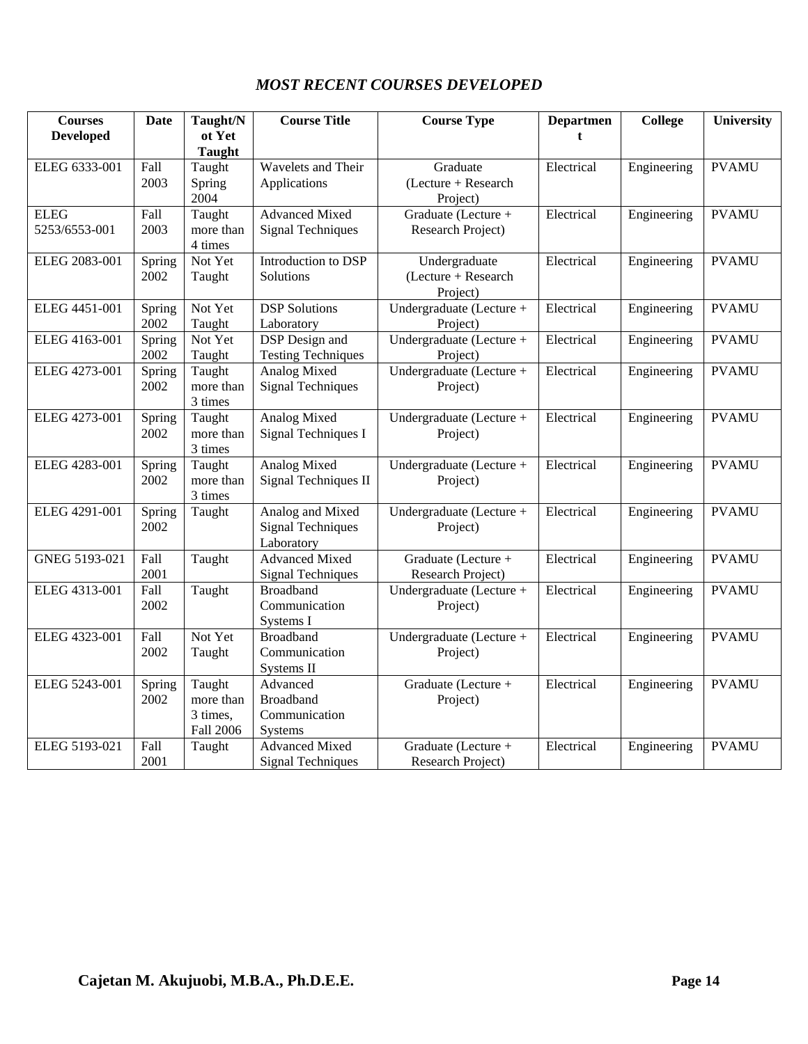## *MOST RECENT COURSES DEVELOPED*

| Courses Developed | Date | Taught/Not Yet Taught | Course Title | Course Type | Department | College | University |
|---|---|---|---|---|---|---|---|
| ELEG 6333-001 | Fall 2003 | Taught Spring 2004 | Wavelets and Their Applications | Graduate (Lecture + Research Project) | Electrical | Engineering | PVAMU |
| ELEG 5253/6553-001 | Fall 2003 | Taught more than 4 times | Advanced Mixed Signal Techniques | Graduate (Lecture + Research Project) | Electrical | Engineering | PVAMU |
| ELEG 2083-001 | Spring 2002 | Not Yet Taught | Introduction to DSP Solutions | Undergraduate (Lecture + Research Project) | Electrical | Engineering | PVAMU |
| ELEG 4451-001 | Spring 2002 | Not Yet Taught | DSP Solutions Laboratory | Undergraduate (Lecture + Project) | Electrical | Engineering | PVAMU |
| ELEG 4163-001 | Spring 2002 | Not Yet Taught | DSP Design and Testing Techniques | Undergraduate (Lecture + Project) | Electrical | Engineering | PVAMU |
| ELEG 4273-001 | Spring 2002 | Taught more than 3 times | Analog Mixed Signal Techniques | Undergraduate (Lecture + Project) | Electrical | Engineering | PVAMU |
| ELEG 4273-001 | Spring 2002 | Taught more than 3 times | Analog Mixed Signal Techniques I | Undergraduate (Lecture + Project) | Electrical | Engineering | PVAMU |
| ELEG 4283-001 | Spring 2002 | Taught more than 3 times | Analog Mixed Signal Techniques II | Undergraduate (Lecture + Project) | Electrical | Engineering | PVAMU |
| ELEG 4291-001 | Spring 2002 | Taught | Analog and Mixed Signal Techniques Laboratory | Undergraduate (Lecture + Project) | Electrical | Engineering | PVAMU |
| GNEG 5193-021 | Fall 2001 | Taught | Advanced Mixed Signal Techniques | Graduate (Lecture + Research Project) | Electrical | Engineering | PVAMU |
| ELEG 4313-001 | Fall 2002 | Taught | Broadband Communication Systems I | Undergraduate (Lecture + Project) | Electrical | Engineering | PVAMU |
| ELEG 4323-001 | Fall 2002 | Not Yet Taught | Broadband Communication Systems II | Undergraduate (Lecture + Project) | Electrical | Engineering | PVAMU |
| ELEG 5243-001 | Spring 2002 | Taught more than 3 times, Fall 2006 | Advanced Broadband Communication Systems | Graduate (Lecture + Project) | Electrical | Engineering | PVAMU |
| ELEG 5193-021 | Fall 2001 | Taught | Advanced Mixed Signal Techniques | Graduate (Lecture + Research Project) | Electrical | Engineering | PVAMU |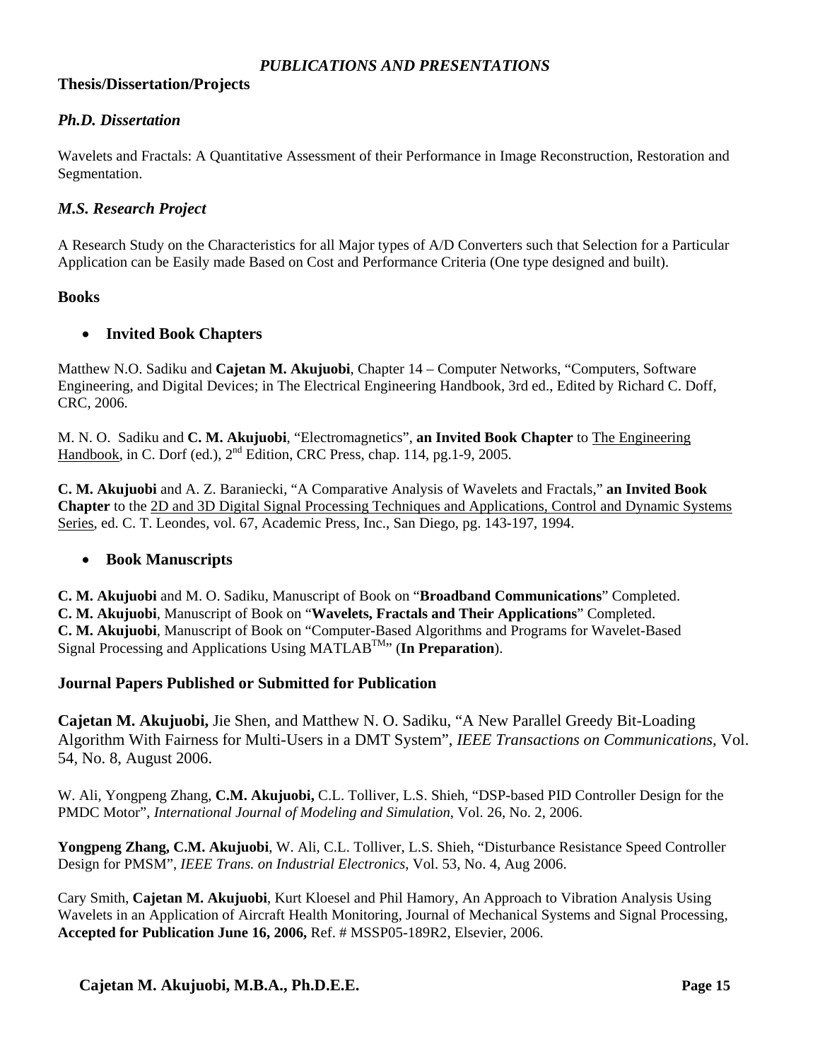*PUBLICATIONS AND PRESENTATIONS*

## Thesis/Dissertation/Projects

### *Ph.D. Dissertation*

Wavelets and Fractals: A Quantitative Assessment of their Performance in Image Reconstruction, Restoration and Segmentation.

### *M.S. Research Project*

A Research Study on the Characteristics for all Major types of A/D Converters such that Selection for a Particular Application can be Easily made Based on Cost and Performance Criteria (One type designed and built).

## Books

- **Invited Book Chapters**

Matthew N.O. Sadiku and **Cajetan M. Akujuobi**, Chapter 14 – Computer Networks, "Computers, Software Engineering, and Digital Devices; in The Electrical Engineering Handbook, 3rd ed., Edited by Richard C. Doff, CRC, 2006.

M. N. O. Sadiku and **C. M. Akujuobi**, "Electromagnetics", **an Invited Book Chapter** to <u>The Engineering Handbook</u>, in C. Dorf (ed.), 2nd Edition, CRC Press, chap. 114, pg.1-9, 2005.

**C. M. Akujuobi** and A. Z. Baraniecki, "A Comparative Analysis of Wavelets and Fractals," **an Invited Book Chapter** to the <u>2D and 3D Digital Signal Processing Techniques and Applications, Control and Dynamic Systems Series</u>, ed. C. T. Leondes, vol. 67, Academic Press, Inc., San Diego, pg. 143-197, 1994.

- **Book Manuscripts**

**C. M. Akujuobi** and M. O. Sadiku, Manuscript of Book on "**Broadband Communications**" Completed.
**C. M. Akujuobi**, Manuscript of Book on "**Wavelets, Fractals and Their Applications**" Completed.
**C. M. Akujuobi**, Manuscript of Book on "Computer-Based Algorithms and Programs for Wavelet-Based Signal Processing and Applications Using MATLAB™" (**In Preparation**).

## Journal Papers Published or Submitted for Publication

**Cajetan M. Akujuobi,** Jie Shen, and Matthew N. O. Sadiku, "A New Parallel Greedy Bit-Loading Algorithm With Fairness for Multi-Users in a DMT System", *IEEE Transactions on Communications,* Vol. 54, No. 8, August 2006.

W. Ali, Yongpeng Zhang, **C.M. Akujuobi,** C.L. Tolliver, L.S. Shieh, "DSP-based PID Controller Design for the PMDC Motor", *International Journal of Modeling and Simulation*, Vol. 26, No. 2, 2006.

**Yongpeng Zhang, C.M. Akujuobi**, W. Ali, C.L. Tolliver, L.S. Shieh, "Disturbance Resistance Speed Controller Design for PMSM", *IEEE Trans. on Industrial Electronics*, Vol. 53, No. 4, Aug 2006.

Cary Smith, **Cajetan M. Akujuobi**, Kurt Kloesel and Phil Hamory, An Approach to Vibration Analysis Using Wavelets in an Application of Aircraft Health Monitoring, Journal of Mechanical Systems and Signal Processing, **Accepted for Publication June 16, 2006,** Ref. # MSSP05-189R2, Elsevier, 2006.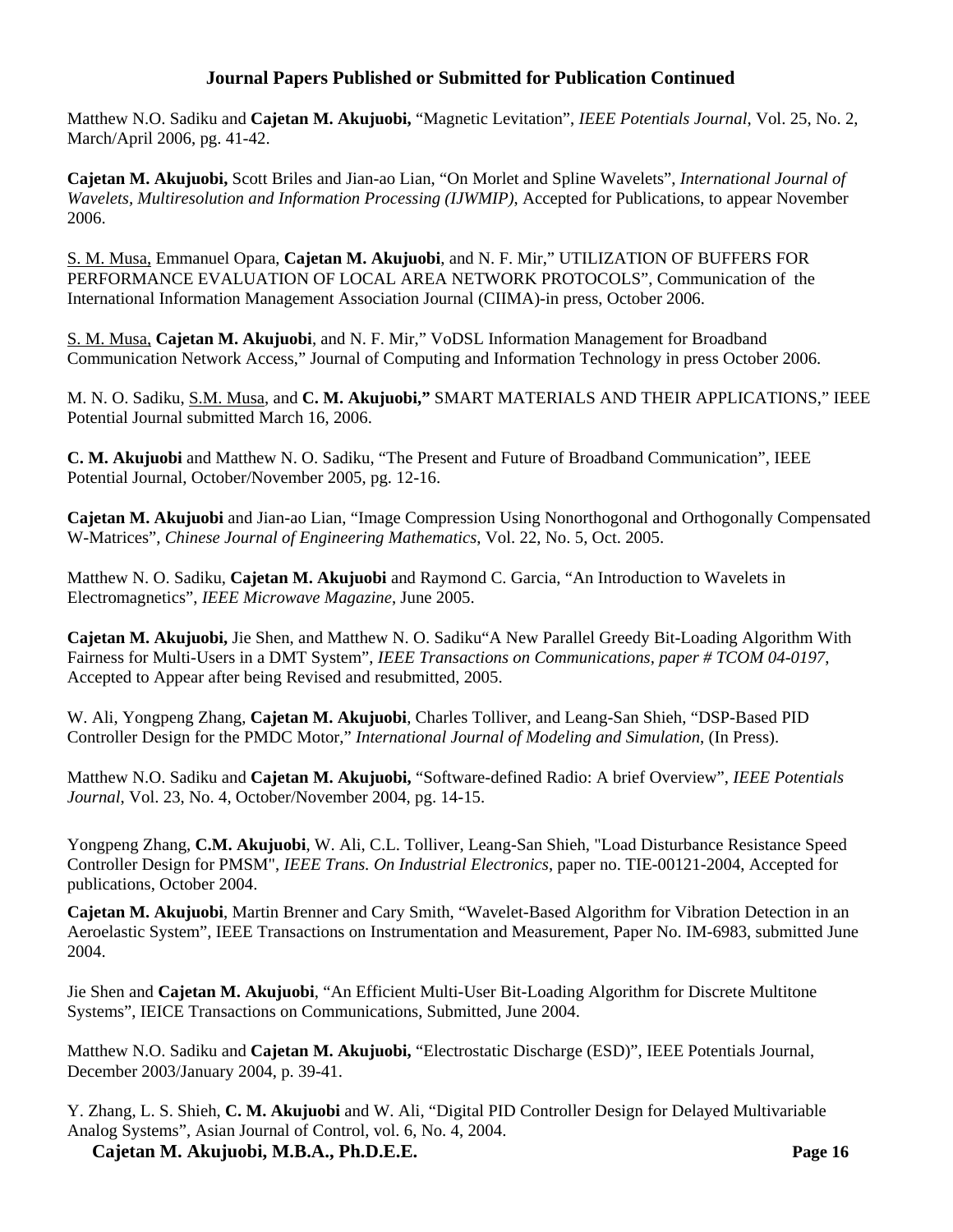### Journal Papers Published or Submitted for Publication Continued

Matthew N.O. Sadiku and **Cajetan M. Akujuobi,** "Magnetic Levitation", *IEEE Potentials Journal*, Vol. 25, No. 2, March/April 2006, pg. 41-42.

**Cajetan M. Akujuobi,** Scott Briles and Jian-ao Lian, "On Morlet and Spline Wavelets", *International Journal of Wavelets, Multiresolution and Information Processing (IJWMIP)*, Accepted for Publications, to appear November 2006.

<u>S. M. Musa,</u> Emmanuel Opara, **Cajetan M. Akujuobi**, and N. F. Mir," UTILIZATION OF BUFFERS FOR PERFORMANCE EVALUATION OF LOCAL AREA NETWORK PROTOCOLS", Communication of the International Information Management Association Journal (CIIMA)-in press, October 2006.

<u>S. M. Musa,</u> **Cajetan M. Akujuobi**, and N. F. Mir," VoDSL Information Management for Broadband Communication Network Access," Journal of Computing and Information Technology in press October 2006.

M. N. O. Sadiku, <u>S.M. Musa</u>, and **C. M. Akujuobi,"** SMART MATERIALS AND THEIR APPLICATIONS," IEEE Potential Journal submitted March 16, 2006.

**C. M. Akujuobi** and Matthew N. O. Sadiku, "The Present and Future of Broadband Communication", IEEE Potential Journal, October/November 2005, pg. 12-16.

**Cajetan M. Akujuobi** and Jian-ao Lian, "Image Compression Using Nonorthogonal and Orthogonally Compensated W-Matrices", *Chinese Journal of Engineering Mathematics*, Vol. 22, No. 5, Oct. 2005.

Matthew N. O. Sadiku, **Cajetan M. Akujuobi** and Raymond C. Garcia, "An Introduction to Wavelets in Electromagnetics", *IEEE Microwave Magazine*, June 2005.

**Cajetan M. Akujuobi,** Jie Shen, and Matthew N. O. Sadiku"A New Parallel Greedy Bit-Loading Algorithm With Fairness for Multi-Users in a DMT System", *IEEE Transactions on Communications, paper # TCOM 04-0197*, Accepted to Appear after being Revised and resubmitted, 2005.

W. Ali, Yongpeng Zhang, **Cajetan M. Akujuobi**, Charles Tolliver, and Leang-San Shieh, "DSP-Based PID Controller Design for the PMDC Motor," *International Journal of Modeling and Simulation*, (In Press).

Matthew N.O. Sadiku and **Cajetan M. Akujuobi,** "Software-defined Radio: A brief Overview", *IEEE Potentials Journal*, Vol. 23, No. 4, October/November 2004, pg. 14-15.

Yongpeng Zhang, **C.M. Akujuobi**, W. Ali, C.L. Tolliver, Leang-San Shieh, "Load Disturbance Resistance Speed Controller Design for PMSM", *IEEE Trans. On Industrial Electronics*, paper no. TIE-00121-2004, Accepted for publications, October 2004.

**Cajetan M. Akujuobi**, Martin Brenner and Cary Smith, "Wavelet-Based Algorithm for Vibration Detection in an Aeroelastic System", IEEE Transactions on Instrumentation and Measurement, Paper No. IM-6983, submitted June 2004.

Jie Shen and **Cajetan M. Akujuobi**, "An Efficient Multi-User Bit-Loading Algorithm for Discrete Multitone Systems", IEICE Transactions on Communications, Submitted, June 2004.

Matthew N.O. Sadiku and **Cajetan M. Akujuobi,** "Electrostatic Discharge (ESD)", IEEE Potentials Journal, December 2003/January 2004, p. 39-41.

Y. Zhang, L. S. Shieh, **C. M. Akujuobi** and W. Ali, "Digital PID Controller Design for Delayed Multivariable Analog Systems", Asian Journal of Control, vol. 6, No. 4, 2004.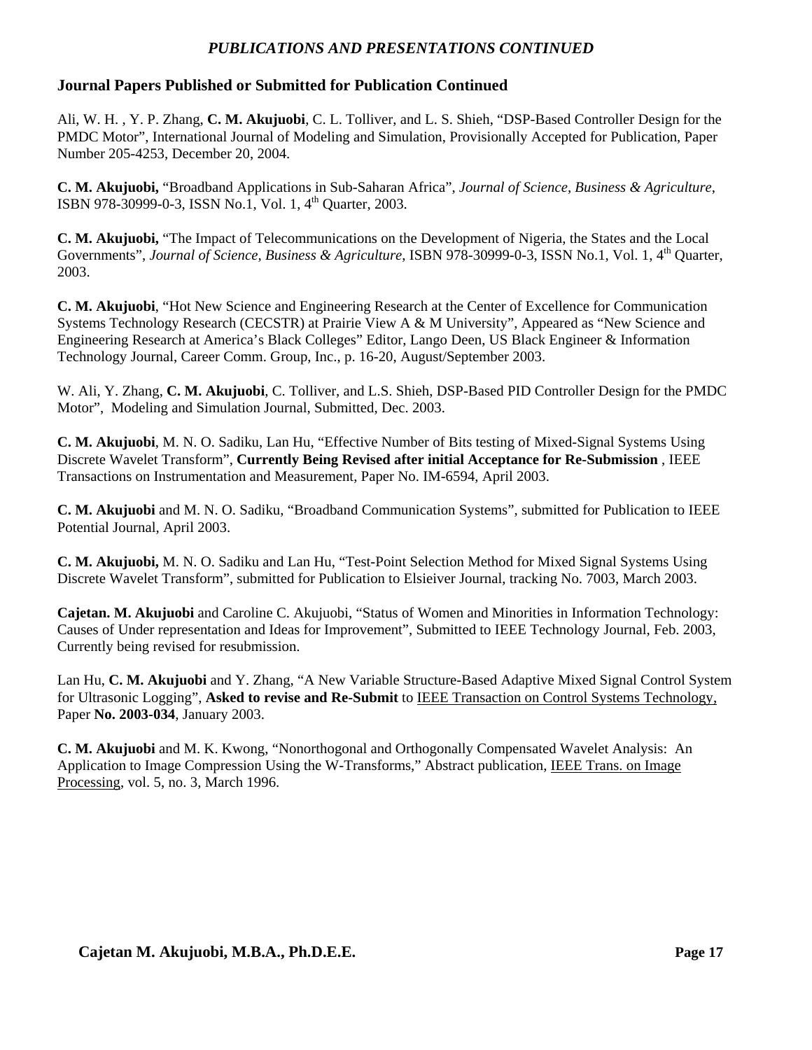## *PUBLICATIONS AND PRESENTATIONS CONTINUED*

### Journal Papers Published or Submitted for Publication Continued

Ali, W. H. , Y. P. Zhang, **C. M. Akujuobi**, C. L. Tolliver, and L. S. Shieh, "DSP-Based Controller Design for the PMDC Motor", International Journal of Modeling and Simulation, Provisionally Accepted for Publication, Paper Number 205-4253, December 20, 2004.

**C. M. Akujuobi,** "Broadband Applications in Sub-Saharan Africa", *Journal of Science, Business & Agriculture*, ISBN 978-30999-0-3, ISSN No.1, Vol. 1, 4th Quarter, 2003.

**C. M. Akujuobi,** "The Impact of Telecommunications on the Development of Nigeria, the States and the Local Governments", *Journal of Science, Business & Agriculture*, ISBN 978-30999-0-3, ISSN No.1, Vol. 1, 4th Quarter, 2003.

**C. M. Akujuobi**, "Hot New Science and Engineering Research at the Center of Excellence for Communication Systems Technology Research (CECSTR) at Prairie View A & M University", Appeared as "New Science and Engineering Research at America's Black Colleges" Editor, Lango Deen, US Black Engineer & Information Technology Journal, Career Comm. Group, Inc., p. 16-20, August/September 2003.

W. Ali, Y. Zhang, **C. M. Akujuobi**, C. Tolliver, and L.S. Shieh, DSP-Based PID Controller Design for the PMDC Motor", Modeling and Simulation Journal, Submitted, Dec. 2003.

**C. M. Akujuobi**, M. N. O. Sadiku, Lan Hu, "Effective Number of Bits testing of Mixed-Signal Systems Using Discrete Wavelet Transform", **Currently Being Revised after initial Acceptance for Re-Submission** , IEEE Transactions on Instrumentation and Measurement, Paper No. IM-6594, April 2003.

**C. M. Akujuobi** and M. N. O. Sadiku, "Broadband Communication Systems", submitted for Publication to IEEE Potential Journal, April 2003.

**C. M. Akujuobi,** M. N. O. Sadiku and Lan Hu, "Test-Point Selection Method for Mixed Signal Systems Using Discrete Wavelet Transform", submitted for Publication to Elsieiver Journal, tracking No. 7003, March 2003.

**Cajetan. M. Akujuobi** and Caroline C. Akujuobi, "Status of Women and Minorities in Information Technology: Causes of Under representation and Ideas for Improvement", Submitted to IEEE Technology Journal, Feb. 2003, Currently being revised for resubmission.

Lan Hu, **C. M. Akujuobi** and Y. Zhang, "A New Variable Structure-Based Adaptive Mixed Signal Control System for Ultrasonic Logging", **Asked to revise and Re-Submit** to IEEE Transaction on Control Systems Technology, Paper **No. 2003-034**, January 2003.

**C. M. Akujuobi** and M. K. Kwong, "Nonorthogonal and Orthogonally Compensated Wavelet Analysis: An Application to Image Compression Using the W-Transforms," Abstract publication, IEEE Trans. on Image Processing, vol. 5, no. 3, March 1996.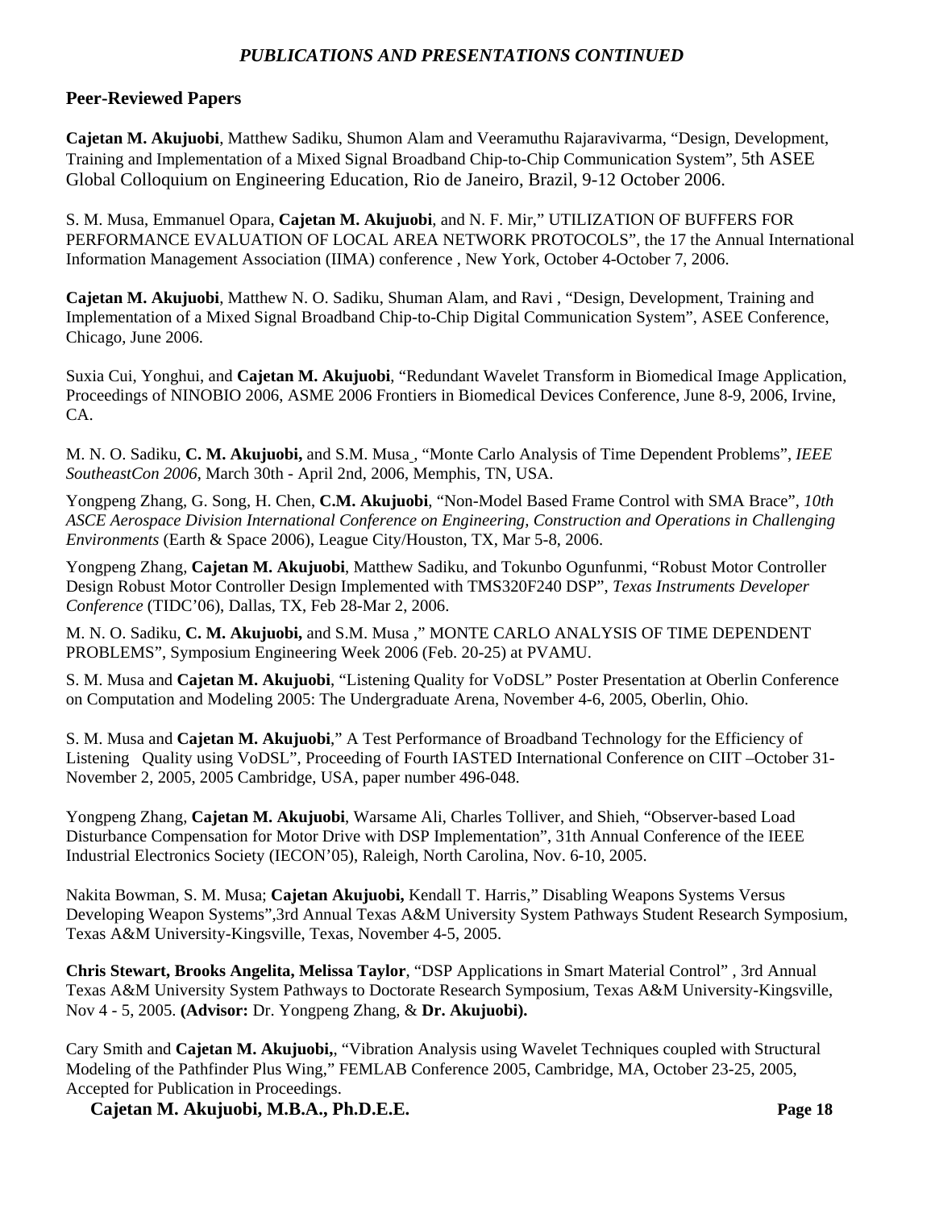## *PUBLICATIONS AND PRESENTATIONS CONTINUED*

### Peer-Reviewed Papers

**Cajetan M. Akujuobi**, Matthew Sadiku, Shumon Alam and Veeramuthu Rajaravivarma, "Design, Development, Training and Implementation of a Mixed Signal Broadband Chip-to-Chip Communication System", 5th ASEE Global Colloquium on Engineering Education, Rio de Janeiro, Brazil, 9-12 October 2006.

S. M. Musa, Emmanuel Opara, **Cajetan M. Akujuobi**, and N. F. Mir," UTILIZATION OF BUFFERS FOR PERFORMANCE EVALUATION OF LOCAL AREA NETWORK PROTOCOLS", the 17 the Annual International Information Management Association (IIMA) conference , New York, October 4-October 7, 2006.

**Cajetan M. Akujuobi**, Matthew N. O. Sadiku, Shuman Alam, and Ravi , "Design, Development, Training and Implementation of a Mixed Signal Broadband Chip-to-Chip Digital Communication System", ASEE Conference, Chicago, June 2006.

Suxia Cui, Yonghui, and **Cajetan M. Akujuobi**, "Redundant Wavelet Transform in Biomedical Image Application, Proceedings of NINOBIO 2006, ASME 2006 Frontiers in Biomedical Devices Conference, June 8-9, 2006, Irvine, CA.

M. N. O. Sadiku, **C. M. Akujuobi,** and S.M. Musa , "Monte Carlo Analysis of Time Dependent Problems", *IEEE SoutheastCon 2006*, March 30th - April 2nd, 2006, Memphis, TN, USA.

Yongpeng Zhang, G. Song, H. Chen, **C.M. Akujuobi**, "Non-Model Based Frame Control with SMA Brace", *10th ASCE Aerospace Division International Conference on Engineering, Construction and Operations in Challenging Environments* (Earth & Space 2006), League City/Houston, TX, Mar 5-8, 2006.

Yongpeng Zhang, **Cajetan M. Akujuobi**, Matthew Sadiku, and Tokunbo Ogunfunmi, "Robust Motor Controller Design Robust Motor Controller Design Implemented with TMS320F240 DSP", *Texas Instruments Developer Conference* (TIDC'06), Dallas, TX, Feb 28-Mar 2, 2006.

M. N. O. Sadiku, **C. M. Akujuobi,** and S.M. Musa ," MONTE CARLO ANALYSIS OF TIME DEPENDENT PROBLEMS", Symposium Engineering Week 2006 (Feb. 20-25) at PVAMU.

S. M. Musa and **Cajetan M. Akujuobi**, "Listening Quality for VoDSL" Poster Presentation at Oberlin Conference on Computation and Modeling 2005: The Undergraduate Arena, November 4-6, 2005, Oberlin, Ohio.

S. M. Musa and **Cajetan M. Akujuobi**," A Test Performance of Broadband Technology for the Efficiency of Listening Quality using VoDSL", Proceeding of Fourth IASTED International Conference on CIIT –October 31-November 2, 2005, 2005 Cambridge, USA, paper number 496-048.

Yongpeng Zhang, **Cajetan M. Akujuobi**, Warsame Ali, Charles Tolliver, and Shieh, "Observer-based Load Disturbance Compensation for Motor Drive with DSP Implementation", 31th Annual Conference of the IEEE Industrial Electronics Society (IECON'05), Raleigh, North Carolina, Nov. 6-10, 2005.

Nakita Bowman, S. M. Musa; **Cajetan Akujuobi,** Kendall T. Harris," Disabling Weapons Systems Versus Developing Weapon Systems",3rd Annual Texas A&M University System Pathways Student Research Symposium, Texas A&M University-Kingsville, Texas, November 4-5, 2005.

**Chris Stewart, Brooks Angelita, Melissa Taylor**, "DSP Applications in Smart Material Control" , 3rd Annual Texas A&M University System Pathways to Doctorate Research Symposium, Texas A&M University-Kingsville, Nov 4 - 5, 2005. **(Advisor:** Dr. Yongpeng Zhang, & **Dr. Akujuobi).**

Cary Smith and **Cajetan M. Akujuobi,**, "Vibration Analysis using Wavelet Techniques coupled with Structural Modeling of the Pathfinder Plus Wing," FEMLAB Conference 2005, Cambridge, MA, October 23-25, 2005, Accepted for Publication in Proceedings.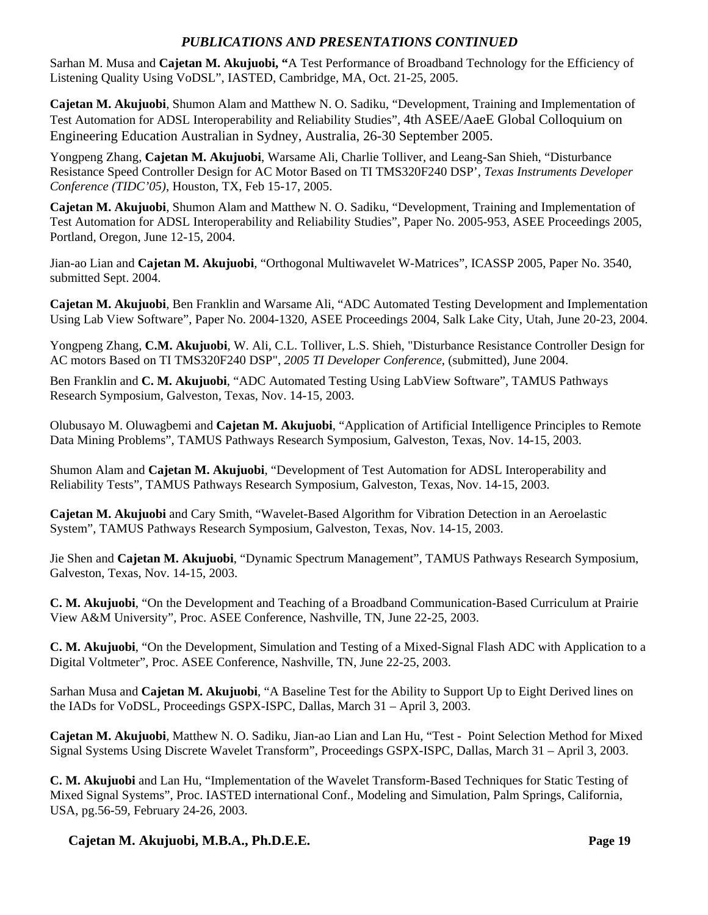## *PUBLICATIONS AND PRESENTATIONS CONTINUED*

Sarhan M. Musa and **Cajetan M. Akujuobi, "**A Test Performance of Broadband Technology for the Efficiency of Listening Quality Using VoDSL", IASTED, Cambridge, MA, Oct. 21-25, 2005.

**Cajetan M. Akujuobi**, Shumon Alam and Matthew N. O. Sadiku, "Development, Training and Implementation of Test Automation for ADSL Interoperability and Reliability Studies", 4th ASEE/AaeE Global Colloquium on Engineering Education Australian in Sydney, Australia, 26-30 September 2005.

Yongpeng Zhang, **Cajetan M. Akujuobi**, Warsame Ali, Charlie Tolliver, and Leang-San Shieh, "Disturbance Resistance Speed Controller Design for AC Motor Based on TI TMS320F240 DSP', *Texas Instruments Developer Conference (TIDC'05)*, Houston, TX, Feb 15-17, 2005.

**Cajetan M. Akujuobi**, Shumon Alam and Matthew N. O. Sadiku, "Development, Training and Implementation of Test Automation for ADSL Interoperability and Reliability Studies", Paper No. 2005-953, ASEE Proceedings 2005, Portland, Oregon, June 12-15, 2004.

Jian-ao Lian and **Cajetan M. Akujuobi**, "Orthogonal Multiwavelet W-Matrices", ICASSP 2005, Paper No. 3540, submitted Sept. 2004.

**Cajetan M. Akujuobi**, Ben Franklin and Warsame Ali, "ADC Automated Testing Development and Implementation Using Lab View Software", Paper No. 2004-1320, ASEE Proceedings 2004, Salk Lake City, Utah, June 20-23, 2004.

Yongpeng Zhang, **C.M. Akujuobi**, W. Ali, C.L. Tolliver, L.S. Shieh, "Disturbance Resistance Controller Design for AC motors Based on TI TMS320F240 DSP", *2005 TI Developer Conference*, (submitted), June 2004.

Ben Franklin and **C. M. Akujuobi**, "ADC Automated Testing Using LabView Software", TAMUS Pathways Research Symposium, Galveston, Texas, Nov. 14-15, 2003.

Olubusayo M. Oluwagbemi and **Cajetan M. Akujuobi**, "Application of Artificial Intelligence Principles to Remote Data Mining Problems", TAMUS Pathways Research Symposium, Galveston, Texas, Nov. 14-15, 2003.

Shumon Alam and **Cajetan M. Akujuobi**, "Development of Test Automation for ADSL Interoperability and Reliability Tests", TAMUS Pathways Research Symposium, Galveston, Texas, Nov. 14-15, 2003.

**Cajetan M. Akujuobi** and Cary Smith, "Wavelet-Based Algorithm for Vibration Detection in an Aeroelastic System", TAMUS Pathways Research Symposium, Galveston, Texas, Nov. 14-15, 2003.

Jie Shen and **Cajetan M. Akujuobi**, "Dynamic Spectrum Management", TAMUS Pathways Research Symposium, Galveston, Texas, Nov. 14-15, 2003.

**C. M. Akujuobi**, "On the Development and Teaching of a Broadband Communication-Based Curriculum at Prairie View A&M University", Proc. ASEE Conference, Nashville, TN, June 22-25, 2003.

**C. M. Akujuobi**, "On the Development, Simulation and Testing of a Mixed-Signal Flash ADC with Application to a Digital Voltmeter", Proc. ASEE Conference, Nashville, TN, June 22-25, 2003.

Sarhan Musa and **Cajetan M. Akujuobi**, "A Baseline Test for the Ability to Support Up to Eight Derived lines on the IADs for VoDSL, Proceedings GSPX-ISPC, Dallas, March 31 – April 3, 2003.

**Cajetan M. Akujuobi**, Matthew N. O. Sadiku, Jian-ao Lian and Lan Hu, "Test - Point Selection Method for Mixed Signal Systems Using Discrete Wavelet Transform", Proceedings GSPX-ISPC, Dallas, March 31 – April 3, 2003.

**C. M. Akujuobi** and Lan Hu, "Implementation of the Wavelet Transform-Based Techniques for Static Testing of Mixed Signal Systems", Proc. IASTED international Conf., Modeling and Simulation, Palm Springs, California, USA, pg.56-59, February 24-26, 2003.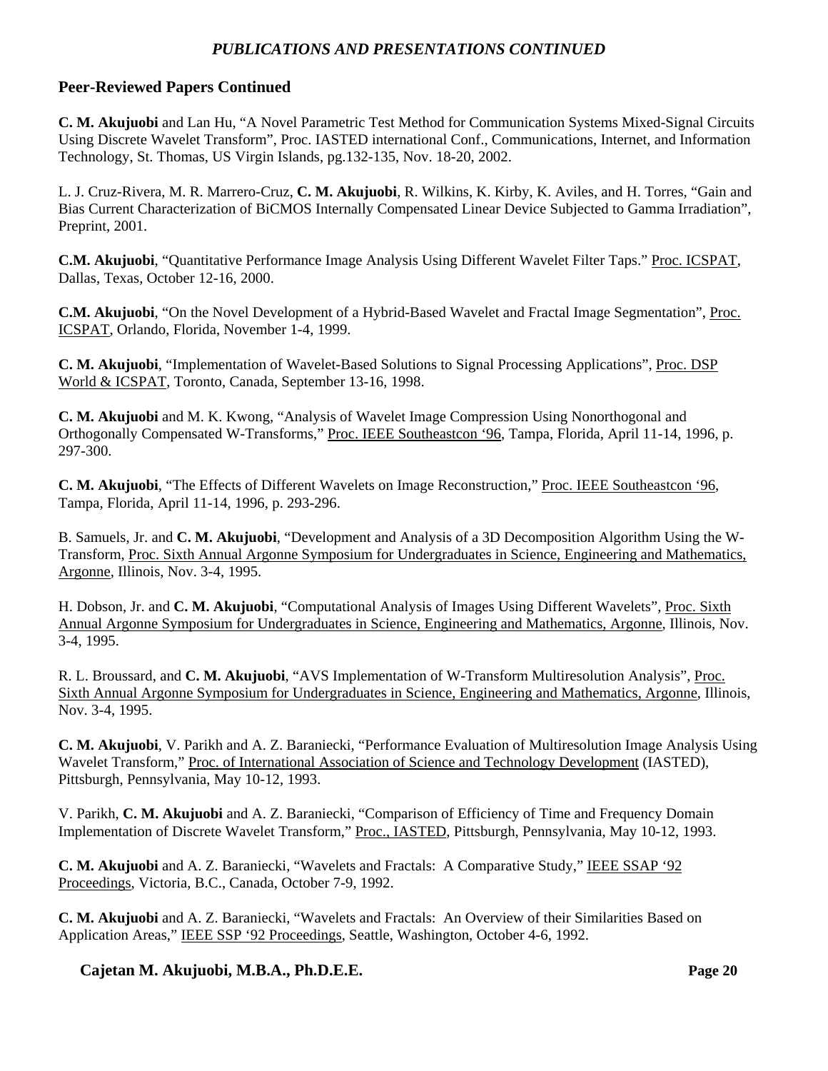### *PUBLICATIONS AND PRESENTATIONS CONTINUED*

**Peer-Reviewed Papers Continued**

**C. M. Akujuobi** and Lan Hu, "A Novel Parametric Test Method for Communication Systems Mixed-Signal Circuits Using Discrete Wavelet Transform", Proc. IASTED international Conf., Communications, Internet, and Information Technology, St. Thomas, US Virgin Islands, pg.132-135, Nov. 18-20, 2002.

L. J. Cruz-Rivera, M. R. Marrero-Cruz, **C. M. Akujuobi**, R. Wilkins, K. Kirby, K. Aviles, and H. Torres, "Gain and Bias Current Characterization of BiCMOS Internally Compensated Linear Device Subjected to Gamma Irradiation", Preprint, 2001.

**C.M. Akujuobi**, "Quantitative Performance Image Analysis Using Different Wavelet Filter Taps." Proc. ICSPAT, Dallas, Texas, October 12-16, 2000.

**C.M. Akujuobi**, "On the Novel Development of a Hybrid-Based Wavelet and Fractal Image Segmentation", Proc. ICSPAT, Orlando, Florida, November 1-4, 1999.

**C. M. Akujuobi**, "Implementation of Wavelet-Based Solutions to Signal Processing Applications", Proc. DSP World & ICSPAT, Toronto, Canada, September 13-16, 1998.

**C. M. Akujuobi** and M. K. Kwong, "Analysis of Wavelet Image Compression Using Nonorthogonal and Orthogonally Compensated W-Transforms," Proc. IEEE Southeastcon '96, Tampa, Florida, April 11-14, 1996, p. 297-300.

**C. M. Akujuobi**, "The Effects of Different Wavelets on Image Reconstruction," Proc. IEEE Southeastcon '96, Tampa, Florida, April 11-14, 1996, p. 293-296.

B. Samuels, Jr. and **C. M. Akujuobi**, "Development and Analysis of a 3D Decomposition Algorithm Using the W-Transform, Proc. Sixth Annual Argonne Symposium for Undergraduates in Science, Engineering and Mathematics, Argonne, Illinois, Nov. 3-4, 1995.

H. Dobson, Jr. and **C. M. Akujuobi**, "Computational Analysis of Images Using Different Wavelets", Proc. Sixth Annual Argonne Symposium for Undergraduates in Science, Engineering and Mathematics, Argonne, Illinois, Nov. 3-4, 1995.

R. L. Broussard, and **C. M. Akujuobi**, "AVS Implementation of W-Transform Multiresolution Analysis", Proc. Sixth Annual Argonne Symposium for Undergraduates in Science, Engineering and Mathematics, Argonne, Illinois, Nov. 3-4, 1995.

**C. M. Akujuobi**, V. Parikh and A. Z. Baraniecki, "Performance Evaluation of Multiresolution Image Analysis Using Wavelet Transform," Proc. of International Association of Science and Technology Development (IASTED), Pittsburgh, Pennsylvania, May 10-12, 1993.

V. Parikh, **C. M. Akujuobi** and A. Z. Baraniecki, "Comparison of Efficiency of Time and Frequency Domain Implementation of Discrete Wavelet Transform," Proc., IASTED, Pittsburgh, Pennsylvania, May 10-12, 1993.

**C. M. Akujuobi** and A. Z. Baraniecki, "Wavelets and Fractals: A Comparative Study," IEEE SSAP '92 Proceedings, Victoria, B.C., Canada, October 7-9, 1992.

**C. M. Akujuobi** and A. Z. Baraniecki, "Wavelets and Fractals: An Overview of their Similarities Based on Application Areas," IEEE SSP '92 Proceedings, Seattle, Washington, October 4-6, 1992.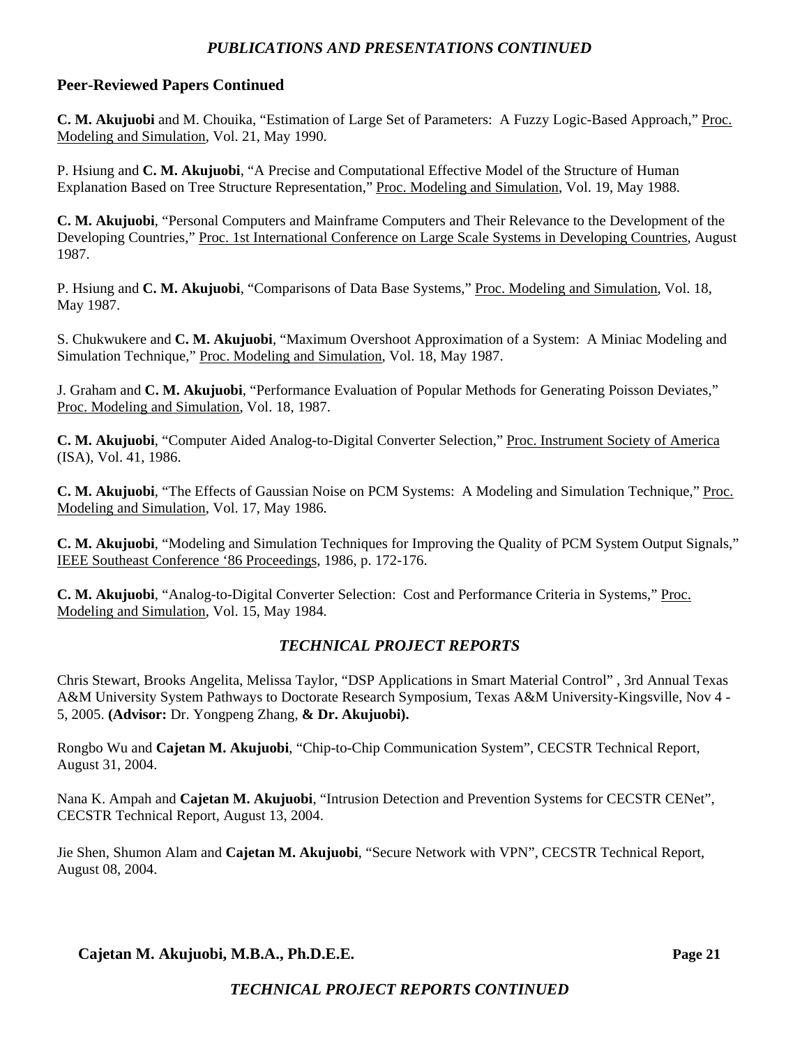## *PUBLICATIONS AND PRESENTATIONS CONTINUED*

### Peer-Reviewed Papers Continued

**C. M. Akujuobi** and M. Chouika, "Estimation of Large Set of Parameters: A Fuzzy Logic-Based Approach," Proc. Modeling and Simulation, Vol. 21, May 1990.

P. Hsiung and **C. M. Akujuobi**, "A Precise and Computational Effective Model of the Structure of Human Explanation Based on Tree Structure Representation," Proc. Modeling and Simulation, Vol. 19, May 1988.

**C. M. Akujuobi**, "Personal Computers and Mainframe Computers and Their Relevance to the Development of the Developing Countries," Proc. 1st International Conference on Large Scale Systems in Developing Countries, August 1987.

P. Hsiung and **C. M. Akujuobi**, "Comparisons of Data Base Systems," Proc. Modeling and Simulation, Vol. 18, May 1987.

S. Chukwukere and **C. M. Akujuobi**, "Maximum Overshoot Approximation of a System: A Miniac Modeling and Simulation Technique," Proc. Modeling and Simulation, Vol. 18, May 1987.

J. Graham and **C. M. Akujuobi**, "Performance Evaluation of Popular Methods for Generating Poisson Deviates," Proc. Modeling and Simulation, Vol. 18, 1987.

**C. M. Akujuobi**, "Computer Aided Analog-to-Digital Converter Selection," Proc. Instrument Society of America (ISA), Vol. 41, 1986.

**C. M. Akujuobi**, "The Effects of Gaussian Noise on PCM Systems: A Modeling and Simulation Technique," Proc. Modeling and Simulation, Vol. 17, May 1986.

**C. M. Akujuobi**, "Modeling and Simulation Techniques for Improving the Quality of PCM System Output Signals," IEEE Southeast Conference '86 Proceedings, 1986, p. 172-176.

**C. M. Akujuobi**, "Analog-to-Digital Converter Selection: Cost and Performance Criteria in Systems," Proc. Modeling and Simulation, Vol. 15, May 1984.

## *TECHNICAL PROJECT REPORTS*

Chris Stewart, Brooks Angelita, Melissa Taylor, "DSP Applications in Smart Material Control" , 3rd Annual Texas A&M University System Pathways to Doctorate Research Symposium, Texas A&M University-Kingsville, Nov 4 - 5, 2005. **(Advisor:** Dr. Yongpeng Zhang, **& Dr. Akujuobi).**

Rongbo Wu and **Cajetan M. Akujuobi**, "Chip-to-Chip Communication System", CECSTR Technical Report, August 31, 2004.

Nana K. Ampah and **Cajetan M. Akujuobi**, "Intrusion Detection and Prevention Systems for CECSTR CENet", CECSTR Technical Report, August 13, 2004.

Jie Shen, Shumon Alam and **Cajetan M. Akujuobi**, "Secure Network with VPN", CECSTR Technical Report, August 08, 2004.

## *TECHNICAL PROJECT REPORTS CONTINUED*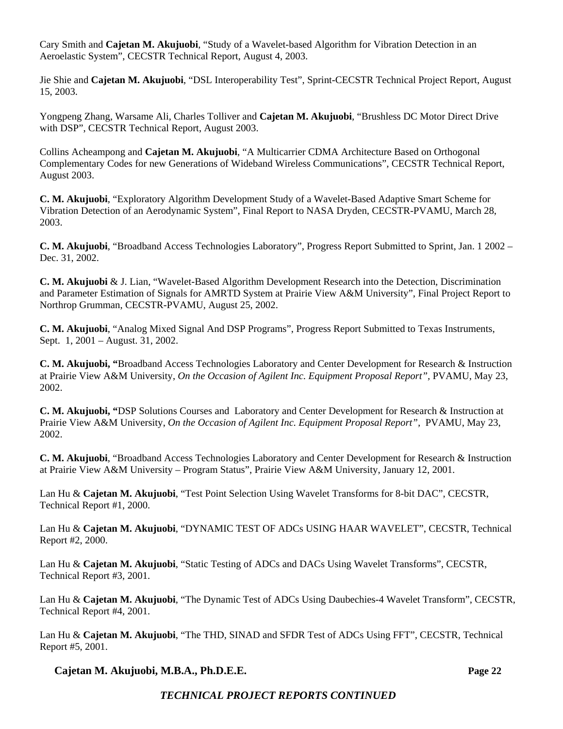Cary Smith and **Cajetan M. Akujuobi**, "Study of a Wavelet-based Algorithm for Vibration Detection in an Aeroelastic System", CECSTR Technical Report, August 4, 2003.

Jie Shie and **Cajetan M. Akujuobi**, "DSL Interoperability Test", Sprint-CECSTR Technical Project Report, August 15, 2003.

Yongpeng Zhang, Warsame Ali, Charles Tolliver and **Cajetan M. Akujuobi**, "Brushless DC Motor Direct Drive with DSP", CECSTR Technical Report, August 2003.

Collins Acheampong and **Cajetan M. Akujuobi**, "A Multicarrier CDMA Architecture Based on Orthogonal Complementary Codes for new Generations of Wideband Wireless Communications", CECSTR Technical Report, August 2003.

**C. M. Akujuobi**, "Exploratory Algorithm Development Study of a Wavelet-Based Adaptive Smart Scheme for Vibration Detection of an Aerodynamic System", Final Report to NASA Dryden, CECSTR-PVAMU, March 28, 2003.

**C. M. Akujuobi**, "Broadband Access Technologies Laboratory", Progress Report Submitted to Sprint, Jan. 1 2002 – Dec. 31, 2002.

**C. M. Akujuobi** & J. Lian, "Wavelet-Based Algorithm Development Research into the Detection, Discrimination and Parameter Estimation of Signals for AMRTD System at Prairie View A&M University", Final Project Report to Northrop Grumman, CECSTR-PVAMU, August 25, 2002.

**C. M. Akujuobi**, "Analog Mixed Signal And DSP Programs", Progress Report Submitted to Texas Instruments, Sept. 1, 2001 – August. 31, 2002.

**C. M. Akujuobi, "**Broadband Access Technologies Laboratory and Center Development for Research & Instruction at Prairie View A&M University, *On the Occasion of Agilent Inc. Equipment Proposal Report",* PVAMU, May 23, 2002.

**C. M. Akujuobi, "**DSP Solutions Courses and Laboratory and Center Development for Research & Instruction at Prairie View A&M University, *On the Occasion of Agilent Inc. Equipment Proposal Report",* PVAMU, May 23, 2002.

**C. M. Akujuobi**, "Broadband Access Technologies Laboratory and Center Development for Research & Instruction at Prairie View A&M University – Program Status", Prairie View A&M University, January 12, 2001.

Lan Hu & **Cajetan M. Akujuobi**, "Test Point Selection Using Wavelet Transforms for 8-bit DAC", CECSTR, Technical Report #1, 2000.

Lan Hu & **Cajetan M. Akujuobi**, "DYNAMIC TEST OF ADCs USING HAAR WAVELET", CECSTR, Technical Report #2, 2000.

Lan Hu & **Cajetan M. Akujuobi**, "Static Testing of ADCs and DACs Using Wavelet Transforms", CECSTR, Technical Report #3, 2001.

Lan Hu & **Cajetan M. Akujuobi**, "The Dynamic Test of ADCs Using Daubechies-4 Wavelet Transform", CECSTR, Technical Report #4, 2001.

Lan Hu & **Cajetan M. Akujuobi**, "The THD, SINAD and SFDR Test of ADCs Using FFT", CECSTR, Technical Report #5, 2001.

***TECHNICAL PROJECT REPORTS CONTINUED***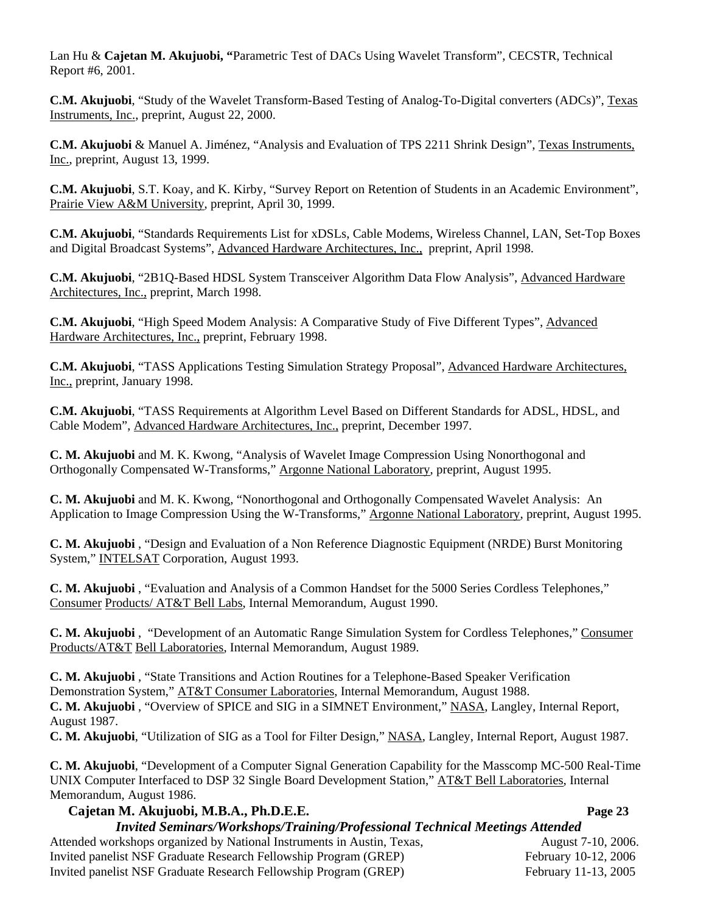Lan Hu & **Cajetan M. Akujuobi, "**Parametric Test of DACs Using Wavelet Transform", CECSTR, Technical Report #6, 2001.

**C.M. Akujuobi**, "Study of the Wavelet Transform-Based Testing of Analog-To-Digital converters (ADCs)", Texas Instruments, Inc., preprint, August 22, 2000.

**C.M. Akujuobi** & Manuel A. Jiménez, "Analysis and Evaluation of TPS 2211 Shrink Design", Texas Instruments, Inc., preprint, August 13, 1999.

**C.M. Akujuobi**, S.T. Koay, and K. Kirby, "Survey Report on Retention of Students in an Academic Environment", Prairie View A&M University, preprint, April 30, 1999.

**C.M. Akujuobi**, "Standards Requirements List for xDSLs, Cable Modems, Wireless Channel, LAN, Set-Top Boxes and Digital Broadcast Systems", Advanced Hardware Architectures, Inc., preprint, April 1998.

**C.M. Akujuobi**, "2B1Q-Based HDSL System Transceiver Algorithm Data Flow Analysis", Advanced Hardware Architectures, Inc., preprint, March 1998.

**C.M. Akujuobi**, "High Speed Modem Analysis: A Comparative Study of Five Different Types", Advanced Hardware Architectures, Inc., preprint, February 1998.

**C.M. Akujuobi**, "TASS Applications Testing Simulation Strategy Proposal", Advanced Hardware Architectures, Inc., preprint, January 1998.

**C.M. Akujuobi**, "TASS Requirements at Algorithm Level Based on Different Standards for ADSL, HDSL, and Cable Modem", Advanced Hardware Architectures, Inc., preprint, December 1997.

**C. M. Akujuobi** and M. K. Kwong, "Analysis of Wavelet Image Compression Using Nonorthogonal and Orthogonally Compensated W-Transforms," Argonne National Laboratory, preprint, August 1995.

**C. M. Akujuobi** and M. K. Kwong, "Nonorthogonal and Orthogonally Compensated Wavelet Analysis: An Application to Image Compression Using the W-Transforms," Argonne National Laboratory, preprint, August 1995.

**C. M. Akujuobi** , "Design and Evaluation of a Non Reference Diagnostic Equipment (NRDE) Burst Monitoring System," INTELSAT Corporation, August 1993.

**C. M. Akujuobi** , "Evaluation and Analysis of a Common Handset for the 5000 Series Cordless Telephones," Consumer Products/ AT&T Bell Labs, Internal Memorandum, August 1990.

**C. M. Akujuobi** , "Development of an Automatic Range Simulation System for Cordless Telephones," Consumer Products/AT&T Bell Laboratories, Internal Memorandum, August 1989.

**C. M. Akujuobi** , "State Transitions and Action Routines for a Telephone-Based Speaker Verification Demonstration System," AT&T Consumer Laboratories, Internal Memorandum, August 1988.

**C. M. Akujuobi** , "Overview of SPICE and SIG in a SIMNET Environment," NASA, Langley, Internal Report, August 1987.

**C. M. Akujuobi**, "Utilization of SIG as a Tool for Filter Design," NASA, Langley, Internal Report, August 1987.

**C. M. Akujuobi**, "Development of a Computer Signal Generation Capability for the Masscomp MC-500 Real-Time UNIX Computer Interfaced to DSP 32 Single Board Development Station," AT&T Bell Laboratories, Internal Memorandum, August 1986.

### *Invited Seminars/Workshops/Training/Professional Technical Meetings Attended*

| | |
|---|---|
| Attended workshops organized by National Instruments in Austin, Texas, | August 7-10, 2006. |
| Invited panelist NSF Graduate Research Fellowship Program (GREP) | February 10-12, 2006 |
| Invited panelist NSF Graduate Research Fellowship Program (GREP) | February 11-13, 2005 |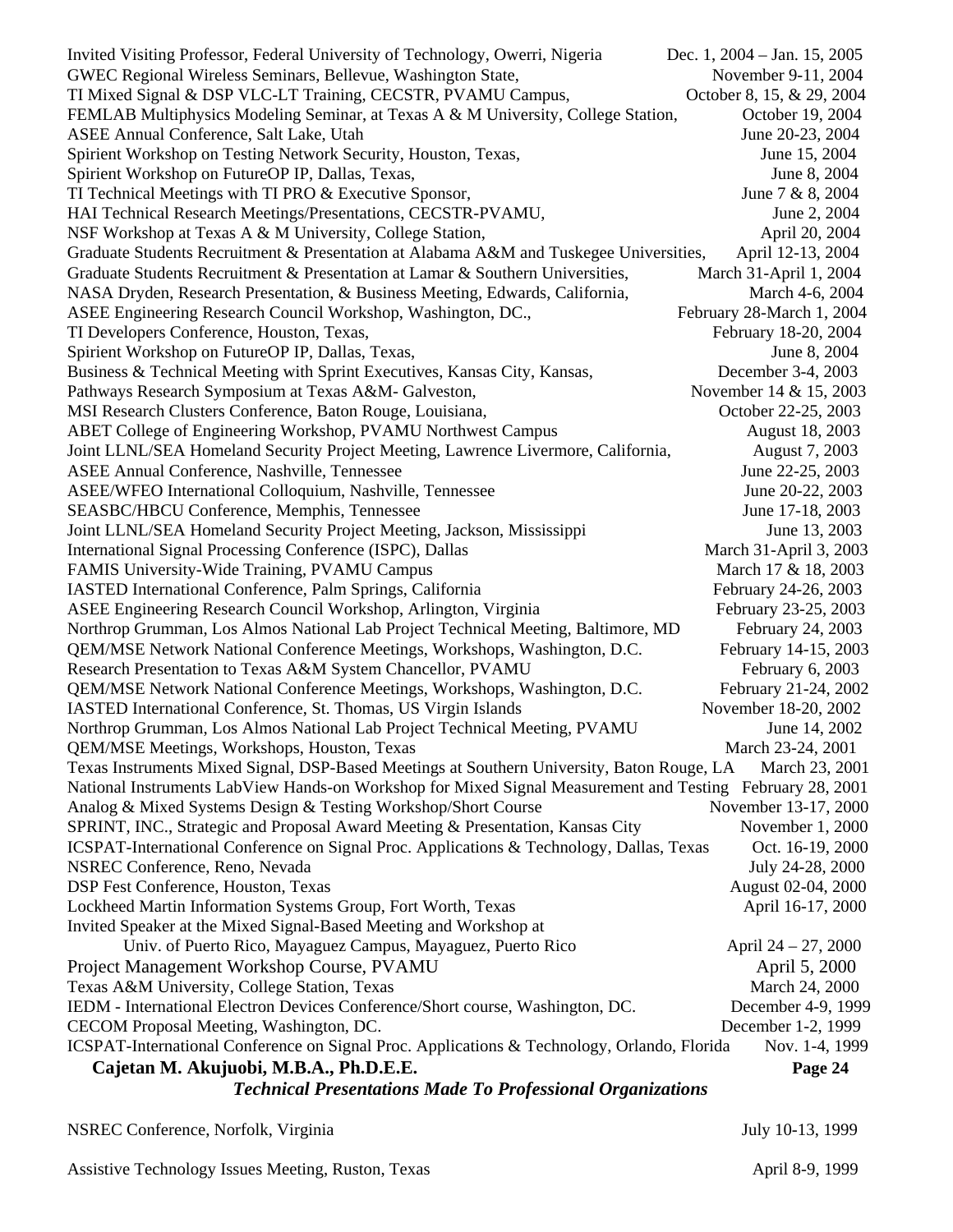| | |
|---|---|
| Invited Visiting Professor, Federal University of Technology, Owerri, Nigeria | Dec. 1, 2004 – Jan. 15, 2005 |
| GWEC Regional Wireless Seminars, Bellevue, Washington State, | November 9-11, 2004 |
| TI Mixed Signal & DSP VLC-LT Training, CECSTR, PVAMU Campus, | October 8, 15, & 29, 2004 |
| FEMLAB Multiphysics Modeling Seminar, at Texas A & M University, College Station, | October 19, 2004 |
| ASEE Annual Conference, Salt Lake, Utah | June 20-23, 2004 |
| Spirient Workshop on Testing Network Security, Houston, Texas, | June 15, 2004 |
| Spirient Workshop on FutureOP IP, Dallas, Texas, | June 8, 2004 |
| TI Technical Meetings with TI PRO & Executive Sponsor, | June 7 & 8, 2004 |
| HAI Technical Research Meetings/Presentations, CECSTR-PVAMU, | June 2, 2004 |
| NSF Workshop at Texas A & M University, College Station, | April 20, 2004 |
| Graduate Students Recruitment & Presentation at Alabama A&M and Tuskegee Universities, | April 12-13, 2004 |
| Graduate Students Recruitment & Presentation at Lamar & Southern Universities, | March 31-April 1, 2004 |
| NASA Dryden, Research Presentation, & Business Meeting, Edwards, California, | March 4-6, 2004 |
| ASEE Engineering Research Council Workshop, Washington, DC., | February 28-March 1, 2004 |
| TI Developers Conference, Houston, Texas, | February 18-20, 2004 |
| Spirient Workshop on FutureOP IP, Dallas, Texas, | June 8, 2004 |
| Business & Technical Meeting with Sprint Executives, Kansas City, Kansas, | December 3-4, 2003 |
| Pathways Research Symposium at Texas A&M- Galveston, | November 14 & 15, 2003 |
| MSI Research Clusters Conference, Baton Rouge, Louisiana, | October 22-25, 2003 |
| ABET College of Engineering Workshop, PVAMU Northwest Campus | August 18, 2003 |
| Joint LLNL/SEA Homeland Security Project Meeting, Lawrence Livermore, California, | August 7, 2003 |
| ASEE Annual Conference, Nashville, Tennessee | June 22-25, 2003 |
| ASEE/WFEO International Colloquium, Nashville, Tennessee | June 20-22, 2003 |
| SEASBC/HBCU Conference, Memphis, Tennessee | June 17-18, 2003 |
| Joint LLNL/SEA Homeland Security Project Meeting, Jackson, Mississippi | June 13, 2003 |
| International Signal Processing Conference (ISPC), Dallas | March 31-April 3, 2003 |
| FAMIS University-Wide Training, PVAMU Campus | March 17 & 18, 2003 |
| IASTED International Conference, Palm Springs, California | February 24-26, 2003 |
| ASEE Engineering Research Council Workshop, Arlington, Virginia | February 23-25, 2003 |
| Northrop Grumman, Los Almos National Lab Project Technical Meeting, Baltimore, MD | February 24, 2003 |
| QEM/MSE Network National Conference Meetings, Workshops, Washington, D.C. | February 14-15, 2003 |
| Research Presentation to Texas A&M System Chancellor, PVAMU | February 6, 2003 |
| QEM/MSE Network National Conference Meetings, Workshops, Washington, D.C. | February 21-24, 2002 |
| IASTED International Conference, St. Thomas, US Virgin Islands | November 18-20, 2002 |
| Northrop Grumman, Los Almos National Lab Project Technical Meeting, PVAMU | June 14, 2002 |
| QEM/MSE Meetings, Workshops, Houston, Texas | March 23-24, 2001 |
| Texas Instruments Mixed Signal, DSP-Based Meetings at Southern University, Baton Rouge, LA | March 23, 2001 |
| National Instruments LabView Hands-on Workshop for Mixed Signal Measurement and Testing | February 28, 2001 |
| Analog & Mixed Systems Design & Testing Workshop/Short Course | November 13-17, 2000 |
| SPRINT, INC., Strategic and Proposal Award Meeting & Presentation, Kansas City | November 1, 2000 |
| ICSPAT-International Conference on Signal Proc. Applications & Technology, Dallas, Texas | Oct. 16-19, 2000 |
| NSREC Conference, Reno, Nevada | July 24-28, 2000 |
| DSP Fest Conference, Houston, Texas | August 02-04, 2000 |
| Lockheed Martin Information Systems Group, Fort Worth, Texas | April 16-17, 2000 |
| Invited Speaker at the Mixed Signal-Based Meeting and Workshop at Univ. of Puerto Rico, Mayaguez Campus, Mayaguez, Puerto Rico | April 24 – 27, 2000 |
| Project Management Workshop Course, PVAMU | April 5, 2000 |
| Texas A&M University, College Station, Texas | March 24, 2000 |
| IEDM - International Electron Devices Conference/Short course, Washington, DC. | December 4-9, 1999 |
| CECOM Proposal Meeting, Washington, DC. | December 1-2, 1999 |
| ICSPAT-International Conference on Signal Proc. Applications & Technology, Orlando, Florida | Nov. 1-4, 1999 |

***Technical Presentations Made To Professional Organizations***

| | |
|---|---|
| NSREC Conference, Norfolk, Virginia | July 10-13, 1999 |
| Assistive Technology Issues Meeting, Ruston, Texas | April 8-9, 1999 |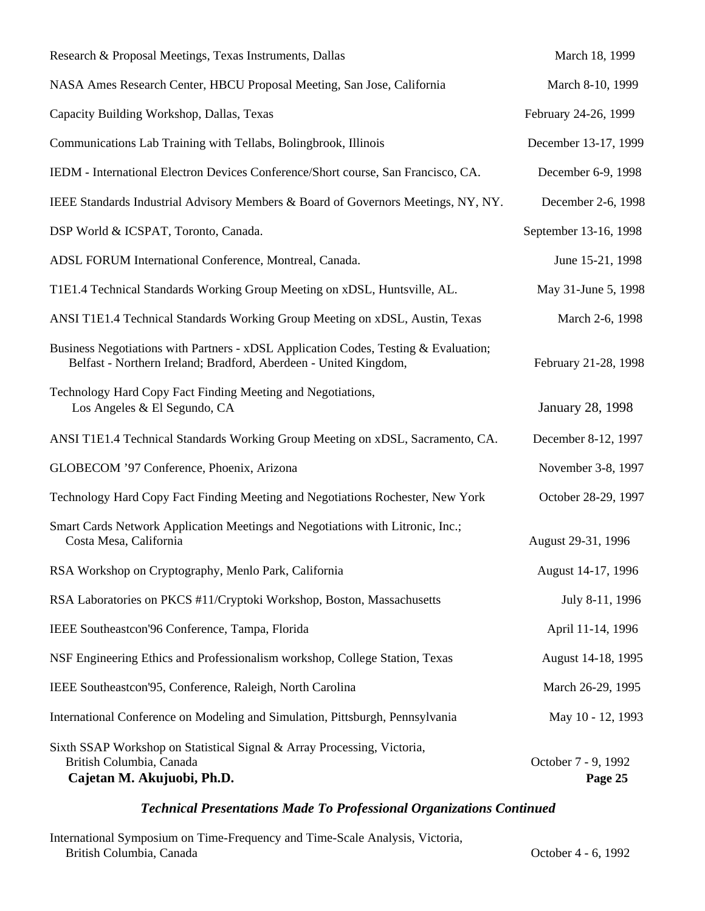| | |
|---|---|
| Research & Proposal Meetings, Texas Instruments, Dallas | March 18, 1999 |
| NASA Ames Research Center, HBCU Proposal Meeting, San Jose, California | March 8-10, 1999 |
| Capacity Building Workshop, Dallas, Texas | February 24-26, 1999 |
| Communications Lab Training with Tellabs, Bolingbrook, Illinois | December 13-17, 1999 |
| IEDM - International Electron Devices Conference/Short course, San Francisco, CA. | December 6-9, 1998 |
| IEEE Standards Industrial Advisory Members & Board of Governors Meetings, NY, NY. | December 2-6, 1998 |
| DSP World & ICSPAT, Toronto, Canada. | September 13-16, 1998 |
| ADSL FORUM International Conference, Montreal, Canada. | June 15-21, 1998 |
| T1E1.4 Technical Standards Working Group Meeting on xDSL, Huntsville, AL. | May 31-June 5, 1998 |
| ANSI T1E1.4 Technical Standards Working Group Meeting on xDSL, Austin, Texas | March 2-6, 1998 |
| Business Negotiations with Partners - xDSL Application Codes, Testing & Evaluation; Belfast - Northern Ireland; Bradford, Aberdeen - United Kingdom, | February 21-28, 1998 |
| Technology Hard Copy Fact Finding Meeting and Negotiations, Los Angeles & El Segundo, CA | January 28, 1998 |
| ANSI T1E1.4 Technical Standards Working Group Meeting on xDSL, Sacramento, CA. | December 8-12, 1997 |
| GLOBECOM '97 Conference, Phoenix, Arizona | November 3-8, 1997 |
| Technology Hard Copy Fact Finding Meeting and Negotiations Rochester, New York | October 28-29, 1997 |
| Smart Cards Network Application Meetings and Negotiations with Litronic, Inc.; Costa Mesa, California | August 29-31, 1996 |
| RSA Workshop on Cryptography, Menlo Park, California | August 14-17, 1996 |
| RSA Laboratories on PKCS #11/Cryptoki Workshop, Boston, Massachusetts | July 8-11, 1996 |
| IEEE Southeastcon'96 Conference, Tampa, Florida | April 11-14, 1996 |
| NSF Engineering Ethics and Professionalism workshop, College Station, Texas | August 14-18, 1995 |
| IEEE Southeastcon'95, Conference, Raleigh, North Carolina | March 26-29, 1995 |
| International Conference on Modeling and Simulation, Pittsburgh, Pennsylvania | May 10 - 12, 1993 |
| Sixth SSAP Workshop on Statistical Signal & Array Processing, Victoria, British Columbia, Canada | October 7 - 9, 1992 |

### *Technical Presentations Made To Professional Organizations Continued*

| | |
|---|---|
| International Symposium on Time-Frequency and Time-Scale Analysis, Victoria, British Columbia, Canada | October 4 - 6, 1992 |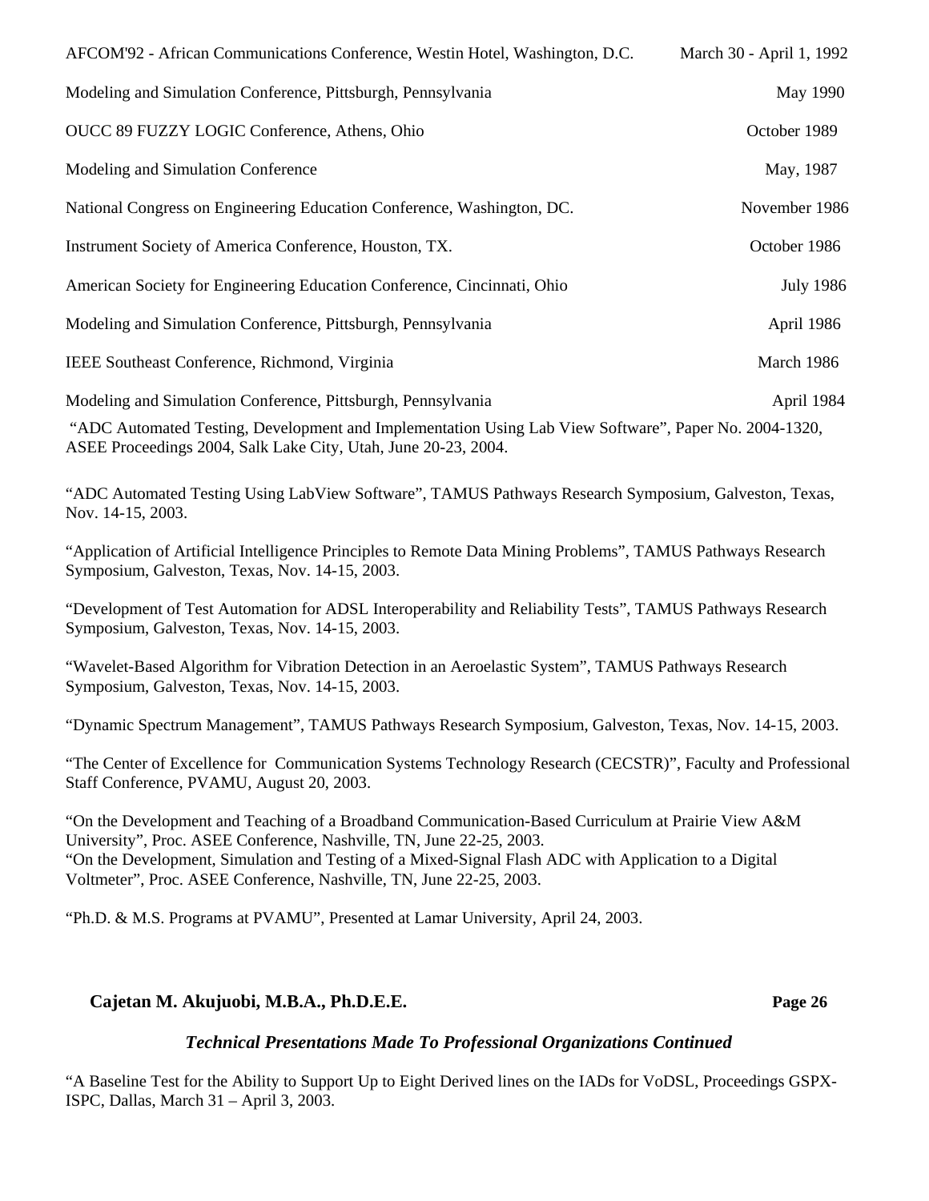| | |
|---|---|
| AFCOM'92 - African Communications Conference, Westin Hotel, Washington, D.C. | March 30 - April 1, 1992 |
| Modeling and Simulation Conference, Pittsburgh, Pennsylvania | May 1990 |
| OUCC 89 FUZZY LOGIC Conference, Athens, Ohio | October 1989 |
| Modeling and Simulation Conference | May, 1987 |
| National Congress on Engineering Education Conference, Washington, DC. | November 1986 |
| Instrument Society of America Conference, Houston, TX. | October 1986 |
| American Society for Engineering Education Conference, Cincinnati, Ohio | July 1986 |
| Modeling and Simulation Conference, Pittsburgh, Pennsylvania | April 1986 |
| IEEE Southeast Conference, Richmond, Virginia | March 1986 |
| Modeling and Simulation Conference, Pittsburgh, Pennsylvania | April 1984 |

"ADC Automated Testing, Development and Implementation Using Lab View Software", Paper No. 2004-1320, ASEE Proceedings 2004, Salk Lake City, Utah, June 20-23, 2004.

"ADC Automated Testing Using LabView Software", TAMUS Pathways Research Symposium, Galveston, Texas, Nov. 14-15, 2003.

"Application of Artificial Intelligence Principles to Remote Data Mining Problems", TAMUS Pathways Research Symposium, Galveston, Texas, Nov. 14-15, 2003.

"Development of Test Automation for ADSL Interoperability and Reliability Tests", TAMUS Pathways Research Symposium, Galveston, Texas, Nov. 14-15, 2003.

"Wavelet-Based Algorithm for Vibration Detection in an Aeroelastic System", TAMUS Pathways Research Symposium, Galveston, Texas, Nov. 14-15, 2003.

"Dynamic Spectrum Management", TAMUS Pathways Research Symposium, Galveston, Texas, Nov. 14-15, 2003.

"The Center of Excellence for Communication Systems Technology Research (CECSTR)", Faculty and Professional Staff Conference, PVAMU, August 20, 2003.

"On the Development and Teaching of a Broadband Communication-Based Curriculum at Prairie View A&M University", Proc. ASEE Conference, Nashville, TN, June 22-25, 2003.
"On the Development, Simulation and Testing of a Mixed-Signal Flash ADC with Application to a Digital Voltmeter", Proc. ASEE Conference, Nashville, TN, June 22-25, 2003.

"Ph.D. & M.S. Programs at PVAMU", Presented at Lamar University, April 24, 2003.

## *Technical Presentations Made To Professional Organizations Continued*

"A Baseline Test for the Ability to Support Up to Eight Derived lines on the IADs for VoDSL, Proceedings GSPX-ISPC, Dallas, March 31 – April 3, 2003.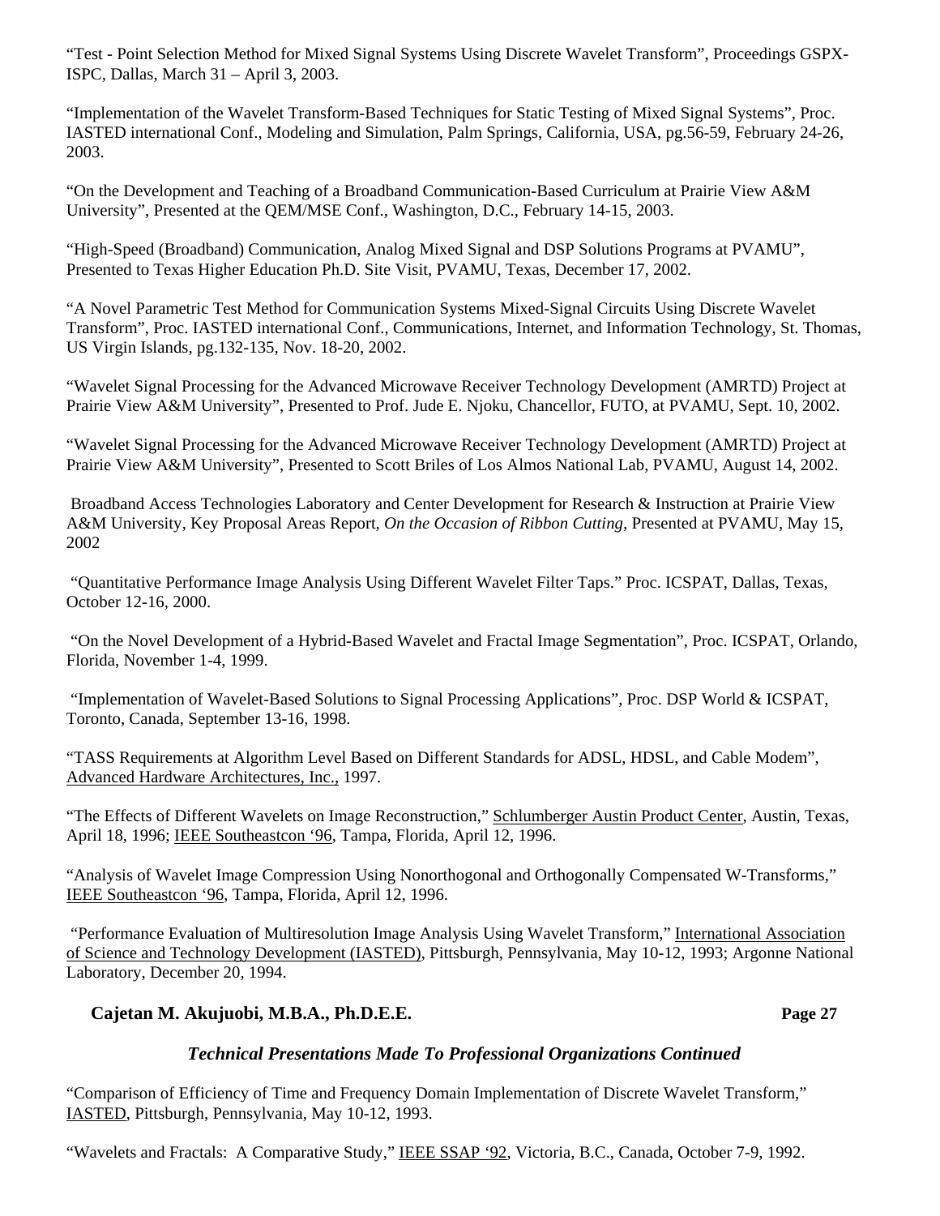"Test - Point Selection Method for Mixed Signal Systems Using Discrete Wavelet Transform", Proceedings GSPX-ISPC, Dallas, March 31 – April 3, 2003.

"Implementation of the Wavelet Transform-Based Techniques for Static Testing of Mixed Signal Systems", Proc. IASTED international Conf., Modeling and Simulation, Palm Springs, California, USA, pg.56-59, February 24-26, 2003.

"On the Development and Teaching of a Broadband Communication-Based Curriculum at Prairie View A&M University", Presented at the QEM/MSE Conf., Washington, D.C., February 14-15, 2003.

"High-Speed (Broadband) Communication, Analog Mixed Signal and DSP Solutions Programs at PVAMU", Presented to Texas Higher Education Ph.D. Site Visit, PVAMU, Texas, December 17, 2002.

"A Novel Parametric Test Method for Communication Systems Mixed-Signal Circuits Using Discrete Wavelet Transform", Proc. IASTED international Conf., Communications, Internet, and Information Technology, St. Thomas, US Virgin Islands, pg.132-135, Nov. 18-20, 2002.

"Wavelet Signal Processing for the Advanced Microwave Receiver Technology Development (AMRTD) Project at Prairie View A&M University", Presented to Prof. Jude E. Njoku, Chancellor, FUTO, at PVAMU, Sept. 10, 2002.

"Wavelet Signal Processing for the Advanced Microwave Receiver Technology Development (AMRTD) Project at Prairie View A&M University", Presented to Scott Briles of Los Almos National Lab, PVAMU, August 14, 2002.

Broadband Access Technologies Laboratory and Center Development for Research & Instruction at Prairie View A&M University, Key Proposal Areas Report, *On the Occasion of Ribbon Cutting*, Presented at PVAMU, May 15, 2002

"Quantitative Performance Image Analysis Using Different Wavelet Filter Taps." Proc. ICSPAT, Dallas, Texas, October 12-16, 2000.

"On the Novel Development of a Hybrid-Based Wavelet and Fractal Image Segmentation", Proc. ICSPAT, Orlando, Florida, November 1-4, 1999.

"Implementation of Wavelet-Based Solutions to Signal Processing Applications", Proc. DSP World & ICSPAT, Toronto, Canada, September 13-16, 1998.

"TASS Requirements at Algorithm Level Based on Different Standards for ADSL, HDSL, and Cable Modem", Advanced Hardware Architectures, Inc., 1997.

"The Effects of Different Wavelets on Image Reconstruction," Schlumberger Austin Product Center, Austin, Texas, April 18, 1996; IEEE Southeastcon '96, Tampa, Florida, April 12, 1996.

"Analysis of Wavelet Image Compression Using Nonorthogonal and Orthogonally Compensated W-Transforms," IEEE Southeastcon '96, Tampa, Florida, April 12, 1996.

"Performance Evaluation of Multiresolution Image Analysis Using Wavelet Transform," International Association of Science and Technology Development (IASTED), Pittsburgh, Pennsylvania, May 10-12, 1993; Argonne National Laboratory, December 20, 1994.

## *Technical Presentations Made To Professional Organizations Continued*

"Comparison of Efficiency of Time and Frequency Domain Implementation of Discrete Wavelet Transform," IASTED, Pittsburgh, Pennsylvania, May 10-12, 1993.

"Wavelets and Fractals: A Comparative Study," IEEE SSAP '92, Victoria, B.C., Canada, October 7-9, 1992.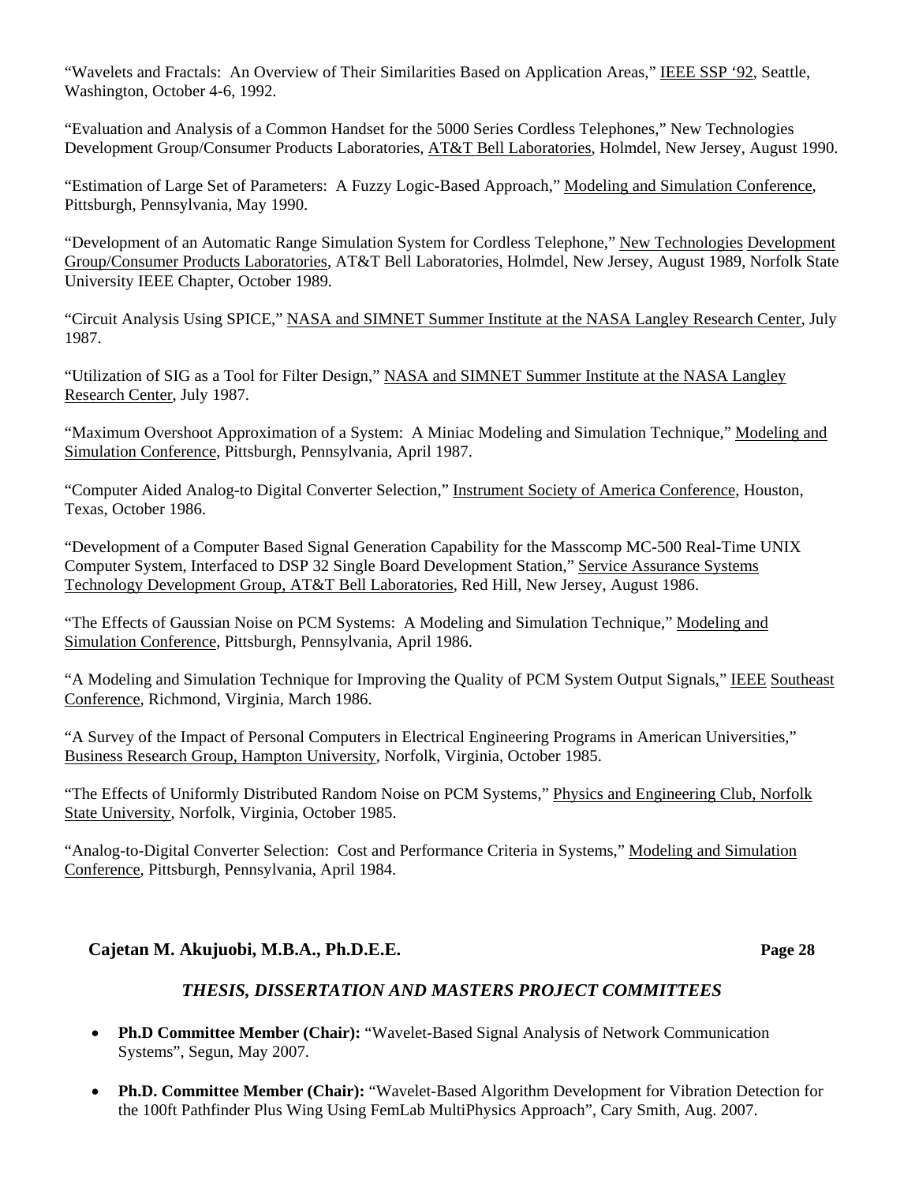"Wavelets and Fractals: An Overview of Their Similarities Based on Application Areas," IEEE SSP '92, Seattle, Washington, October 4-6, 1992.

"Evaluation and Analysis of a Common Handset for the 5000 Series Cordless Telephones," New Technologies Development Group/Consumer Products Laboratories, AT&T Bell Laboratories, Holmdel, New Jersey, August 1990.

"Estimation of Large Set of Parameters: A Fuzzy Logic-Based Approach," Modeling and Simulation Conference, Pittsburgh, Pennsylvania, May 1990.

"Development of an Automatic Range Simulation System for Cordless Telephone," New Technologies Development Group/Consumer Products Laboratories, AT&T Bell Laboratories, Holmdel, New Jersey, August 1989, Norfolk State University IEEE Chapter, October 1989.

"Circuit Analysis Using SPICE," NASA and SIMNET Summer Institute at the NASA Langley Research Center, July 1987.

"Utilization of SIG as a Tool for Filter Design," NASA and SIMNET Summer Institute at the NASA Langley Research Center, July 1987.

"Maximum Overshoot Approximation of a System: A Miniac Modeling and Simulation Technique," Modeling and Simulation Conference, Pittsburgh, Pennsylvania, April 1987.

"Computer Aided Analog-to Digital Converter Selection," Instrument Society of America Conference, Houston, Texas, October 1986.

"Development of a Computer Based Signal Generation Capability for the Masscomp MC-500 Real-Time UNIX Computer System, Interfaced to DSP 32 Single Board Development Station," Service Assurance Systems Technology Development Group, AT&T Bell Laboratories, Red Hill, New Jersey, August 1986.

"The Effects of Gaussian Noise on PCM Systems: A Modeling and Simulation Technique," Modeling and Simulation Conference, Pittsburgh, Pennsylvania, April 1986.

"A Modeling and Simulation Technique for Improving the Quality of PCM System Output Signals," IEEE Southeast Conference, Richmond, Virginia, March 1986.

"A Survey of the Impact of Personal Computers in Electrical Engineering Programs in American Universities," Business Research Group, Hampton University, Norfolk, Virginia, October 1985.

"The Effects of Uniformly Distributed Random Noise on PCM Systems," Physics and Engineering Club, Norfolk State University, Norfolk, Virginia, October 1985.

"Analog-to-Digital Converter Selection: Cost and Performance Criteria in Systems," Modeling and Simulation Conference, Pittsburgh, Pennsylvania, April 1984.

## *THESIS, DISSERTATION AND MASTERS PROJECT COMMITTEES*

- **Ph.D Committee Member (Chair):** "Wavelet-Based Signal Analysis of Network Communication Systems", Segun, May 2007.
- **Ph.D. Committee Member (Chair):** "Wavelet-Based Algorithm Development for Vibration Detection for the 100ft Pathfinder Plus Wing Using FemLab MultiPhysics Approach", Cary Smith, Aug. 2007.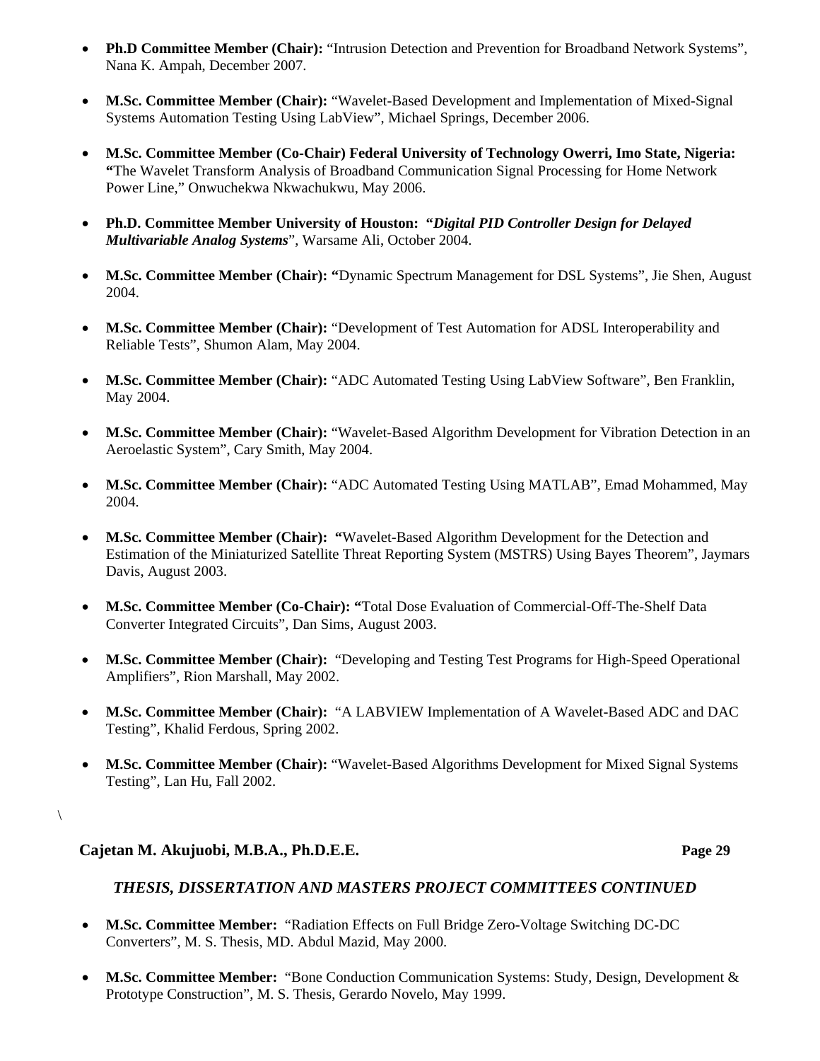- **Ph.D Committee Member (Chair):** "Intrusion Detection and Prevention for Broadband Network Systems", Nana K. Ampah, December 2007.

- **M.Sc. Committee Member (Chair):** "Wavelet-Based Development and Implementation of Mixed-Signal Systems Automation Testing Using LabView", Michael Springs, December 2006.

- **M.Sc. Committee Member (Co-Chair) Federal University of Technology Owerri, Imo State, Nigeria: "**The Wavelet Transform Analysis of Broadband Communication Signal Processing for Home Network Power Line," Onwuchekwa Nkwachukwu, May 2006.

- **Ph.D. Committee Member University of Houston:** ***"Digital PID Controller Design for Delayed Multivariable Analog Systems***", Warsame Ali, October 2004.

- **M.Sc. Committee Member (Chair): "**Dynamic Spectrum Management for DSL Systems", Jie Shen, August 2004.

- **M.Sc. Committee Member (Chair):** "Development of Test Automation for ADSL Interoperability and Reliable Tests", Shumon Alam, May 2004.

- **M.Sc. Committee Member (Chair):** "ADC Automated Testing Using LabView Software", Ben Franklin, May 2004.

- **M.Sc. Committee Member (Chair):** "Wavelet-Based Algorithm Development for Vibration Detection in an Aeroelastic System", Cary Smith, May 2004.

- **M.Sc. Committee Member (Chair):** "ADC Automated Testing Using MATLAB", Emad Mohammed, May 2004.

- **M.Sc. Committee Member (Chair): "**Wavelet-Based Algorithm Development for the Detection and Estimation of the Miniaturized Satellite Threat Reporting System (MSTRS) Using Bayes Theorem", Jaymars Davis, August 2003.

- **M.Sc. Committee Member (Co-Chair): "**Total Dose Evaluation of Commercial-Off-The-Shelf Data Converter Integrated Circuits", Dan Sims, August 2003.

- **M.Sc. Committee Member (Chair):** "Developing and Testing Test Programs for High-Speed Operational Amplifiers", Rion Marshall, May 2002.

- **M.Sc. Committee Member (Chair):** "A LABVIEW Implementation of A Wavelet-Based ADC and DAC Testing", Khalid Ferdous, Spring 2002.

- **M.Sc. Committee Member (Chair):** "Wavelet-Based Algorithms Development for Mixed Signal Systems Testing", Lan Hu, Fall 2002.

\

### *THESIS, DISSERTATION AND MASTERS PROJECT COMMITTEES CONTINUED*

- **M.Sc. Committee Member:** "Radiation Effects on Full Bridge Zero-Voltage Switching DC-DC Converters", M. S. Thesis, MD. Abdul Mazid, May 2000.

- **M.Sc. Committee Member:** "Bone Conduction Communication Systems: Study, Design, Development & Prototype Construction", M. S. Thesis, Gerardo Novelo, May 1999.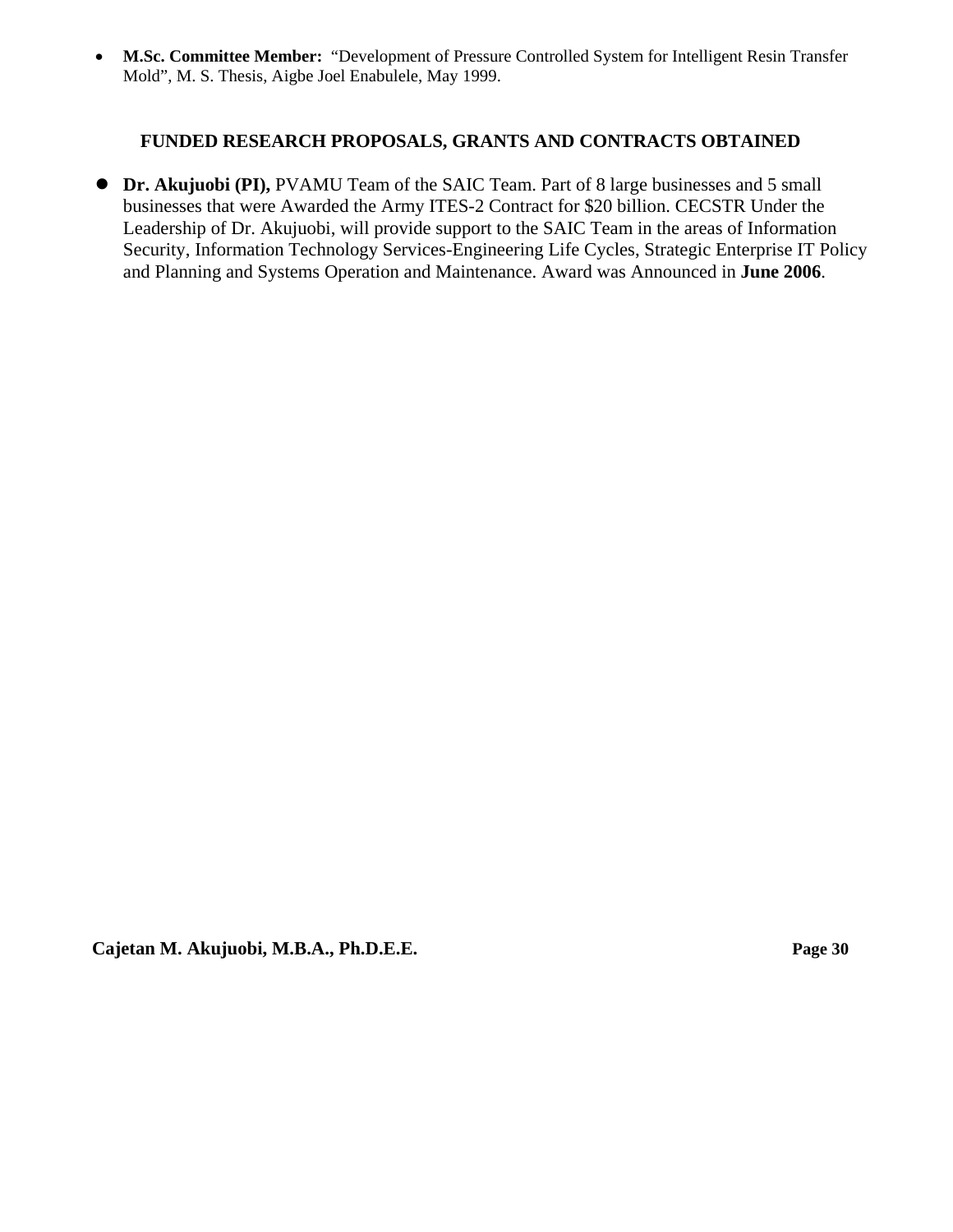- **M.Sc. Committee Member:** "Development of Pressure Controlled System for Intelligent Resin Transfer Mold", M. S. Thesis, Aigbe Joel Enabulele, May 1999.

## FUNDED RESEARCH PROPOSALS, GRANTS AND CONTRACTS OBTAINED

- **Dr. Akujuobi (PI),** PVAMU Team of the SAIC Team. Part of 8 large businesses and 5 small businesses that were Awarded the Army ITES-2 Contract for $20 billion. CECSTR Under the Leadership of Dr. Akujuobi, will provide support to the SAIC Team in the areas of Information Security, Information Technology Services-Engineering Life Cycles, Strategic Enterprise IT Policy and Planning and Systems Operation and Maintenance. Award was Announced in **June 2006**.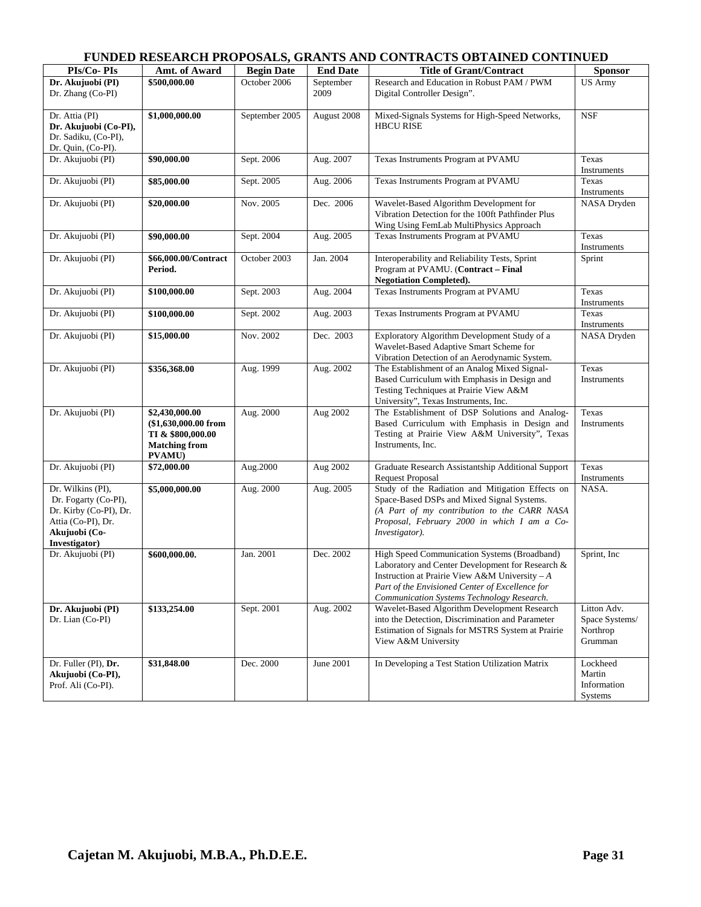## FUNDED RESEARCH PROPOSALS, GRANTS AND CONTRACTS OBTAINED CONTINUED

| PIs/Co- PIs | Amt. of Award | Begin Date | End Date | Title of Grant/Contract | Sponsor |
|---|---|---|---|---|---|
| **Dr. Akujuobi (PI)** Dr. Zhang (Co-PI) | **$500,000.00** | October 2006 | September 2009 | Research and Education in Robust PAM / PWM Digital Controller Design". | US Army |
| Dr. Attia (PI) **Dr. Akujuobi (Co-PI),** Dr. Sadiku, (Co-PI), Dr. Quin, (Co-PI). | **$1,000,000.00** | September 2005 | August 2008 | Mixed-Signals Systems for High-Speed Networks, HBCU RISE | NSF |
| Dr. Akujuobi (PI) | **$90,000.00** | Sept. 2006 | Aug. 2007 | Texas Instruments Program at PVAMU | Texas Instruments |
| Dr. Akujuobi (PI) | **$85,000.00** | Sept. 2005 | Aug. 2006 | Texas Instruments Program at PVAMU | Texas Instruments |
| Dr. Akujuobi (PI) | **$20,000.00** | Nov. 2005 | Dec. 2006 | Wavelet-Based Algorithm Development for Vibration Detection for the 100ft Pathfinder Plus Wing Using FemLab MultiPhysics Approach | NASA Dryden |
| Dr. Akujuobi (PI) | **$90,000.00** | Sept. 2004 | Aug. 2005 | Texas Instruments Program at PVAMU | Texas Instruments |
| Dr. Akujuobi (PI) | **$66,000.00/Contract Period.** | October 2003 | Jan. 2004 | Interoperability and Reliability Tests, Sprint Program at PVAMU. (**Contract – Final Negotiation Completed).** | Sprint |
| Dr. Akujuobi (PI) | **$100,000.00** | Sept. 2003 | Aug. 2004 | Texas Instruments Program at PVAMU | Texas Instruments |
| Dr. Akujuobi (PI) | **$100,000.00** | Sept. 2002 | Aug. 2003 | Texas Instruments Program at PVAMU | Texas Instruments |
| Dr. Akujuobi (PI) | **$15,000.00** | Nov. 2002 | Dec. 2003 | Exploratory Algorithm Development Study of a Wavelet-Based Adaptive Smart Scheme for Vibration Detection of an Aerodynamic System. | NASA Dryden |
| Dr. Akujuobi (PI) | **$356,368.00** | Aug. 1999 | Aug. 2002 | The Establishment of an Analog Mixed Signal-Based Curriculum with Emphasis in Design and Testing Techniques at Prairie View A&M University", Texas Instruments, Inc. | Texas Instruments |
| Dr. Akujuobi (PI) | **$2,430,000.00 ($1,630,000.00 from TI & $800,000.00 Matching from PVAMU)** | Aug. 2000 | Aug 2002 | The Establishment of DSP Solutions and Analog-Based Curriculum with Emphasis in Design and Testing at Prairie View A&M University", Texas Instruments, Inc. | Texas Instruments |
| Dr. Akujuobi (PI) | **$72,000.00** | Aug.2000 | Aug 2002 | Graduate Research Assistantship Additional Support Request Proposal | Texas Instruments |
| Dr. Wilkins (PI), Dr. Fogarty (Co-PI), Dr. Kirby (Co-PI), Dr. Attia (Co-PI), Dr. **Akujuobi (Co-Investigator)** | **$5,000,000.00** | Aug. 2000 | Aug. 2005 | Study of the Radiation and Mitigation Effects on Space-Based DSPs and Mixed Signal Systems. *(A Part of my contribution to the CARR NASA Proposal, February 2000 in which I am a Co-Investigator).* | NASA. |
| Dr. Akujuobi (PI) | **$600,000.00.** | Jan. 2001 | Dec. 2002 | High Speed Communication Systems (Broadband) Laboratory and Center Development for Research & Instruction at Prairie View A&M University – *A Part of the Envisioned Center of Excellence for Communication Systems Technology Research.* | Sprint, Inc |
| **Dr. Akujuobi (PI)** Dr. Lian (Co-PI) | **$133,254.00** | Sept. 2001 | Aug. 2002 | Wavelet-Based Algorithm Development Research into the Detection, Discrimination and Parameter Estimation of Signals for MSTRS System at Prairie View A&M University | Litton Adv. Space Systems/ Northrop Grumman |
| Dr. Fuller (PI), **Dr. Akujuobi (Co-PI),** Prof. Ali (Co-PI). | **$31,848.00** | Dec. 2000 | June 2001 | In Developing a Test Station Utilization Matrix | Lockheed Martin Information Systems |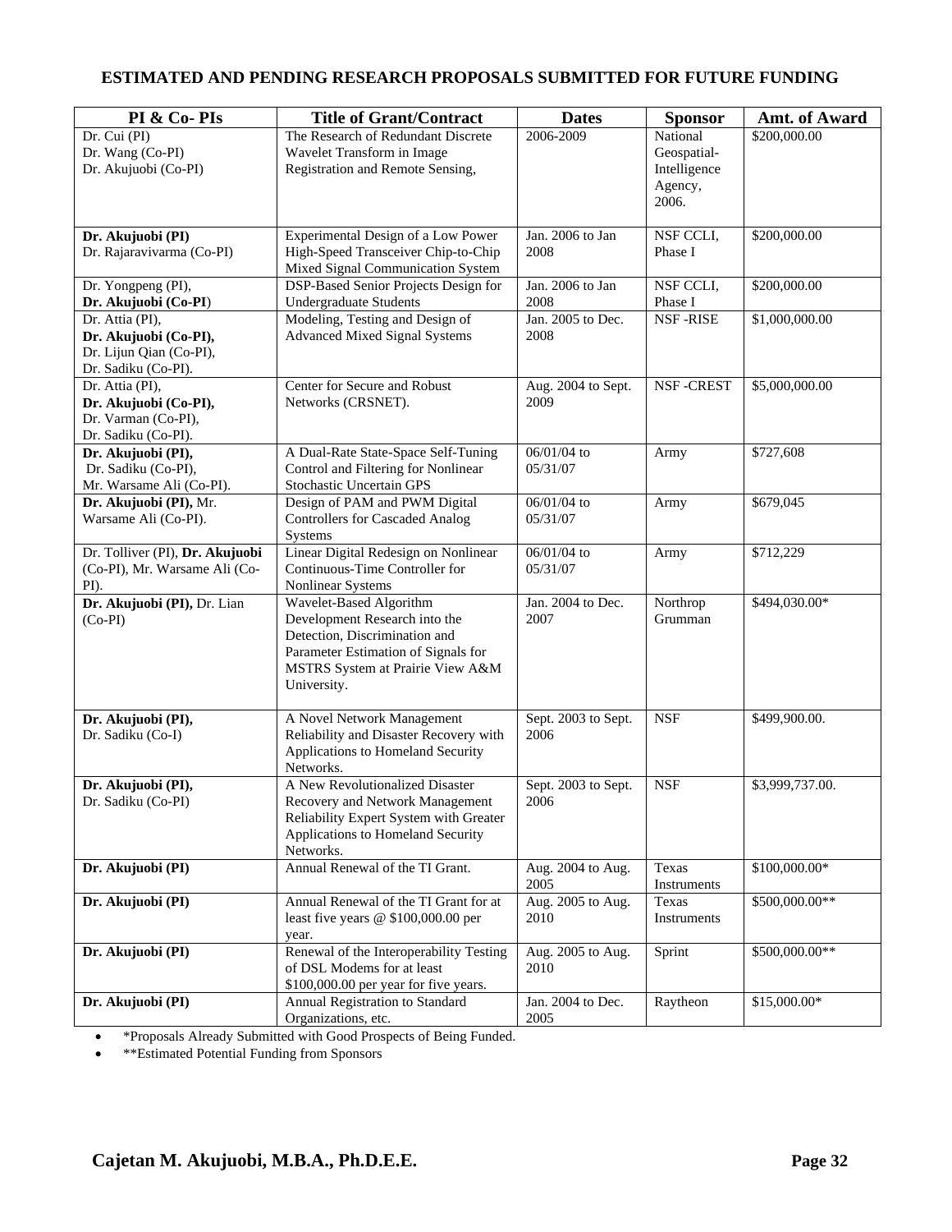## ESTIMATED AND PENDING RESEARCH PROPOSALS SUBMITTED FOR FUTURE FUNDING

| PI & Co- PIs | Title of Grant/Contract | Dates | Sponsor | Amt. of Award |
|---|---|---|---|---|
| Dr. Cui (PI)<br>Dr. Wang (Co-PI)<br>Dr. Akujuobi (Co-PI) | The Research of Redundant Discrete Wavelet Transform in Image Registration and Remote Sensing, | 2006-2009 | National Geospatial-Intelligence Agency, 2006. | $200,000.00 |
| **Dr. Akujuobi (PI)**<br>Dr. Rajaravivarma (Co-PI) | Experimental Design of a Low Power High-Speed Transceiver Chip-to-Chip Mixed Signal Communication System | Jan. 2006 to Jan 2008 | NSF CCLI, Phase I | $200,000.00 |
| Dr. Yongpeng (PI),<br>**Dr. Akujuobi (Co-PI)** | DSP-Based Senior Projects Design for Undergraduate Students | Jan. 2006 to Jan 2008 | NSF CCLI, Phase I | $200,000.00 |
| Dr. Attia (PI),<br>**Dr. Akujuobi (Co-PI),**<br>Dr. Lijun Qian (Co-PI),<br>Dr. Sadiku (Co-PI). | Modeling, Testing and Design of Advanced Mixed Signal Systems | Jan. 2005 to Dec. 2008 | NSF -RISE | $1,000,000.00 |
| Dr. Attia (PI),<br>**Dr. Akujuobi (Co-PI),**<br>Dr. Varman (Co-PI),<br>Dr. Sadiku (Co-PI). | Center for Secure and Robust Networks (CRSNET). | Aug. 2004 to Sept. 2009 | NSF -CREST | $5,000,000.00 |
| **Dr. Akujuobi (PI),**<br>Dr. Sadiku (Co-PI),<br>Mr. Warsame Ali (Co-PI). | A Dual-Rate State-Space Self-Tuning Control and Filtering for Nonlinear Stochastic Uncertain GPS | 06/01/04 to 05/31/07 | Army | $727,608 |
| **Dr. Akujuobi (PI),** Mr. Warsame Ali (Co-PI). | Design of PAM and PWM Digital Controllers for Cascaded Analog Systems | 06/01/04 to 05/31/07 | Army | $679,045 |
| Dr. Tolliver (PI), **Dr. Akujuobi** (Co-PI), Mr. Warsame Ali (Co-PI). | Linear Digital Redesign on Nonlinear Continuous-Time Controller for Nonlinear Systems | 06/01/04 to 05/31/07 | Army | $712,229 |
| **Dr. Akujuobi (PI),** Dr. Lian (Co-PI) | Wavelet-Based Algorithm Development Research into the Detection, Discrimination and Parameter Estimation of Signals for MSTRS System at Prairie View A&M University. | Jan. 2004 to Dec. 2007 | Northrop Grumman | $494,030.00* |
| **Dr. Akujuobi (PI),**<br>Dr. Sadiku (Co-I) | A Novel Network Management Reliability and Disaster Recovery with Applications to Homeland Security Networks. | Sept. 2003 to Sept. 2006 | NSF | $499,900.00. |
| **Dr. Akujuobi (PI),**<br>Dr. Sadiku (Co-PI) | A New Revolutionalized Disaster Recovery and Network Management Reliability Expert System with Greater Applications to Homeland Security Networks. | Sept. 2003 to Sept. 2006 | NSF | $3,999,737.00. |
| **Dr. Akujuobi (PI)** | Annual Renewal of the TI Grant. | Aug. 2004 to Aug. 2005 | Texas Instruments | $100,000.00* |
| **Dr. Akujuobi (PI)** | Annual Renewal of the TI Grant for at least five years @ $100,000.00 per year. | Aug. 2005 to Aug. 2010 | Texas Instruments | $500,000.00** |
| **Dr. Akujuobi (PI)** | Renewal of the Interoperability Testing of DSL Modems for at least $100,000.00 per year for five years. | Aug. 2005 to Aug. 2010 | Sprint | $500,000.00** |
| **Dr. Akujuobi (PI)** | Annual Registration to Standard Organizations, etc. | Jan. 2004 to Dec. 2005 | Raytheon | $15,000.00* |

- *Proposals Already Submitted with Good Prospects of Being Funded.
- **Estimated Potential Funding from Sponsors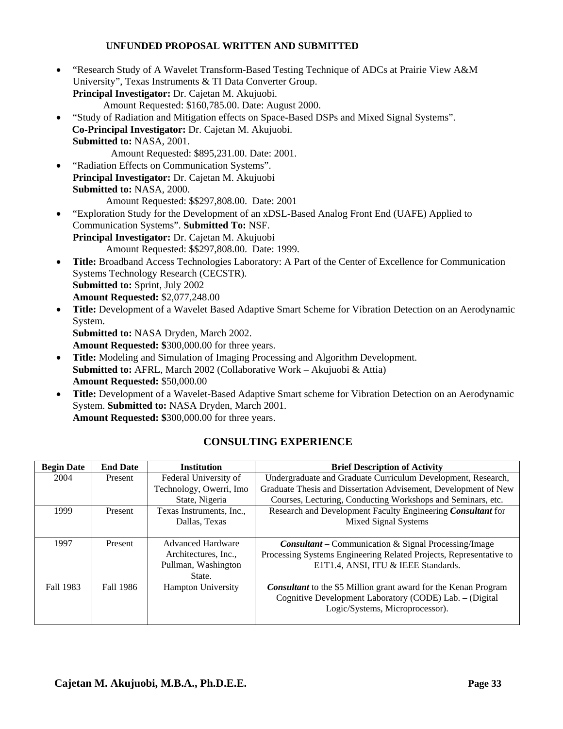## UNFUNDED PROPOSAL WRITTEN AND SUBMITTED

- "Research Study of A Wavelet Transform-Based Testing Technique of ADCs at Prairie View A&M University", Texas Instruments & TI Data Converter Group.
  **Principal Investigator:** Dr. Cajetan M. Akujuobi.
  Amount Requested: $160,785.00. Date: August 2000.
- "Study of Radiation and Mitigation effects on Space-Based DSPs and Mixed Signal Systems".
  **Co-Principal Investigator:** Dr. Cajetan M. Akujuobi.
  **Submitted to:** NASA, 2001.
  Amount Requested: $895,231.00. Date: 2001.
- "Radiation Effects on Communication Systems".
  **Principal Investigator:** Dr. Cajetan M. Akujuobi
  **Submitted to:** NASA, 2000.
  Amount Requested: $$297,808.00. Date: 2001
- "Exploration Study for the Development of an xDSL-Based Analog Front End (UAFE) Applied to Communication Systems". **Submitted To:** NSF.
  **Principal Investigator:** Dr. Cajetan M. Akujuobi
  Amount Requested: $$297,808.00. Date: 1999.
- **Title:** Broadband Access Technologies Laboratory: A Part of the Center of Excellence for Communication Systems Technology Research (CECSTR).
  **Submitted to:** Sprint, July 2002
  **Amount Requested:** $2,077,248.00
- **Title:** Development of a Wavelet Based Adaptive Smart Scheme for Vibration Detection on an Aerodynamic System.
  **Submitted to:** NASA Dryden, March 2002.
  **Amount Requested: $**300,000.00 for three years.
- **Title:** Modeling and Simulation of Imaging Processing and Algorithm Development.
  **Submitted to:** AFRL, March 2002 (Collaborative Work – Akujuobi & Attia)
  **Amount Requested:** $50,000.00
- **Title:** Development of a Wavelet-Based Adaptive Smart scheme for Vibration Detection on an Aerodynamic System. **Submitted to:** NASA Dryden, March 2001.
  **Amount Requested: $**300,000.00 for three years.

## CONSULTING EXPERIENCE

| Begin Date | End Date | Institution | Brief Description of Activity |
| --- | --- | --- | --- |
| 2004 | Present | Federal University of Technology, Owerri, Imo State, Nigeria | Undergraduate and Graduate Curriculum Development, Research, Graduate Thesis and Dissertation Advisement, Development of New Courses, Lecturing, Conducting Workshops and Seminars, etc. |
| 1999 | Present | Texas Instruments, Inc., Dallas, Texas | Research and Development Faculty Engineering ***Consultant*** for Mixed Signal Systems |
| 1997 | Present | Advanced Hardware Architectures, Inc., Pullman, Washington State. | ***Consultant –*** Communication & Signal Processing/Image Processing Systems Engineering Related Projects, Representative to E1T1.4, ANSI, ITU & IEEE Standards. |
| Fall 1983 | Fall 1986 | Hampton University | ***Consultant*** to the $5 Million grant award for the Kenan Program Cognitive Development Laboratory (CODE) Lab. – (Digital Logic/Systems, Microprocessor). |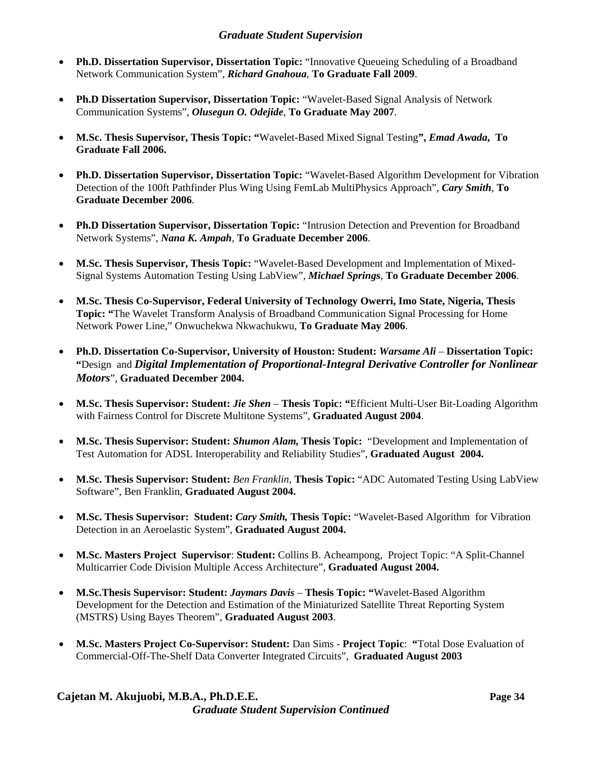### *Graduate Student Supervision*

- **Ph.D. Dissertation Supervisor, Dissertation Topic:** "Innovative Queueing Scheduling of a Broadband Network Communication System", ***Richard Gnahoua***, **To Graduate Fall 2009**.

- **Ph.D Dissertation Supervisor, Dissertation Topic:** "Wavelet-Based Signal Analysis of Network Communication Systems", ***Olusegun O. Odejide***, **To Graduate May 2007**.

- **M.Sc. Thesis Supervisor, Thesis Topic: "**Wavelet-Based Mixed Signal Testing**", *Emad Awada*, To Graduate Fall 2006.**

- **Ph.D. Dissertation Supervisor, Dissertation Topic:** "Wavelet-Based Algorithm Development for Vibration Detection of the 100ft Pathfinder Plus Wing Using FemLab MultiPhysics Approach", ***Cary Smith***, **To Graduate December 2006**.

- **Ph.D Dissertation Supervisor, Dissertation Topic:** "Intrusion Detection and Prevention for Broadband Network Systems", ***Nana K. Ampah***, **To Graduate December 2006**.

- **M.Sc. Thesis Supervisor, Thesis Topic:** "Wavelet-Based Development and Implementation of Mixed-Signal Systems Automation Testing Using LabView", ***Michael Springs***, **To Graduate December 2006**.

- **M.Sc. Thesis Co-Supervisor, Federal University of Technology Owerri, Imo State, Nigeria, Thesis Topic: "**The Wavelet Transform Analysis of Broadband Communication Signal Processing for Home Network Power Line," Onwuchekwa Nkwachukwu, **To Graduate May 2006**.

- **Ph.D. Dissertation Co-Supervisor, University of Houston: Student:** ***Warsame Ali*** – **Dissertation Topic: "**Design and ***Digital Implementation of Proportional-Integral Derivative Controller for Nonlinear Motors***", **Graduated December 2004.**

- **M.Sc. Thesis Supervisor: Student:** ***Jie Shen*** – **Thesis Topic: "**Efficient Multi-User Bit-Loading Algorithm with Fairness Control for Discrete Multitone Systems", **Graduated August 2004**.

- **M.Sc. Thesis Supervisor: Student:** ***Shumon Alam,*** **Thesis Topic:** "Development and Implementation of Test Automation for ADSL Interoperability and Reliability Studies", **Graduated August 2004.**

- **M.Sc. Thesis Supervisor: Student:** *Ben Franklin*, **Thesis Topic:** "ADC Automated Testing Using LabView Software", Ben Franklin, **Graduated August 2004.**

- **M.Sc. Thesis Supervisor: Student:** ***Cary Smith,*** **Thesis Topic:** "Wavelet-Based Algorithm for Vibration Detection in an Aeroelastic System", **Graduated August 2004.**

- **M.Sc. Masters Project Supervisor**: **Student:** Collins B. Acheampong, Project Topic: "A Split-Channel Multicarrier Code Division Multiple Access Architecture", **Graduated August 2004.**

- **M.Sc.Thesis Supervisor: Student:** ***Jaymars Davis*** – **Thesis Topic: "**Wavelet-Based Algorithm Development for the Detection and Estimation of the Miniaturized Satellite Threat Reporting System (MSTRS) Using Bayes Theorem", **Graduated August 2003**.

- **M.Sc. Masters Project Co-Supervisor: Student:** Dan Sims - **Project Topic**: **"**Total Dose Evaluation of Commercial-Off-The-Shelf Data Converter Integrated Circuits", **Graduated August 2003**

### *Graduate Student Supervision Continued*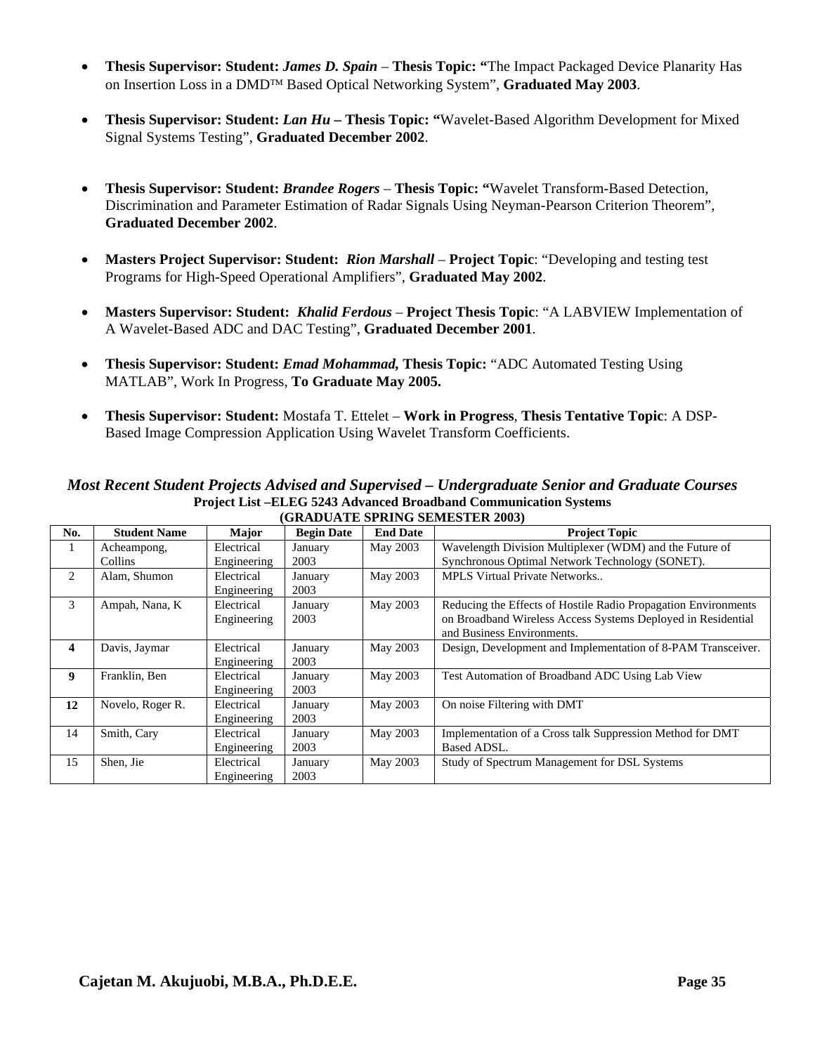- **Thesis Supervisor: Student:** ***James D. Spain*** – **Thesis Topic: "**The Impact Packaged Device Planarity Has on Insertion Loss in a DMD™ Based Optical Networking System", **Graduated May 2003**.

- **Thesis Supervisor: Student:** ***Lan Hu*** **– Thesis Topic: "**Wavelet-Based Algorithm Development for Mixed Signal Systems Testing", **Graduated December 2002**.

- **Thesis Supervisor: Student:** ***Brandee Rogers*** – **Thesis Topic: "**Wavelet Transform-Based Detection, Discrimination and Parameter Estimation of Radar Signals Using Neyman-Pearson Criterion Theorem", **Graduated December 2002**.

- **Masters Project Supervisor: Student:** ***Rion Marshall*** – **Project Topic**: "Developing and testing test Programs for High-Speed Operational Amplifiers", **Graduated May 2002**.

- **Masters Supervisor: Student:** ***Khalid Ferdous*** – **Project Thesis Topic**: "A LABVIEW Implementation of A Wavelet-Based ADC and DAC Testing", **Graduated December 2001**.

- **Thesis Supervisor: Student:** ***Emad Mohammad,*** **Thesis Topic:** "ADC Automated Testing Using MATLAB", Work In Progress, **To Graduate May 2005.**

- **Thesis Supervisor: Student:** Mostafa T. Ettelet – **Work in Progress**, **Thesis Tentative Topic**: A DSP-Based Image Compression Application Using Wavelet Transform Coefficients.

## *Most Recent Student Projects Advised and Supervised – Undergraduate Senior and Graduate Courses*

**Project List –ELEG 5243 Advanced Broadband Communication Systems**
**(GRADUATE SPRING SEMESTER 2003)**

| No. | Student Name | Major | Begin Date | End Date | Project Topic |
|---|---|---|---|---|---|
| 1 | Acheampong, Collins | Electrical Engineering | January 2003 | May 2003 | Wavelength Division Multiplexer (WDM) and the Future of Synchronous Optimal Network Technology (SONET). |
| 2 | Alam, Shumon | Electrical Engineering | January 2003 | May 2003 | MPLS Virtual Private Networks.. |
| 3 | Ampah, Nana, K | Electrical Engineering | January 2003 | May 2003 | Reducing the Effects of Hostile Radio Propagation Environments on Broadband Wireless Access Systems Deployed in Residential and Business Environments. |
| **4** | Davis, Jaymar | Electrical Engineering | January 2003 | May 2003 | Design, Development and Implementation of 8-PAM Transceiver. |
| **9** | Franklin, Ben | Electrical Engineering | January 2003 | May 2003 | Test Automation of Broadband ADC Using Lab View |
| **12** | Novelo, Roger R. | Electrical Engineering | January 2003 | May 2003 | On noise Filtering with DMT |
| 14 | Smith, Cary | Electrical Engineering | January 2003 | May 2003 | Implementation of a Cross talk Suppression Method for DMT Based ADSL. |
| 15 | Shen, Jie | Electrical Engineering | January 2003 | May 2003 | Study of Spectrum Management for DSL Systems |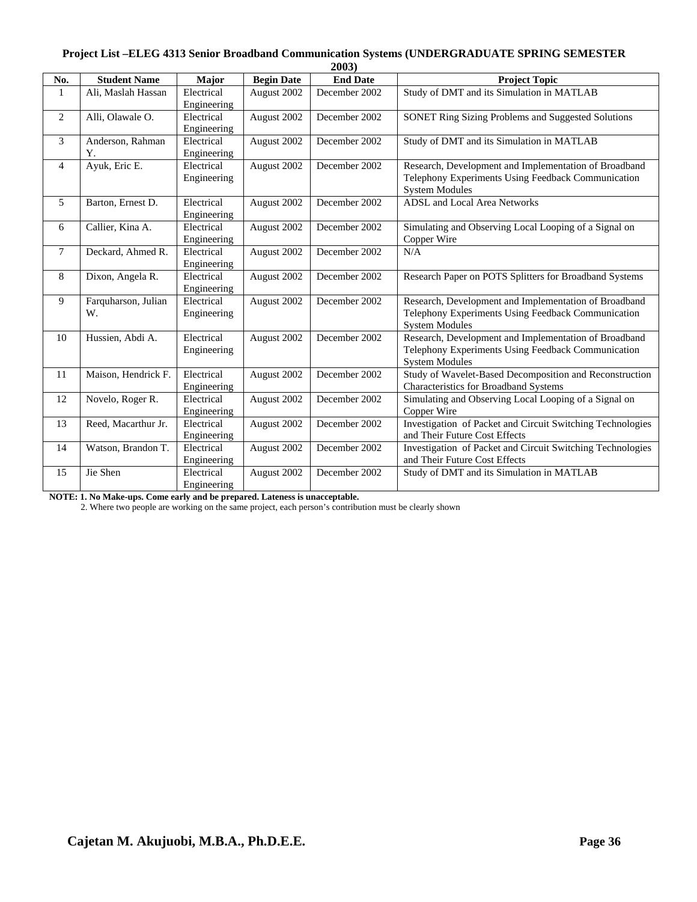**Project List –ELEG 4313 Senior Broadband Communication Systems (UNDERGRADUATE SPRING SEMESTER 2003)**

| No. | Student Name | Major | Begin Date | End Date | Project Topic |
|---|---|---|---|---|---|
| 1 | Ali, Maslah Hassan | Electrical Engineering | August 2002 | December 2002 | Study of DMT and its Simulation in MATLAB |
| 2 | Alli, Olawale O. | Electrical Engineering | August 2002 | December 2002 | SONET Ring Sizing Problems and Suggested Solutions |
| 3 | Anderson, Rahman Y. | Electrical Engineering | August 2002 | December 2002 | Study of DMT and its Simulation in MATLAB |
| 4 | Ayuk, Eric E. | Electrical Engineering | August 2002 | December 2002 | Research, Development and Implementation of Broadband Telephony Experiments Using Feedback Communication System Modules |
| 5 | Barton, Ernest D. | Electrical Engineering | August 2002 | December 2002 | ADSL and Local Area Networks |
| 6 | Callier, Kina A. | Electrical Engineering | August 2002 | December 2002 | Simulating and Observing Local Looping of a Signal on Copper Wire |
| 7 | Deckard, Ahmed R. | Electrical Engineering | August 2002 | December 2002 | N/A |
| 8 | Dixon, Angela R. | Electrical Engineering | August 2002 | December 2002 | Research Paper on POTS Splitters for Broadband Systems |
| 9 | Farquharson, Julian W. | Electrical Engineering | August 2002 | December 2002 | Research, Development and Implementation of Broadband Telephony Experiments Using Feedback Communication System Modules |
| 10 | Hussien, Abdi A. | Electrical Engineering | August 2002 | December 2002 | Research, Development and Implementation of Broadband Telephony Experiments Using Feedback Communication System Modules |
| 11 | Maison, Hendrick F. | Electrical Engineering | August 2002 | December 2002 | Study of Wavelet-Based Decomposition and Reconstruction Characteristics for Broadband Systems |
| 12 | Novelo, Roger R. | Electrical Engineering | August 2002 | December 2002 | Simulating and Observing Local Looping of a Signal on Copper Wire |
| 13 | Reed, Macarthur Jr. | Electrical Engineering | August 2002 | December 2002 | Investigation of Packet and Circuit Switching Technologies and Their Future Cost Effects |
| 14 | Watson, Brandon T. | Electrical Engineering | August 2002 | December 2002 | Investigation of Packet and Circuit Switching Technologies and Their Future Cost Effects |
| 15 | Jie Shen | Electrical Engineering | August 2002 | December 2002 | Study of DMT and its Simulation in MATLAB |

**NOTE: 1. No Make-ups. Come early and be prepared. Lateness is unacceptable.**

2. Where two people are working on the same project, each person's contribution must be clearly shown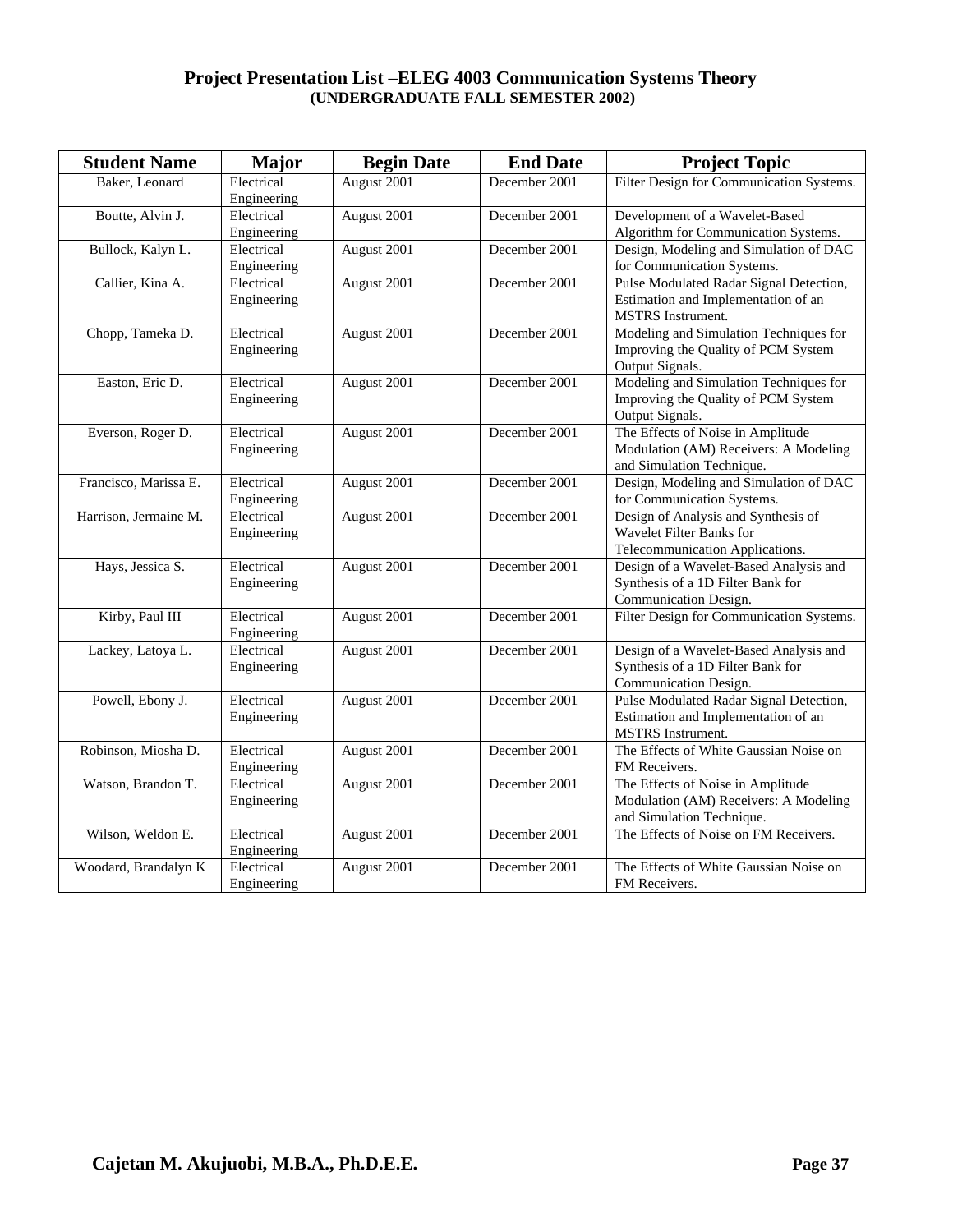## Project Presentation List –ELEG 4003 Communication Systems Theory

### (UNDERGRADUATE FALL SEMESTER 2002)

| Student Name | Major | Begin Date | End Date | Project Topic |
|---|---|---|---|---|
| Baker, Leonard | Electrical Engineering | August 2001 | December 2001 | Filter Design for Communication Systems. |
| Boutte, Alvin J. | Electrical Engineering | August 2001 | December 2001 | Development of a Wavelet-Based Algorithm for Communication Systems. |
| Bullock, Kalyn L. | Electrical Engineering | August 2001 | December 2001 | Design, Modeling and Simulation of DAC for Communication Systems. |
| Callier, Kina A. | Electrical Engineering | August 2001 | December 2001 | Pulse Modulated Radar Signal Detection, Estimation and Implementation of an MSTRS Instrument. |
| Chopp, Tameka D. | Electrical Engineering | August 2001 | December 2001 | Modeling and Simulation Techniques for Improving the Quality of PCM System Output Signals. |
| Easton, Eric D. | Electrical Engineering | August 2001 | December 2001 | Modeling and Simulation Techniques for Improving the Quality of PCM System Output Signals. |
| Everson, Roger D. | Electrical Engineering | August 2001 | December 2001 | The Effects of Noise in Amplitude Modulation (AM) Receivers: A Modeling and Simulation Technique. |
| Francisco, Marissa E. | Electrical Engineering | August 2001 | December 2001 | Design, Modeling and Simulation of DAC for Communication Systems. |
| Harrison, Jermaine M. | Electrical Engineering | August 2001 | December 2001 | Design of Analysis and Synthesis of Wavelet Filter Banks for Telecommunication Applications. |
| Hays, Jessica S. | Electrical Engineering | August 2001 | December 2001 | Design of a Wavelet-Based Analysis and Synthesis of a 1D Filter Bank for Communication Design. |
| Kirby, Paul III | Electrical Engineering | August 2001 | December 2001 | Filter Design for Communication Systems. |
| Lackey, Latoya L. | Electrical Engineering | August 2001 | December 2001 | Design of a Wavelet-Based Analysis and Synthesis of a 1D Filter Bank for Communication Design. |
| Powell, Ebony J. | Electrical Engineering | August 2001 | December 2001 | Pulse Modulated Radar Signal Detection, Estimation and Implementation of an MSTRS Instrument. |
| Robinson, Miosha D. | Electrical Engineering | August 2001 | December 2001 | The Effects of White Gaussian Noise on FM Receivers. |
| Watson, Brandon T. | Electrical Engineering | August 2001 | December 2001 | The Effects of Noise in Amplitude Modulation (AM) Receivers: A Modeling and Simulation Technique. |
| Wilson, Weldon E. | Electrical Engineering | August 2001 | December 2001 | The Effects of Noise on FM Receivers. |
| Woodard, Brandalyn K | Electrical Engineering | August 2001 | December 2001 | The Effects of White Gaussian Noise on FM Receivers. |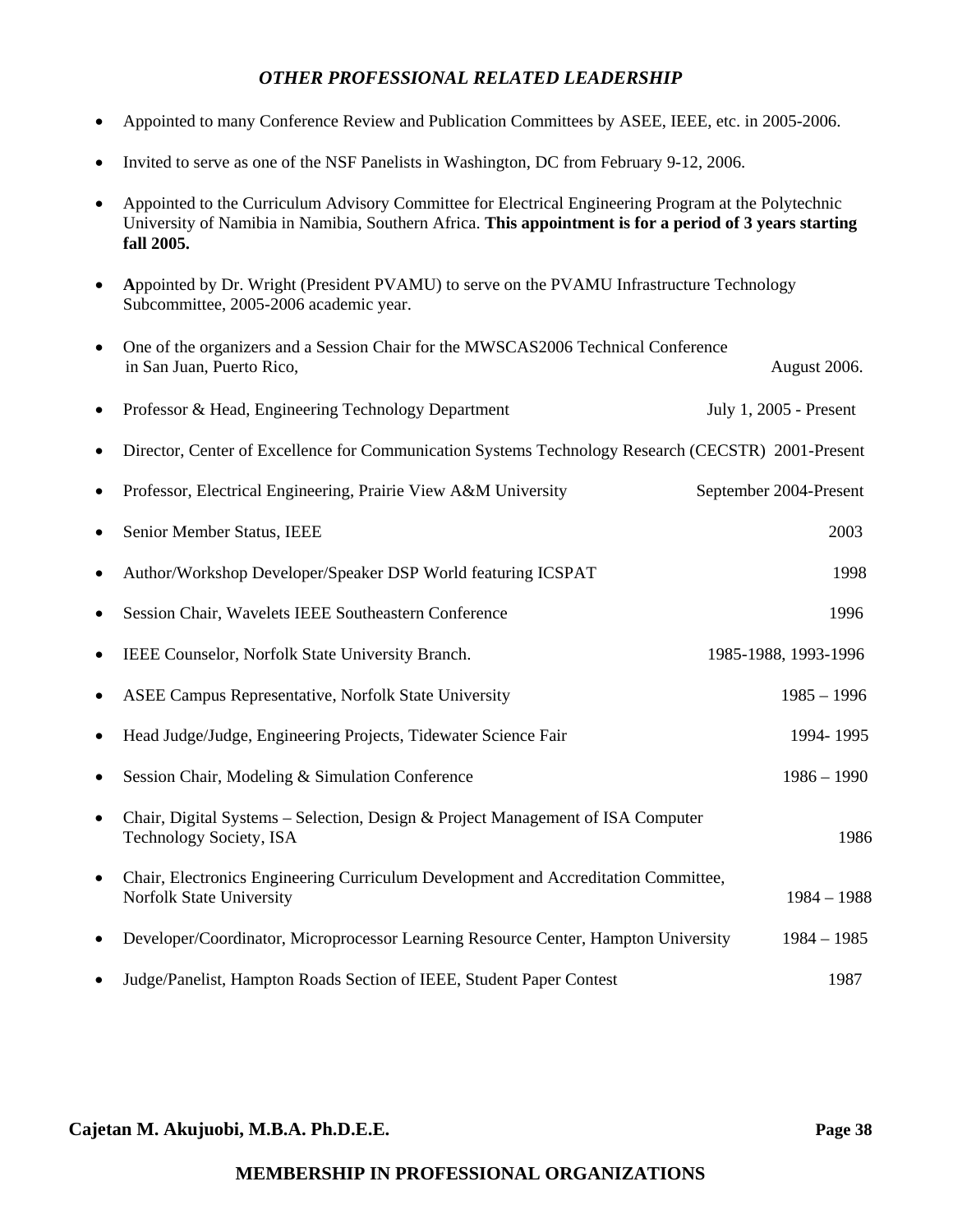### *OTHER PROFESSIONAL RELATED LEADERSHIP*

- Appointed to many Conference Review and Publication Committees by ASEE, IEEE, etc. in 2005-2006.
- Invited to serve as one of the NSF Panelists in Washington, DC from February 9-12, 2006.
- Appointed to the Curriculum Advisory Committee for Electrical Engineering Program at the Polytechnic University of Namibia in Namibia, Southern Africa. **This appointment is for a period of 3 years starting fall 2005.**
- **A**ppointed by Dr. Wright (President PVAMU) to serve on the PVAMU Infrastructure Technology Subcommittee, 2005-2006 academic year.
- One of the organizers and a Session Chair for the MWSCAS2006 Technical Conference in San Juan, Puerto Rico, August 2006.
- Professor & Head, Engineering Technology Department July 1, 2005 - Present
- Director, Center of Excellence for Communication Systems Technology Research (CECSTR) 2001-Present
- Professor, Electrical Engineering, Prairie View A&M University September 2004-Present
- Senior Member Status, IEEE 2003
- Author/Workshop Developer/Speaker DSP World featuring ICSPAT 1998
- Session Chair, Wavelets IEEE Southeastern Conference 1996
- IEEE Counselor, Norfolk State University Branch. 1985-1988, 1993-1996
- ASEE Campus Representative, Norfolk State University 1985 – 1996
- Head Judge/Judge, Engineering Projects, Tidewater Science Fair 1994- 1995
- Session Chair, Modeling & Simulation Conference 1986 – 1990
- Chair, Digital Systems – Selection, Design & Project Management of ISA Computer Technology Society, ISA 1986
- Chair, Electronics Engineering Curriculum Development and Accreditation Committee, Norfolk State University 1984 – 1988
- Developer/Coordinator, Microprocessor Learning Resource Center, Hampton University 1984 – 1985
- Judge/Panelist, Hampton Roads Section of IEEE, Student Paper Contest 1987

### MEMBERSHIP IN PROFESSIONAL ORGANIZATIONS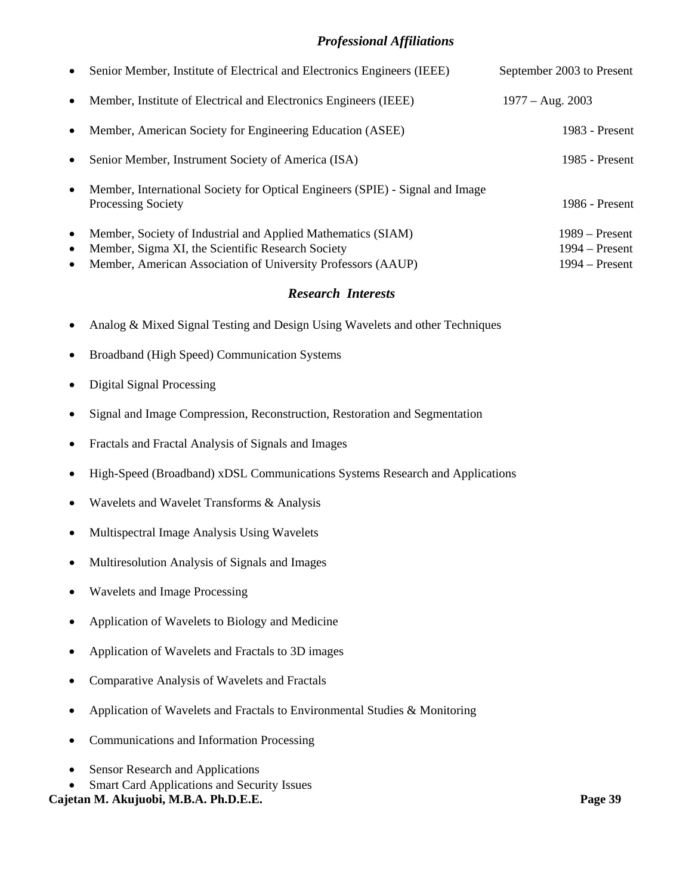## *Professional Affiliations*

- Senior Member, Institute of Electrical and Electronics Engineers (IEEE) September 2003 to Present
- Member, Institute of Electrical and Electronics Engineers (IEEE) 1977 – Aug. 2003
- Member, American Society for Engineering Education (ASEE) 1983 - Present
- Senior Member, Instrument Society of America (ISA) 1985 - Present
- Member, International Society for Optical Engineers (SPIE) - Signal and Image Processing Society 1986 - Present
- Member, Society of Industrial and Applied Mathematics (SIAM) 1989 – Present
- Member, Sigma XI, the Scientific Research Society 1994 – Present
- Member, American Association of University Professors (AAUP) 1994 – Present

## *Research Interests*

- Analog & Mixed Signal Testing and Design Using Wavelets and other Techniques
- Broadband (High Speed) Communication Systems
- Digital Signal Processing
- Signal and Image Compression, Reconstruction, Restoration and Segmentation
- Fractals and Fractal Analysis of Signals and Images
- High-Speed (Broadband) xDSL Communications Systems Research and Applications
- Wavelets and Wavelet Transforms & Analysis
- Multispectral Image Analysis Using Wavelets
- Multiresolution Analysis of Signals and Images
- Wavelets and Image Processing
- Application of Wavelets to Biology and Medicine
- Application of Wavelets and Fractals to 3D images
- Comparative Analysis of Wavelets and Fractals
- Application of Wavelets and Fractals to Environmental Studies & Monitoring
- Communications and Information Processing
- Sensor Research and Applications
- Smart Card Applications and Security Issues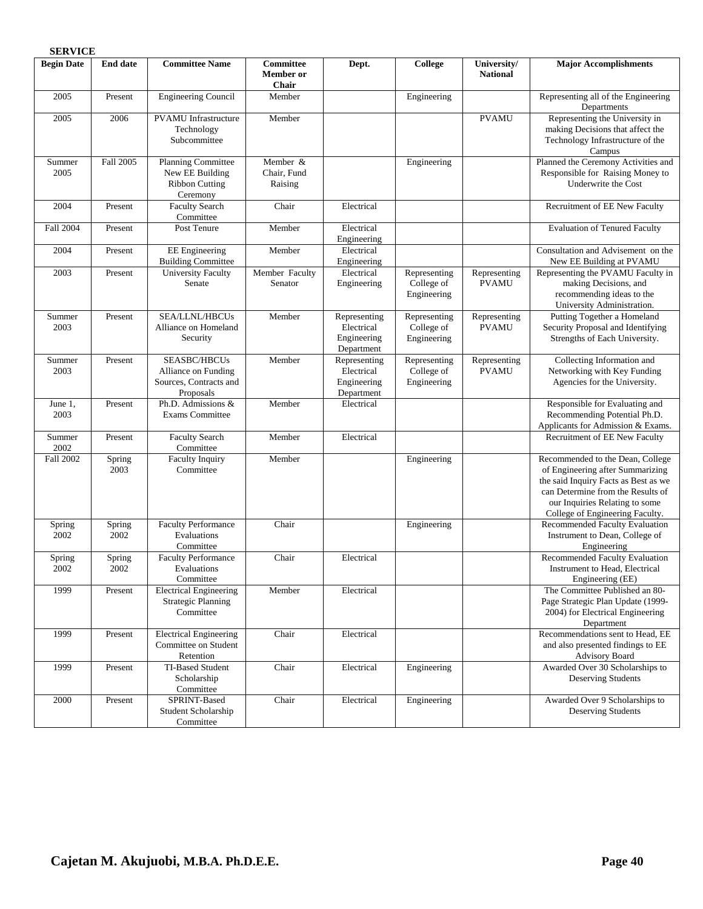**SERVICE**

| Begin Date | End date | Committee Name | Committee Member or Chair | Dept. | College | University/ National | Major Accomplishments |
|---|---|---|---|---|---|---|---|
| 2005 | Present | Engineering Council | Member | | Engineering | | Representing all of the Engineering Departments |
| 2005 | 2006 | PVAMU Infrastructure Technology Subcommittee | Member | | | PVAMU | Representing the University in making Decisions that affect the Technology Infrastructure of the Campus |
| Summer 2005 | Fall 2005 | Planning Committee New EE Building Ribbon Cutting Ceremony | Member & Chair, Fund Raising | | Engineering | | Planned the Ceremony Activities and Responsible for Raising Money to Underwrite the Cost |
| 2004 | Present | Faculty Search Committee | Chair | Electrical | | | Recruitment of EE New Faculty |
| Fall 2004 | Present | Post Tenure | Member | Electrical Engineering | | | Evaluation of Tenured Faculty |
| 2004 | Present | EE Engineering Building Committee | Member | Electrical Engineering | | | Consultation and Advisement on the New EE Building at PVAMU |
| 2003 | Present | University Faculty Senate | Member Faculty Senator | Electrical Engineering | Representing College of Engineering | Representing PVAMU | Representing the PVAMU Faculty in making Decisions, and recommending ideas to the University Administration. |
| Summer 2003 | Present | SEA/LLNL/HBCUs Alliance on Homeland Security | Member | Representing Electrical Engineering Department | Representing College of Engineering | Representing PVAMU | Putting Together a Homeland Security Proposal and Identifying Strengths of Each University. |
| Summer 2003 | Present | SEASBC/HBCUs Alliance on Funding Sources, Contracts and Proposals | Member | Representing Electrical Engineering Department | Representing College of Engineering | Representing PVAMU | Collecting Information and Networking with Key Funding Agencies for the University. |
| June 1, 2003 | Present | Ph.D. Admissions & Exams Committee | Member | Electrical | | | Responsible for Evaluating and Recommending Potential Ph.D. Applicants for Admission & Exams. |
| Summer 2002 | Present | Faculty Search Committee | Member | Electrical | | | Recruitment of EE New Faculty |
| Fall 2002 | Spring 2003 | Faculty Inquiry Committee | Member | | Engineering | | Recommended to the Dean, College of Engineering after Summarizing the said Inquiry Facts as Best as we can Determine from the Results of our Inquiries Relating to some College of Engineering Faculty. |
| Spring 2002 | Spring 2002 | Faculty Performance Evaluations Committee | Chair | | Engineering | | Recommended Faculty Evaluation Instrument to Dean, College of Engineering |
| Spring 2002 | Spring 2002 | Faculty Performance Evaluations Committee | Chair | Electrical | | | Recommended Faculty Evaluation Instrument to Head, Electrical Engineering (EE) |
| 1999 | Present | Electrical Engineering Strategic Planning Committee | Member | Electrical | | | The Committee Published an 80-Page Strategic Plan Update (1999-2004) for Electrical Engineering Department |
| 1999 | Present | Electrical Engineering Committee on Student Retention | Chair | Electrical | | | Recommendations sent to Head, EE and also presented findings to EE Advisory Board |
| 1999 | Present | TI-Based Student Scholarship Committee | Chair | Electrical | Engineering | | Awarded Over 30 Scholarships to Deserving Students |
| 2000 | Present | SPRINT-Based Student Scholarship Committee | Chair | Electrical | Engineering | | Awarded Over 9 Scholarships to Deserving Students |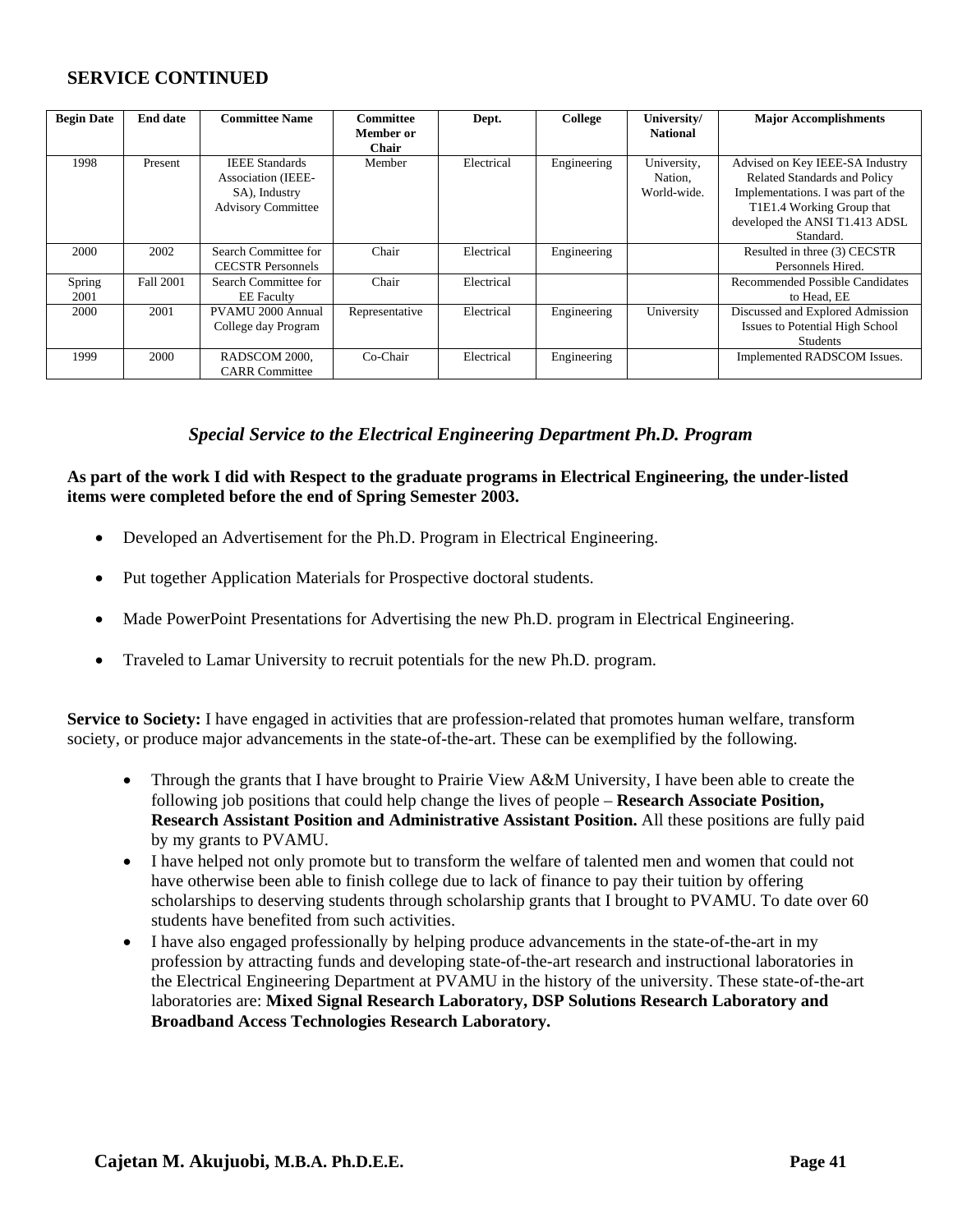## SERVICE CONTINUED

| Begin Date | End date | Committee Name | Committee Member or Chair | Dept. | College | University/ National | Major Accomplishments |
|---|---|---|---|---|---|---|---|
| 1998 | Present | IEEE Standards Association (IEEE-SA), Industry Advisory Committee | Member | Electrical | Engineering | University, Nation, World-wide. | Advised on Key IEEE-SA Industry Related Standards and Policy Implementations. I was part of the T1E1.4 Working Group that developed the ANSI T1.413 ADSL Standard. |
| 2000 | 2002 | Search Committee for CECSTR Personnels | Chair | Electrical | Engineering | | Resulted in three (3) CECSTR Personnels Hired. |
| Spring 2001 | Fall 2001 | Search Committee for EE Faculty | Chair | Electrical | | | Recommended Possible Candidates to Head, EE |
| 2000 | 2001 | PVAMU 2000 Annual College day Program | Representative | Electrical | Engineering | University | Discussed and Explored Admission Issues to Potential High School Students |
| 1999 | 2000 | RADSCOM 2000, CARR Committee | Co-Chair | Electrical | Engineering | | Implemented RADSCOM Issues. |

### *Special Service to the Electrical Engineering Department Ph.D. Program*

**As part of the work I did with Respect to the graduate programs in Electrical Engineering, the under-listed items were completed before the end of Spring Semester 2003.**

- Developed an Advertisement for the Ph.D. Program in Electrical Engineering.
- Put together Application Materials for Prospective doctoral students.
- Made PowerPoint Presentations for Advertising the new Ph.D. program in Electrical Engineering.
- Traveled to Lamar University to recruit potentials for the new Ph.D. program.

**Service to Society:** I have engaged in activities that are profession-related that promotes human welfare, transform society, or produce major advancements in the state-of-the-art. These can be exemplified by the following.

- Through the grants that I have brought to Prairie View A&M University, I have been able to create the following job positions that could help change the lives of people – **Research Associate Position, Research Assistant Position and Administrative Assistant Position.** All these positions are fully paid by my grants to PVAMU.
- I have helped not only promote but to transform the welfare of talented men and women that could not have otherwise been able to finish college due to lack of finance to pay their tuition by offering scholarships to deserving students through scholarship grants that I brought to PVAMU. To date over 60 students have benefited from such activities.
- I have also engaged professionally by helping produce advancements in the state-of-the-art in my profession by attracting funds and developing state-of-the-art research and instructional laboratories in the Electrical Engineering Department at PVAMU in the history of the university. These state-of-the-art laboratories are: **Mixed Signal Research Laboratory, DSP Solutions Research Laboratory and Broadband Access Technologies Research Laboratory.**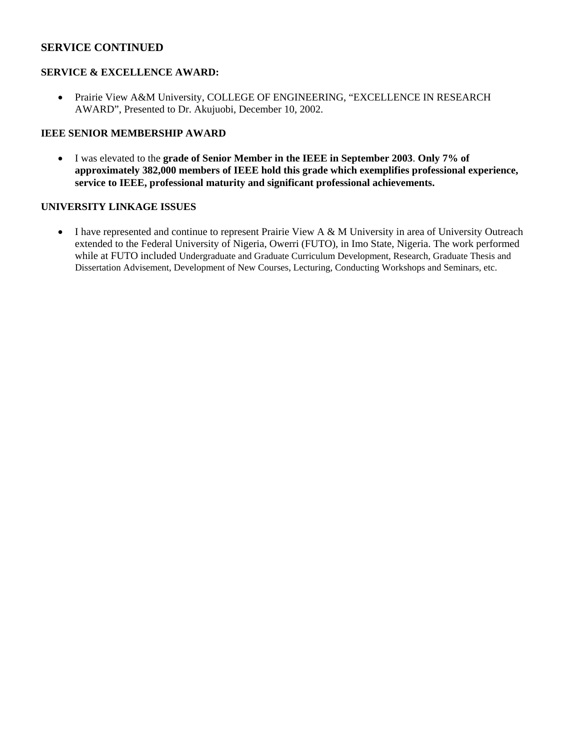## SERVICE CONTINUED

### SERVICE & EXCELLENCE AWARD:

- Prairie View A&M University, COLLEGE OF ENGINEERING, "EXCELLENCE IN RESEARCH AWARD", Presented to Dr. Akujuobi, December 10, 2002.

### IEEE SENIOR MEMBERSHIP AWARD

- I was elevated to the **grade of Senior Member in the IEEE in September 2003**. **Only 7% of approximately 382,000 members of IEEE hold this grade which exemplifies professional experience, service to IEEE, professional maturity and significant professional achievements.**

### UNIVERSITY LINKAGE ISSUES

- I have represented and continue to represent Prairie View A & M University in area of University Outreach extended to the Federal University of Nigeria, Owerri (FUTO), in Imo State, Nigeria. The work performed while at FUTO included Undergraduate and Graduate Curriculum Development, Research, Graduate Thesis and Dissertation Advisement, Development of New Courses, Lecturing, Conducting Workshops and Seminars, etc.